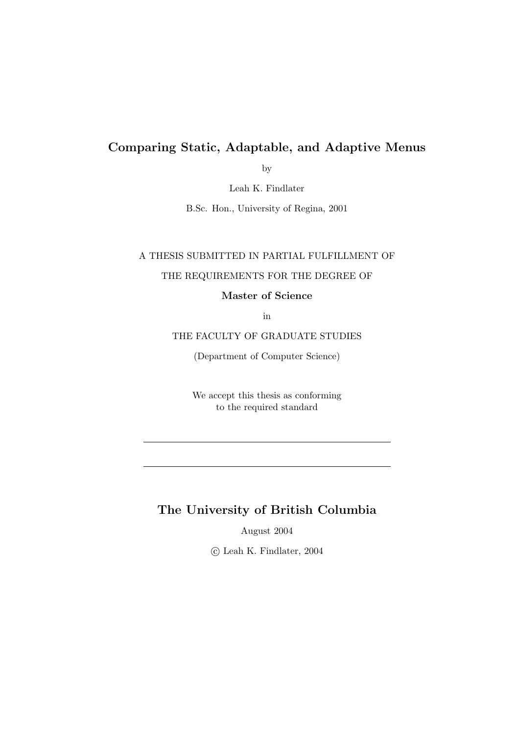# Comparing Static, Adaptable, and Adaptive Menus

by

Leah K. Findlater

B.Sc. Hon., University of Regina, 2001

A THESIS SUBMITTED IN PARTIAL FULFILLMENT OF

THE REQUIREMENTS FOR THE DEGREE OF

**Master of Science**

in

THE FACULTY OF GRADUATE STUDIES

(Department of Computer Science)

We accept this thesis as conforming
to the required standard

---

---

## The University of British Columbia

August 2004

© Leah K. Findlater, 2004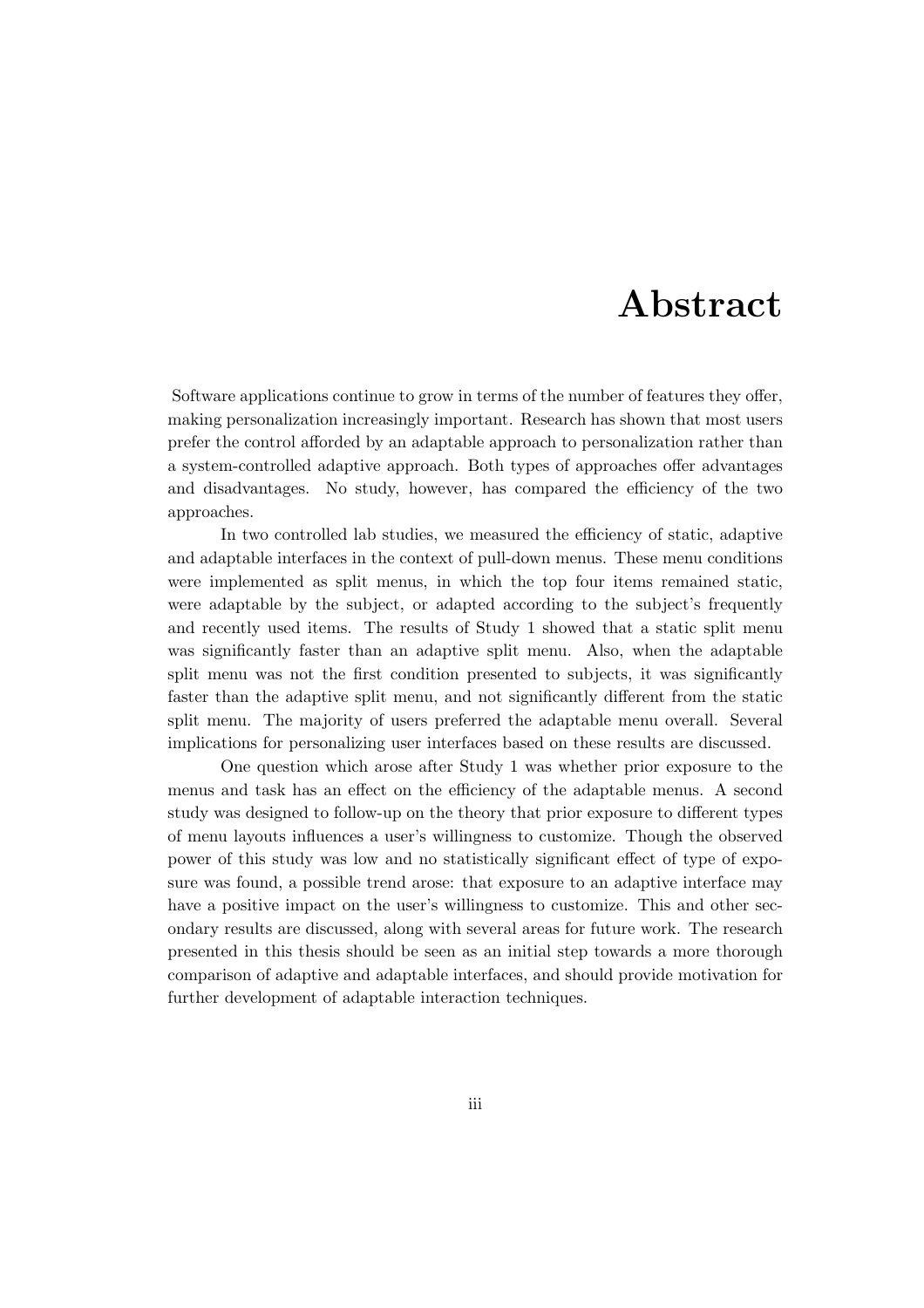# Abstract

Software applications continue to grow in terms of the number of features they offer, making personalization increasingly important. Research has shown that most users prefer the control afforded by an adaptable approach to personalization rather than a system-controlled adaptive approach. Both types of approaches offer advantages and disadvantages. No study, however, has compared the efficiency of the two approaches.

In two controlled lab studies, we measured the efficiency of static, adaptive and adaptable interfaces in the context of pull-down menus. These menu conditions were implemented as split menus, in which the top four items remained static, were adaptable by the subject, or adapted according to the subject's frequently and recently used items. The results of Study 1 showed that a static split menu was significantly faster than an adaptive split menu. Also, when the adaptable split menu was not the first condition presented to subjects, it was significantly faster than the adaptive split menu, and not significantly different from the static split menu. The majority of users preferred the adaptable menu overall. Several implications for personalizing user interfaces based on these results are discussed.

One question which arose after Study 1 was whether prior exposure to the menus and task has an effect on the efficiency of the adaptable menus. A second study was designed to follow-up on the theory that prior exposure to different types of menu layouts influences a user's willingness to customize. Though the observed power of this study was low and no statistically significant effect of type of exposure was found, a possible trend arose: that exposure to an adaptive interface may have a positive impact on the user's willingness to customize. This and other secondary results are discussed, along with several areas for future work. The research presented in this thesis should be seen as an initial step towards a more thorough comparison of adaptive and adaptable interfaces, and should provide motivation for further development of adaptable interaction techniques.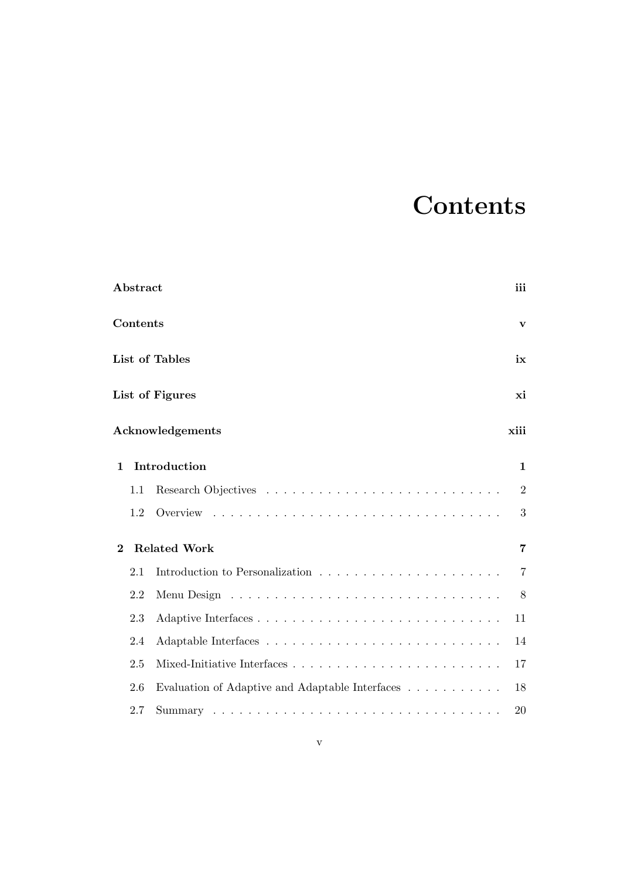# Contents

**Abstract** iii

**Contents** v

**List of Tables** ix

**List of Figures** xi

**Acknowledgements** xiii

**1 Introduction** 1

- 1.1 Research Objectives . . . . . . . . . . . . . . . . . . . . . . . . . . . 2
- 1.2 Overview . . . . . . . . . . . . . . . . . . . . . . . . . . . . . . . . . 3

**2 Related Work** 7

- 2.1 Introduction to Personalization . . . . . . . . . . . . . . . . . . . . . 7
- 2.2 Menu Design . . . . . . . . . . . . . . . . . . . . . . . . . . . . . . . 8
- 2.3 Adaptive Interfaces . . . . . . . . . . . . . . . . . . . . . . . . . . . . 11
- 2.4 Adaptable Interfaces . . . . . . . . . . . . . . . . . . . . . . . . . . . 14
- 2.5 Mixed-Initiative Interfaces . . . . . . . . . . . . . . . . . . . . . . . . 17
- 2.6 Evaluation of Adaptive and Adaptable Interfaces . . . . . . . . . . . 18
- 2.7 Summary . . . . . . . . . . . . . . . . . . . . . . . . . . . . . . . . . 20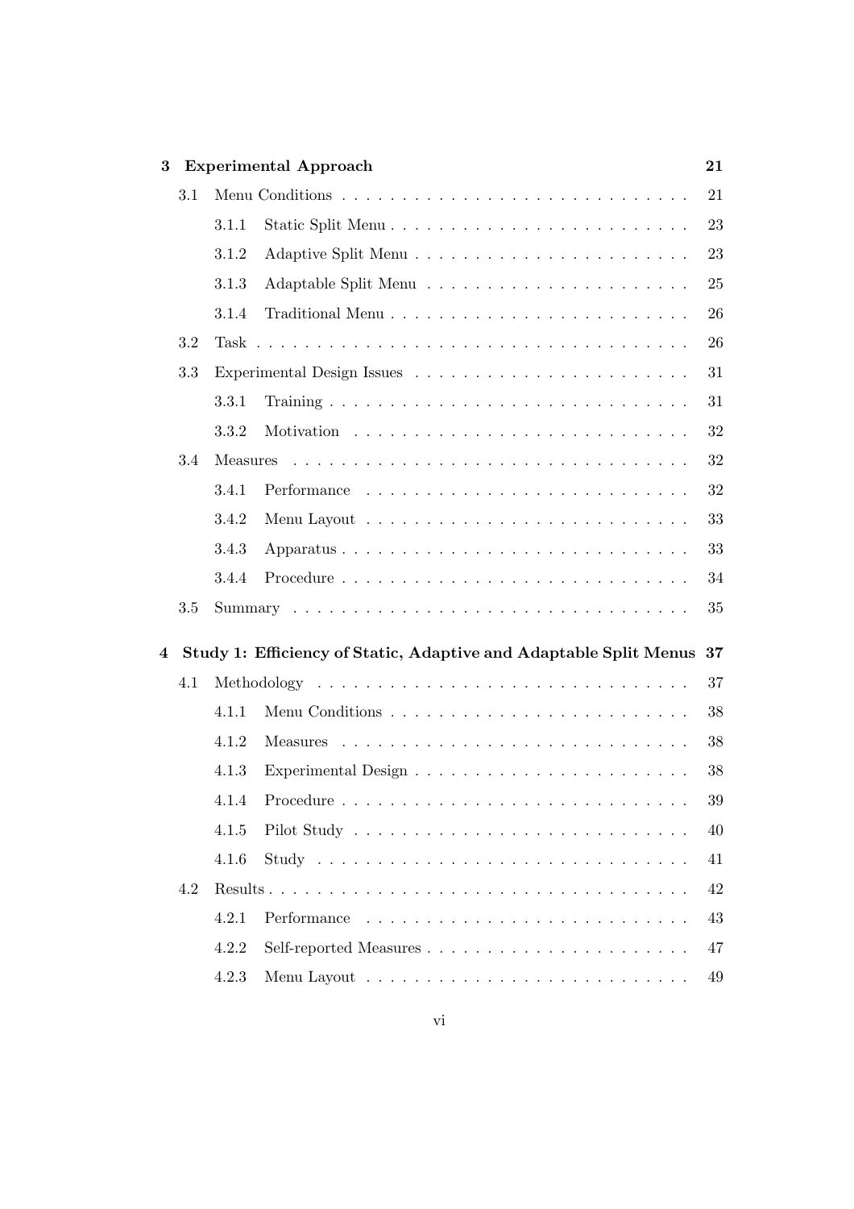**3 Experimental Approach** 21

- 3.1 Menu Conditions . . . . . . . . . . . . . . . . . . . . . . . . . . . . 21
  - 3.1.1 Static Split Menu . . . . . . . . . . . . . . . . . . . . . . . . 23
  - 3.1.2 Adaptive Split Menu . . . . . . . . . . . . . . . . . . . . . . 23
  - 3.1.3 Adaptable Split Menu . . . . . . . . . . . . . . . . . . . . . 25
  - 3.1.4 Traditional Menu . . . . . . . . . . . . . . . . . . . . . . . . 26
- 3.2 Task . . . . . . . . . . . . . . . . . . . . . . . . . . . . . . . . . . 26
- 3.3 Experimental Design Issues . . . . . . . . . . . . . . . . . . . . . . 31
  - 3.3.1 Training . . . . . . . . . . . . . . . . . . . . . . . . . . . . 31
  - 3.3.2 Motivation . . . . . . . . . . . . . . . . . . . . . . . . . . . 32
- 3.4 Measures . . . . . . . . . . . . . . . . . . . . . . . . . . . . . . . 32
  - 3.4.1 Performance . . . . . . . . . . . . . . . . . . . . . . . . . . 32
  - 3.4.2 Menu Layout . . . . . . . . . . . . . . . . . . . . . . . . . . 33
  - 3.4.3 Apparatus . . . . . . . . . . . . . . . . . . . . . . . . . . . . 33
  - 3.4.4 Procedure . . . . . . . . . . . . . . . . . . . . . . . . . . . . 34
- 3.5 Summary . . . . . . . . . . . . . . . . . . . . . . . . . . . . . . . 35

**4 Study 1: Efficiency of Static, Adaptive and Adaptable Split Menus** 37

- 4.1 Methodology . . . . . . . . . . . . . . . . . . . . . . . . . . . . . 37
  - 4.1.1 Menu Conditions . . . . . . . . . . . . . . . . . . . . . . . . 38
  - 4.1.2 Measures . . . . . . . . . . . . . . . . . . . . . . . . . . . . 38
  - 4.1.3 Experimental Design . . . . . . . . . . . . . . . . . . . . . . 38
  - 4.1.4 Procedure . . . . . . . . . . . . . . . . . . . . . . . . . . . . 39
  - 4.1.5 Pilot Study . . . . . . . . . . . . . . . . . . . . . . . . . . . 40
  - 4.1.6 Study . . . . . . . . . . . . . . . . . . . . . . . . . . . . . . 41
- 4.2 Results . . . . . . . . . . . . . . . . . . . . . . . . . . . . . . . . 42
  - 4.2.1 Performance . . . . . . . . . . . . . . . . . . . . . . . . . . 43
  - 4.2.2 Self-reported Measures . . . . . . . . . . . . . . . . . . . . . 47
  - 4.2.3 Menu Layout . . . . . . . . . . . . . . . . . . . . . . . . . . 49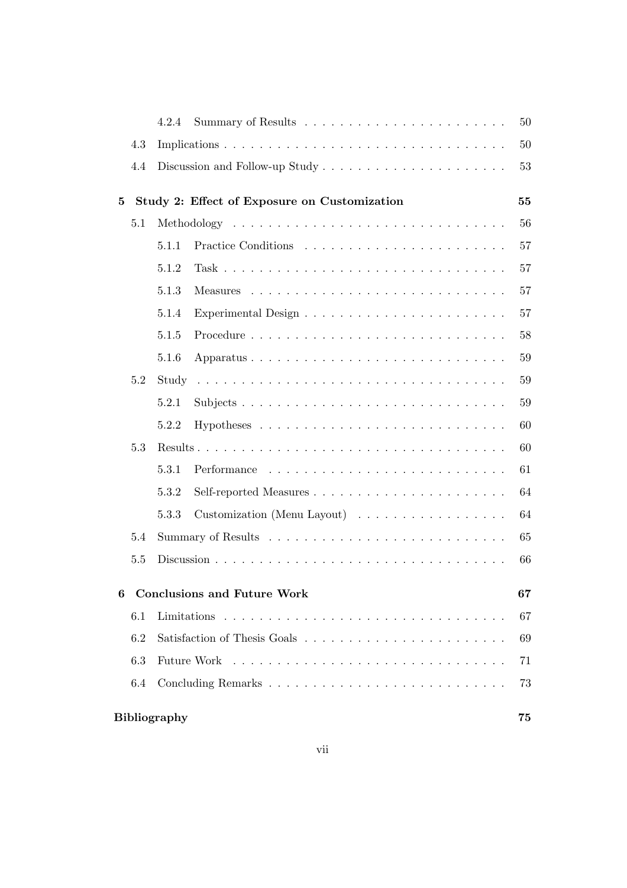4.2.4 Summary of Results . . . . . . . . . . . . . . . . . . . . . . 50

4.3 Implications . . . . . . . . . . . . . . . . . . . . . . . . . . . . . . 50

4.4 Discussion and Follow-up Study . . . . . . . . . . . . . . . . . . . . 53

**5 Study 2: Effect of Exposure on Customization 55**

5.1 Methodology . . . . . . . . . . . . . . . . . . . . . . . . . . . . . 56

5.1.1 Practice Conditions . . . . . . . . . . . . . . . . . . . . . . 57

5.1.2 Task . . . . . . . . . . . . . . . . . . . . . . . . . . . . . . 57

5.1.3 Measures . . . . . . . . . . . . . . . . . . . . . . . . . . . 57

5.1.4 Experimental Design . . . . . . . . . . . . . . . . . . . . . . 57

5.1.5 Procedure . . . . . . . . . . . . . . . . . . . . . . . . . . . 58

5.1.6 Apparatus . . . . . . . . . . . . . . . . . . . . . . . . . . . 59

5.2 Study . . . . . . . . . . . . . . . . . . . . . . . . . . . . . . . . . 59

5.2.1 Subjects . . . . . . . . . . . . . . . . . . . . . . . . . . . . 59

5.2.2 Hypotheses . . . . . . . . . . . . . . . . . . . . . . . . . . 60

5.3 Results . . . . . . . . . . . . . . . . . . . . . . . . . . . . . . . . . 60

5.3.1 Performance . . . . . . . . . . . . . . . . . . . . . . . . . . 61

5.3.2 Self-reported Measures . . . . . . . . . . . . . . . . . . . . . 64

5.3.3 Customization (Menu Layout) . . . . . . . . . . . . . . . . . 64

5.4 Summary of Results . . . . . . . . . . . . . . . . . . . . . . . . . . 65

5.5 Discussion . . . . . . . . . . . . . . . . . . . . . . . . . . . . . . . 66

**6 Conclusions and Future Work 67**

6.1 Limitations . . . . . . . . . . . . . . . . . . . . . . . . . . . . . . 67

6.2 Satisfaction of Thesis Goals . . . . . . . . . . . . . . . . . . . . . . 69

6.3 Future Work . . . . . . . . . . . . . . . . . . . . . . . . . . . . . . 71

6.4 Concluding Remarks . . . . . . . . . . . . . . . . . . . . . . . . . . 73

**Bibliography 75**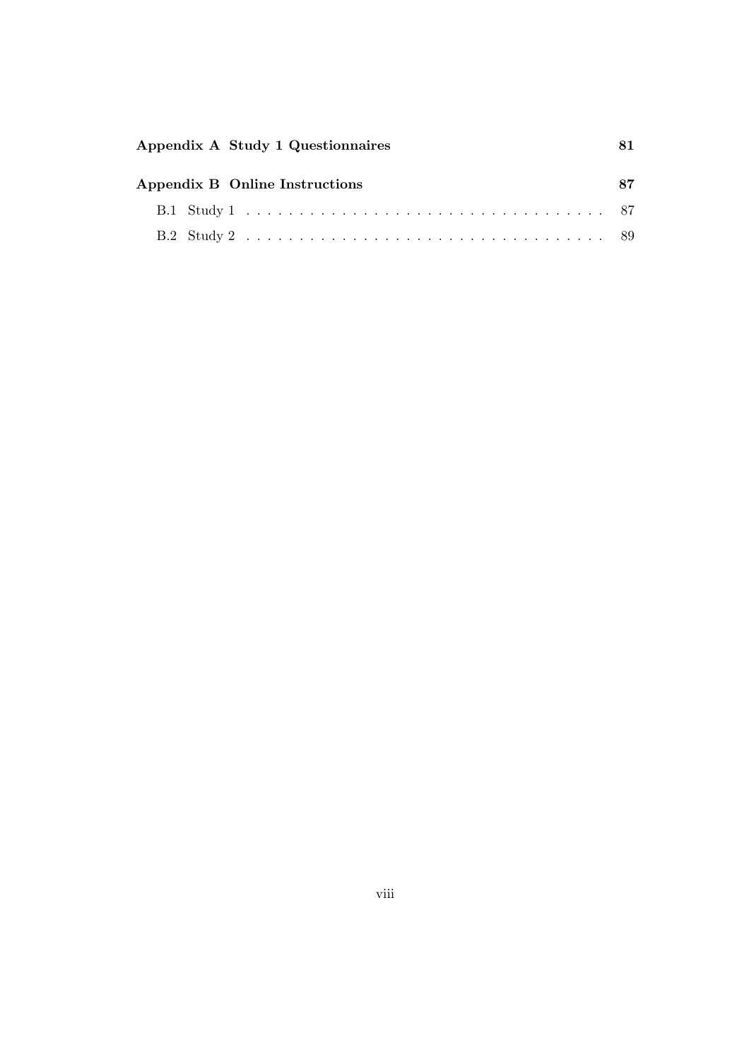**Appendix A Study 1 Questionnaires** 81

**Appendix B Online Instructions** 87

B.1 Study 1 . . . . . . . . . . . . . . . . . . . . . . . . . . . . . . . . 87

B.2 Study 2 . . . . . . . . . . . . . . . . . . . . . . . . . . . . . . . . 89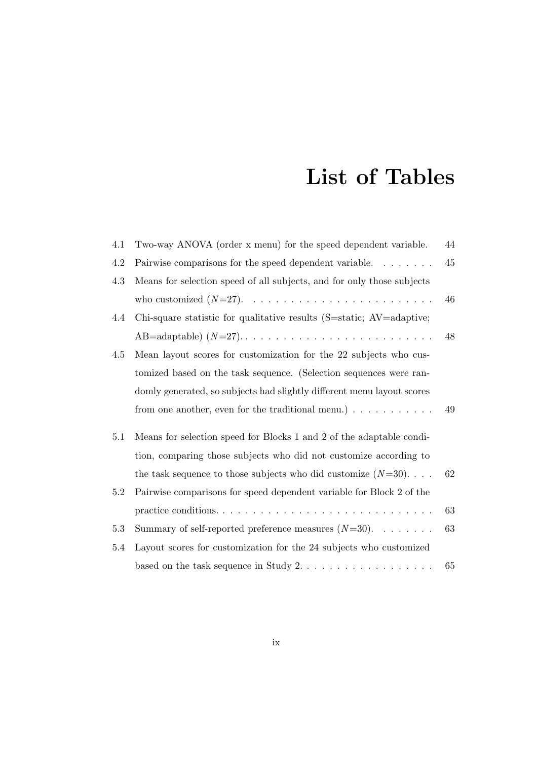# List of Tables

4.1 Two-way ANOVA (order x menu) for the speed dependent variable. . . . 44

4.2 Pairwise comparisons for the speed dependent variable. . . . . . . . 45

4.3 Means for selection speed of all subjects, and for only those subjects who customized ($N$=27). . . . . . . . . . . . . . . . . . . . . . . . 46

4.4 Chi-square statistic for qualitative results (S=static; AV=adaptive; AB=adaptable) ($N$=27). . . . . . . . . . . . . . . . . . . . . . . . 48

4.5 Mean layout scores for customization for the 22 subjects who customized based on the task sequence. (Selection sequences were randomly generated, so subjects had slightly different menu layout scores from one another, even for the traditional menu.) . . . . . . . . . . . 49

5.1 Means for selection speed for Blocks 1 and 2 of the adaptable condition, comparing those subjects who did not customize according to the task sequence to those subjects who did customize ($N$=30). . . . 62

5.2 Pairwise comparisons for speed dependent variable for Block 2 of the practice conditions. . . . . . . . . . . . . . . . . . . . . . . . . . . . 63

5.3 Summary of self-reported preference measures ($N$=30). . . . . . . . 63

5.4 Layout scores for customization for the 24 subjects who customized based on the task sequence in Study 2. . . . . . . . . . . . . . . . . . 65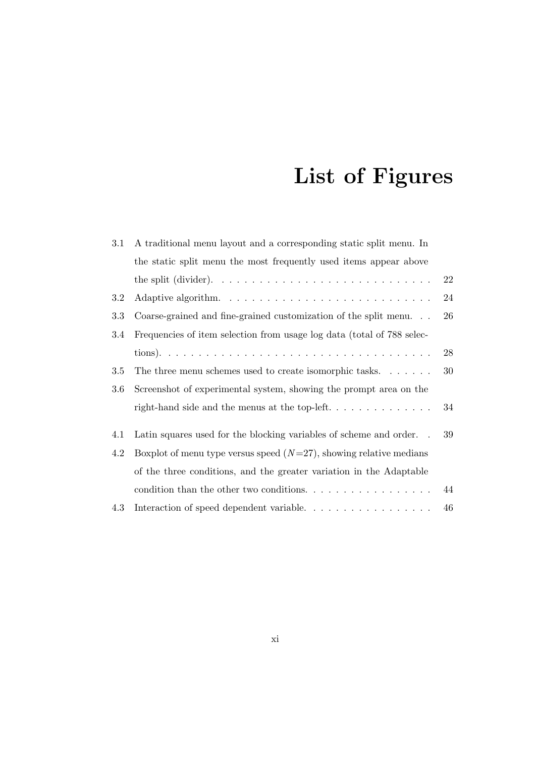# List of Figures

| | | |
|---|---|---|
| 3.1 | A traditional menu layout and a corresponding static split menu. In the static split menu the most frequently used items appear above the split (divider). | 22 |
| 3.2 | Adaptive algorithm. | 24 |
| 3.3 | Coarse-grained and fine-grained customization of the split menu. | 26 |
| 3.4 | Frequencies of item selection from usage log data (total of 788 selections). | 28 |
| 3.5 | The three menu schemes used to create isomorphic tasks. | 30 |
| 3.6 | Screenshot of experimental system, showing the prompt area on the right-hand side and the menus at the top-left. | 34 |
| 4.1 | Latin squares used for the blocking variables of scheme and order. | 39 |
| 4.2 | Boxplot of menu type versus speed ($N$=27), showing relative medians of the three conditions, and the greater variation in the Adaptable condition than the other two conditions. | 44 |
| 4.3 | Interaction of speed dependent variable. | 46 |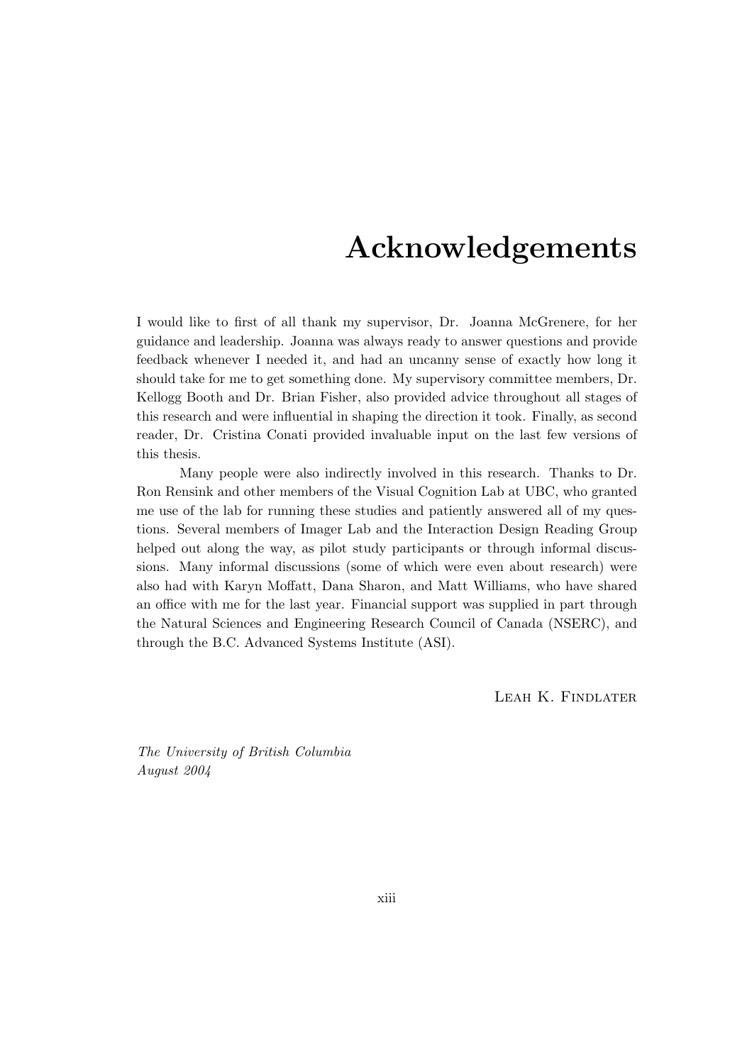# Acknowledgements

I would like to first of all thank my supervisor, Dr. Joanna McGrenere, for her guidance and leadership. Joanna was always ready to answer questions and provide feedback whenever I needed it, and had an uncanny sense of exactly how long it should take for me to get something done. My supervisory committee members, Dr. Kellogg Booth and Dr. Brian Fisher, also provided advice throughout all stages of this research and were influential in shaping the direction it took. Finally, as second reader, Dr. Cristina Conati provided invaluable input on the last few versions of this thesis.

Many people were also indirectly involved in this research. Thanks to Dr. Ron Rensink and other members of the Visual Cognition Lab at UBC, who granted me use of the lab for running these studies and patiently answered all of my questions. Several members of Imager Lab and the Interaction Design Reading Group helped out along the way, as pilot study participants or through informal discussions. Many informal discussions (some of which were even about research) were also had with Karyn Moffatt, Dana Sharon, and Matt Williams, who have shared an office with me for the last year. Financial support was supplied in part through the Natural Sciences and Engineering Research Council of Canada (NSERC), and through the B.C. Advanced Systems Institute (ASI).

Leah K. Findlater

*The University of British Columbia*
*August 2004*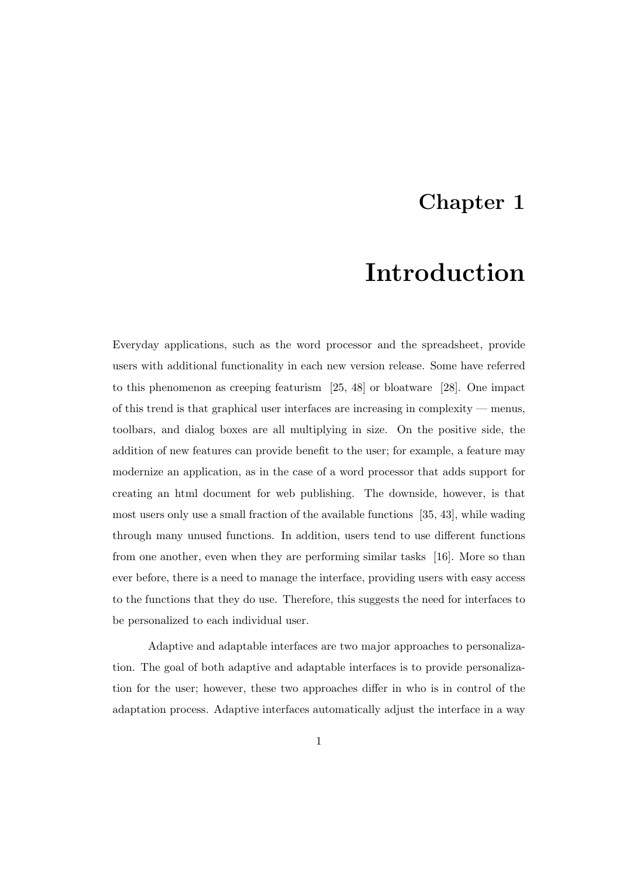# Chapter 1

# Introduction

Everyday applications, such as the word processor and the spreadsheet, provide users with additional functionality in each new version release. Some have referred to this phenomenon as creeping featurism [25, 48] or bloatware [28]. One impact of this trend is that graphical user interfaces are increasing in complexity — menus, toolbars, and dialog boxes are all multiplying in size. On the positive side, the addition of new features can provide benefit to the user; for example, a feature may modernize an application, as in the case of a word processor that adds support for creating an html document for web publishing. The downside, however, is that most users only use a small fraction of the available functions [35, 43], while wading through many unused functions. In addition, users tend to use different functions from one another, even when they are performing similar tasks [16]. More so than ever before, there is a need to manage the interface, providing users with easy access to the functions that they do use. Therefore, this suggests the need for interfaces to be personalized to each individual user.

Adaptive and adaptable interfaces are two major approaches to personalization. The goal of both adaptive and adaptable interfaces is to provide personalization for the user; however, these two approaches differ in who is in control of the adaptation process. Adaptive interfaces automatically adjust the interface in a way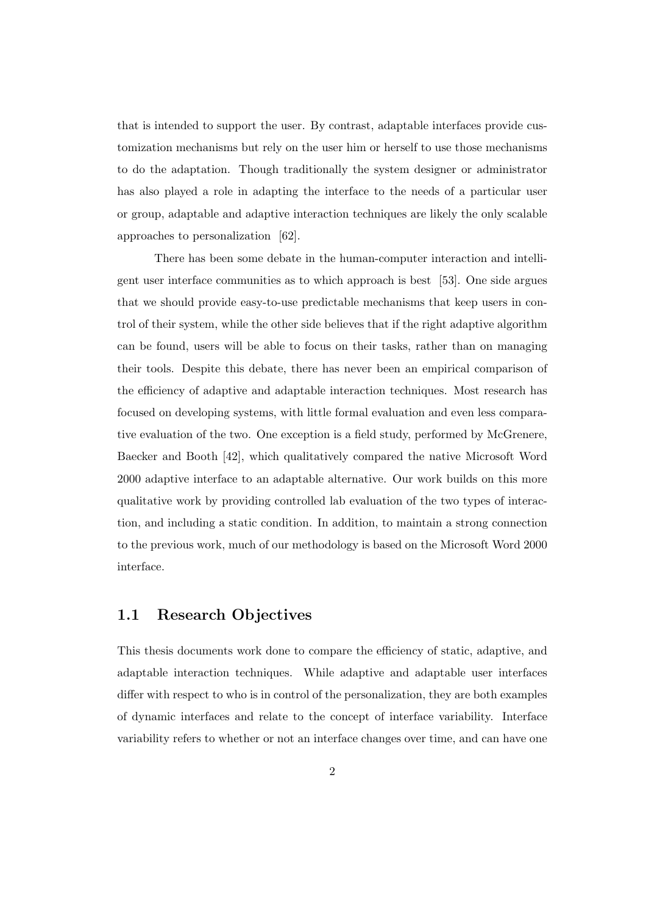that is intended to support the user. By contrast, adaptable interfaces provide customization mechanisms but rely on the user him or herself to use those mechanisms to do the adaptation. Though traditionally the system designer or administrator has also played a role in adapting the interface to the needs of a particular user or group, adaptable and adaptive interaction techniques are likely the only scalable approaches to personalization [62].

There has been some debate in the human-computer interaction and intelligent user interface communities as to which approach is best [53]. One side argues that we should provide easy-to-use predictable mechanisms that keep users in control of their system, while the other side believes that if the right adaptive algorithm can be found, users will be able to focus on their tasks, rather than on managing their tools. Despite this debate, there has never been an empirical comparison of the efficiency of adaptive and adaptable interaction techniques. Most research has focused on developing systems, with little formal evaluation and even less comparative evaluation of the two. One exception is a field study, performed by McGrenere, Baecker and Booth [42], which qualitatively compared the native Microsoft Word 2000 adaptive interface to an adaptable alternative. Our work builds on this more qualitative work by providing controlled lab evaluation of the two types of interaction, and including a static condition. In addition, to maintain a strong connection to the previous work, much of our methodology is based on the Microsoft Word 2000 interface.

## 1.1 Research Objectives

This thesis documents work done to compare the efficiency of static, adaptive, and adaptable interaction techniques. While adaptive and adaptable user interfaces differ with respect to who is in control of the personalization, they are both examples of dynamic interfaces and relate to the concept of interface variability. Interface variability refers to whether or not an interface changes over time, and can have one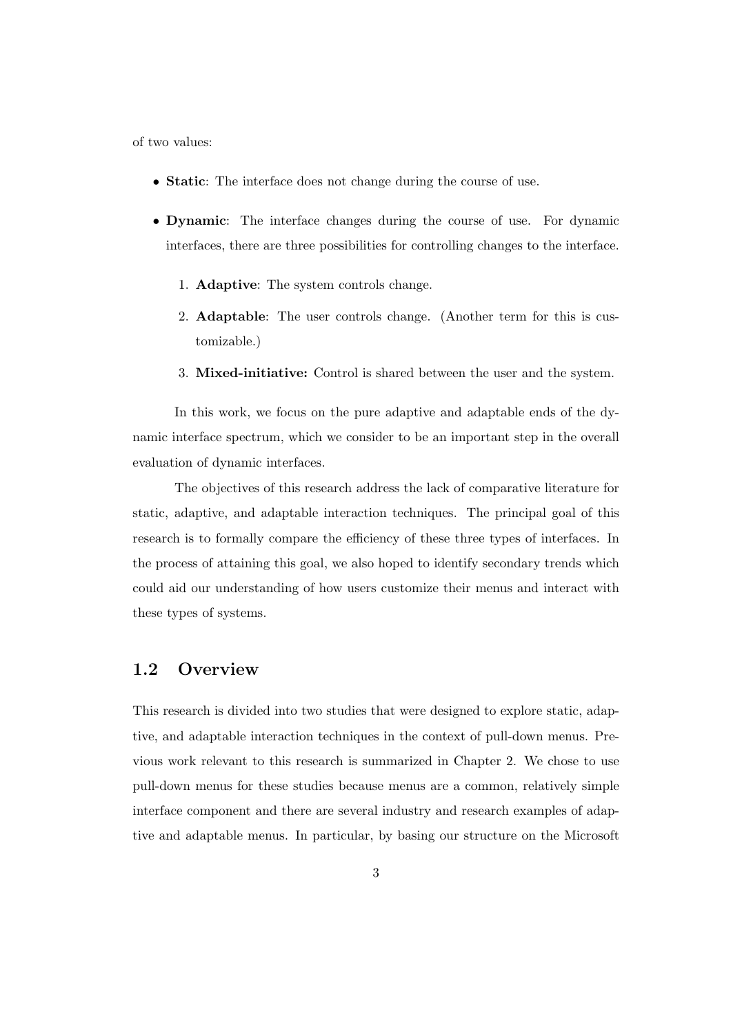of two values:

- **Static**: The interface does not change during the course of use.
- **Dynamic**: The interface changes during the course of use. For dynamic interfaces, there are three possibilities for controlling changes to the interface.
    1. **Adaptive**: The system controls change.
    2. **Adaptable**: The user controls change. (Another term for this is customizable.)
    3. **Mixed-initiative:** Control is shared between the user and the system.

In this work, we focus on the pure adaptive and adaptable ends of the dynamic interface spectrum, which we consider to be an important step in the overall evaluation of dynamic interfaces.

The objectives of this research address the lack of comparative literature for static, adaptive, and adaptable interaction techniques. The principal goal of this research is to formally compare the efficiency of these three types of interfaces. In the process of attaining this goal, we also hoped to identify secondary trends which could aid our understanding of how users customize their menus and interact with these types of systems.

## 1.2 Overview

This research is divided into two studies that were designed to explore static, adaptive, and adaptable interaction techniques in the context of pull-down menus. Previous work relevant to this research is summarized in Chapter 2. We chose to use pull-down menus for these studies because menus are a common, relatively simple interface component and there are several industry and research examples of adaptive and adaptable menus. In particular, by basing our structure on the Microsoft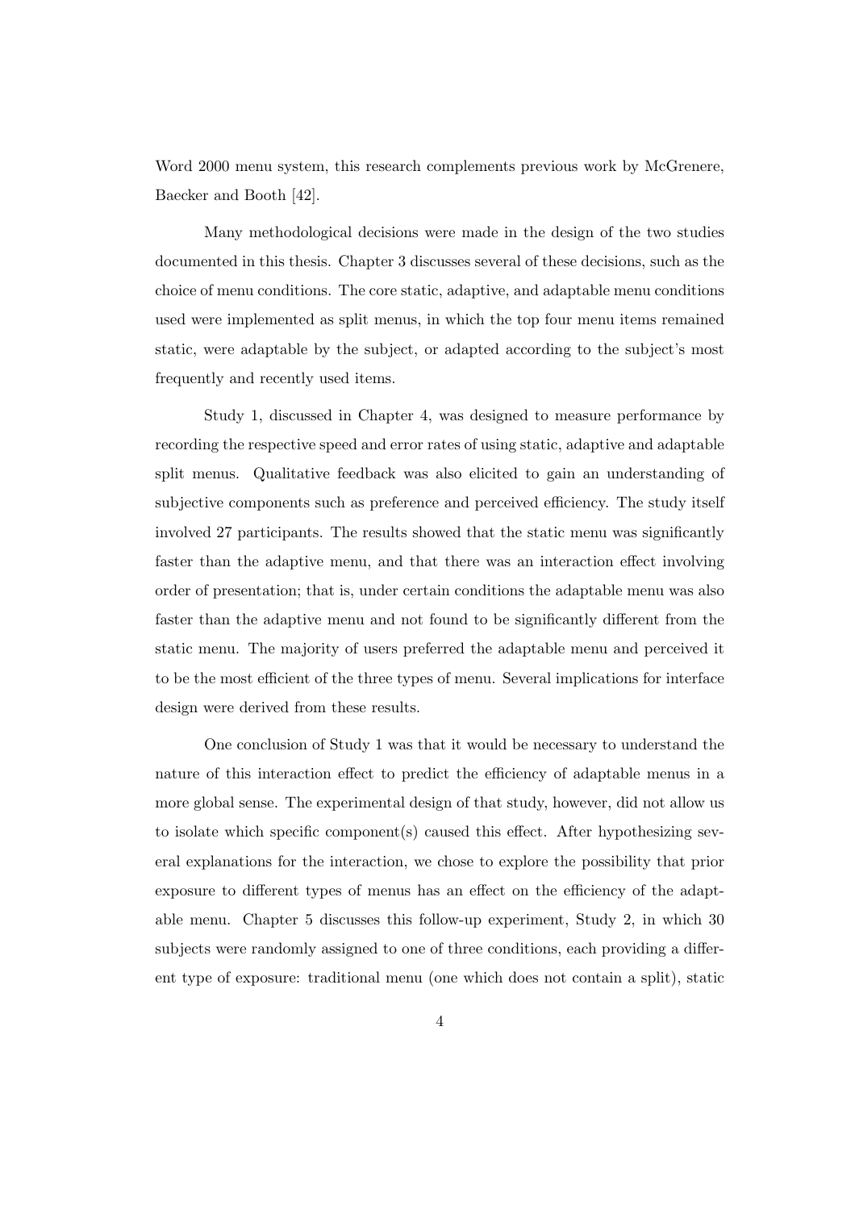Word 2000 menu system, this research complements previous work by McGrenere, Baecker and Booth [42].

Many methodological decisions were made in the design of the two studies documented in this thesis. Chapter 3 discusses several of these decisions, such as the choice of menu conditions. The core static, adaptive, and adaptable menu conditions used were implemented as split menus, in which the top four menu items remained static, were adaptable by the subject, or adapted according to the subject's most frequently and recently used items.

Study 1, discussed in Chapter 4, was designed to measure performance by recording the respective speed and error rates of using static, adaptive and adaptable split menus. Qualitative feedback was also elicited to gain an understanding of subjective components such as preference and perceived efficiency. The study itself involved 27 participants. The results showed that the static menu was significantly faster than the adaptive menu, and that there was an interaction effect involving order of presentation; that is, under certain conditions the adaptable menu was also faster than the adaptive menu and not found to be significantly different from the static menu. The majority of users preferred the adaptable menu and perceived it to be the most efficient of the three types of menu. Several implications for interface design were derived from these results.

One conclusion of Study 1 was that it would be necessary to understand the nature of this interaction effect to predict the efficiency of adaptable menus in a more global sense. The experimental design of that study, however, did not allow us to isolate which specific component(s) caused this effect. After hypothesizing several explanations for the interaction, we chose to explore the possibility that prior exposure to different types of menus has an effect on the efficiency of the adaptable menu. Chapter 5 discusses this follow-up experiment, Study 2, in which 30 subjects were randomly assigned to one of three conditions, each providing a different type of exposure: traditional menu (one which does not contain a split), static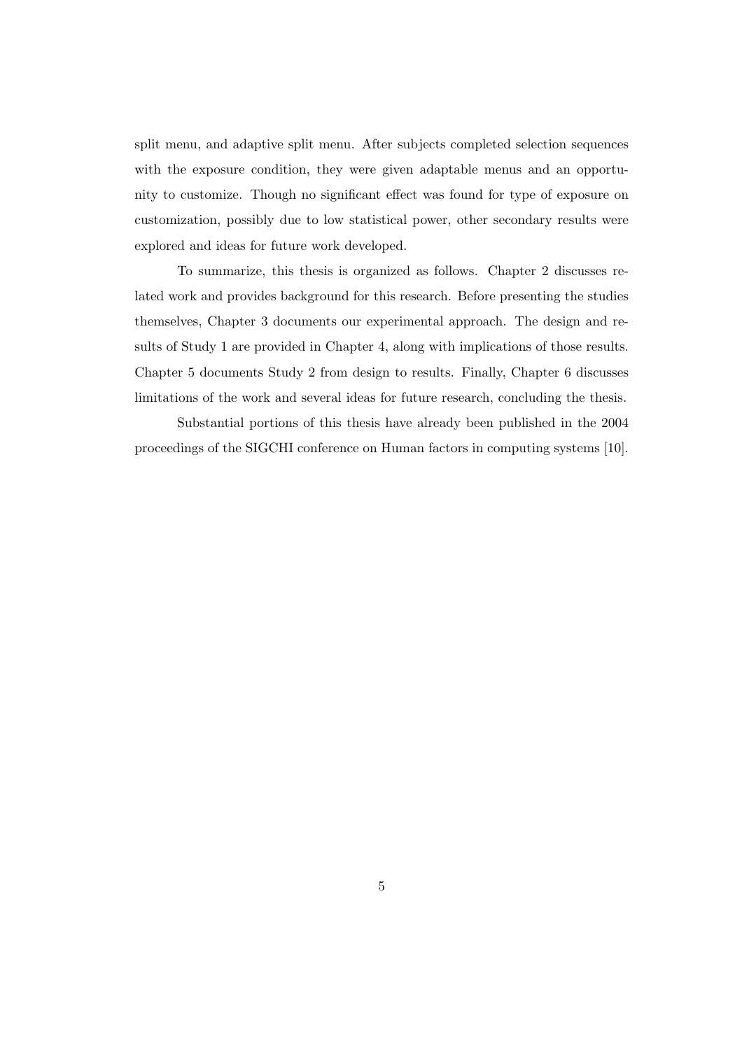split menu, and adaptive split menu. After subjects completed selection sequences with the exposure condition, they were given adaptable menus and an opportunity to customize. Though no significant effect was found for type of exposure on customization, possibly due to low statistical power, other secondary results were explored and ideas for future work developed.

To summarize, this thesis is organized as follows. Chapter 2 discusses related work and provides background for this research. Before presenting the studies themselves, Chapter 3 documents our experimental approach. The design and results of Study 1 are provided in Chapter 4, along with implications of those results. Chapter 5 documents Study 2 from design to results. Finally, Chapter 6 discusses limitations of the work and several ideas for future research, concluding the thesis.

Substantial portions of this thesis have already been published in the 2004 proceedings of the SIGCHI conference on Human factors in computing systems [10].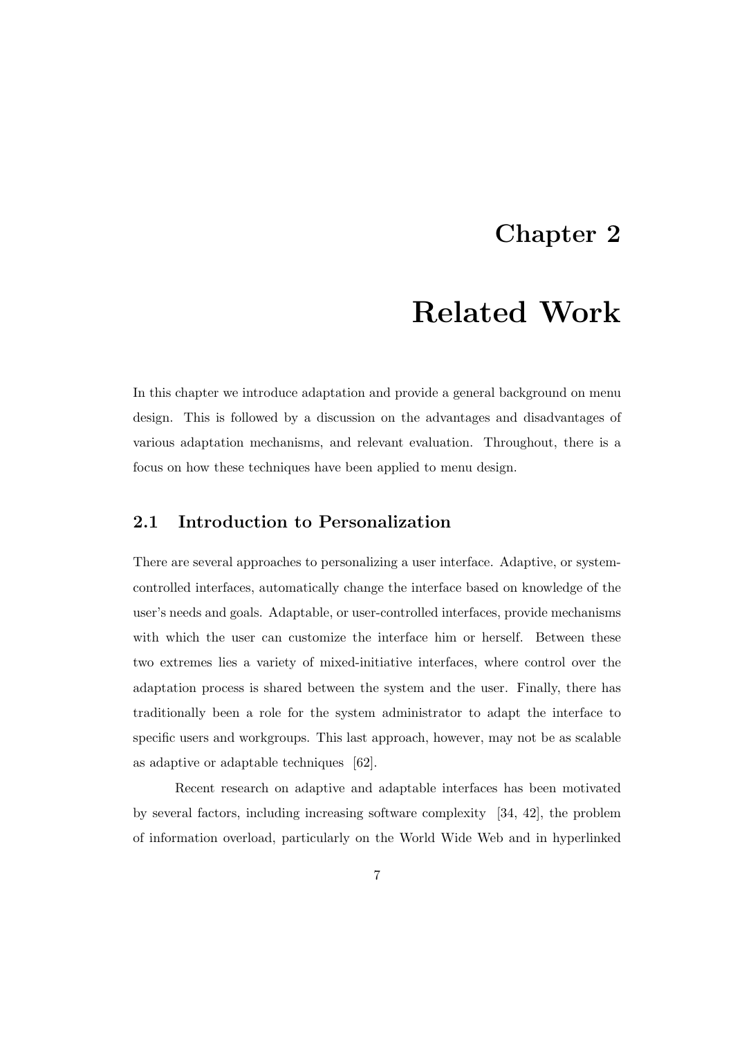# Chapter 2

# Related Work

In this chapter we introduce adaptation and provide a general background on menu design. This is followed by a discussion on the advantages and disadvantages of various adaptation mechanisms, and relevant evaluation. Throughout, there is a focus on how these techniques have been applied to menu design.

## 2.1 Introduction to Personalization

There are several approaches to personalizing a user interface. Adaptive, or system-controlled interfaces, automatically change the interface based on knowledge of the user's needs and goals. Adaptable, or user-controlled interfaces, provide mechanisms with which the user can customize the interface him or herself. Between these two extremes lies a variety of mixed-initiative interfaces, where control over the adaptation process is shared between the system and the user. Finally, there has traditionally been a role for the system administrator to adapt the interface to specific users and workgroups. This last approach, however, may not be as scalable as adaptive or adaptable techniques [62].

Recent research on adaptive and adaptable interfaces has been motivated by several factors, including increasing software complexity [34, 42], the problem of information overload, particularly on the World Wide Web and in hyperlinked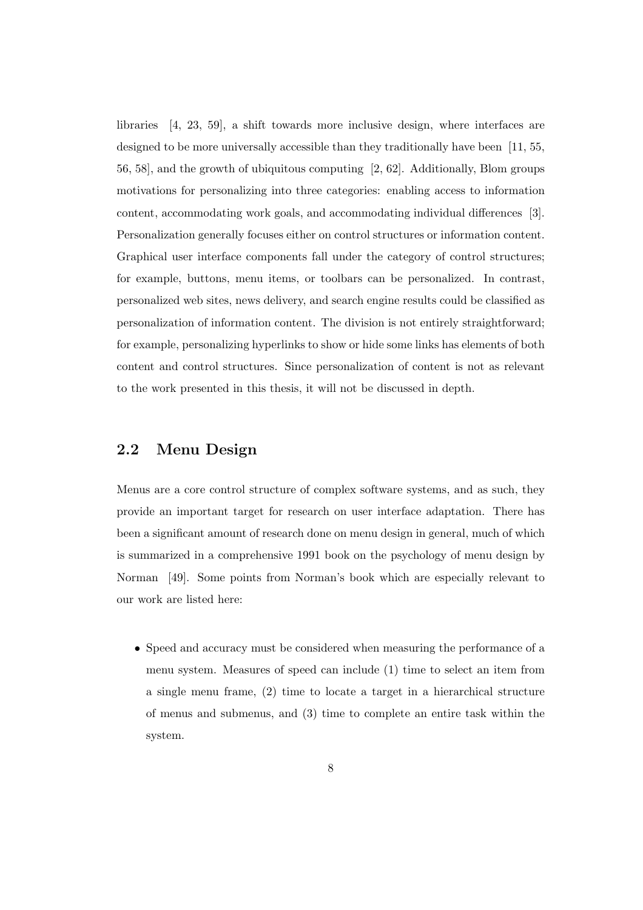libraries [4, 23, 59], a shift towards more inclusive design, where interfaces are designed to be more universally accessible than they traditionally have been [11, 55, 56, 58], and the growth of ubiquitous computing [2, 62]. Additionally, Blom groups motivations for personalizing into three categories: enabling access to information content, accommodating work goals, and accommodating individual differences [3]. Personalization generally focuses either on control structures or information content. Graphical user interface components fall under the category of control structures; for example, buttons, menu items, or toolbars can be personalized. In contrast, personalized web sites, news delivery, and search engine results could be classified as personalization of information content. The division is not entirely straightforward; for example, personalizing hyperlinks to show or hide some links has elements of both content and control structures. Since personalization of content is not as relevant to the work presented in this thesis, it will not be discussed in depth.

## 2.2 Menu Design

Menus are a core control structure of complex software systems, and as such, they provide an important target for research on user interface adaptation. There has been a significant amount of research done on menu design in general, much of which is summarized in a comprehensive 1991 book on the psychology of menu design by Norman [49]. Some points from Norman's book which are especially relevant to our work are listed here:

- Speed and accuracy must be considered when measuring the performance of a menu system. Measures of speed can include (1) time to select an item from a single menu frame, (2) time to locate a target in a hierarchical structure of menus and submenus, and (3) time to complete an entire task within the system.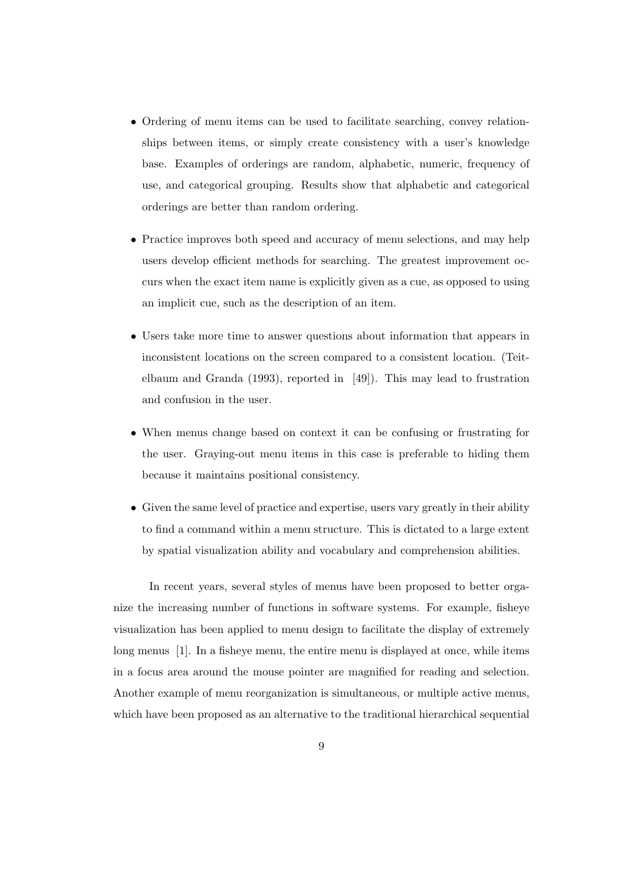- Ordering of menu items can be used to facilitate searching, convey relationships between items, or simply create consistency with a user's knowledge base. Examples of orderings are random, alphabetic, numeric, frequency of use, and categorical grouping. Results show that alphabetic and categorical orderings are better than random ordering.

- Practice improves both speed and accuracy of menu selections, and may help users develop efficient methods for searching. The greatest improvement occurs when the exact item name is explicitly given as a cue, as opposed to using an implicit cue, such as the description of an item.

- Users take more time to answer questions about information that appears in inconsistent locations on the screen compared to a consistent location. (Teitelbaum and Granda (1993), reported in [49]). This may lead to frustration and confusion in the user.

- When menus change based on context it can be confusing or frustrating for the user. Graying-out menu items in this case is preferable to hiding them because it maintains positional consistency.

- Given the same level of practice and expertise, users vary greatly in their ability to find a command within a menu structure. This is dictated to a large extent by spatial visualization ability and vocabulary and comprehension abilities.

In recent years, several styles of menus have been proposed to better organize the increasing number of functions in software systems. For example, fisheye visualization has been applied to menu design to facilitate the display of extremely long menus [1]. In a fisheye menu, the entire menu is displayed at once, while items in a focus area around the mouse pointer are magnified for reading and selection. Another example of menu reorganization is simultaneous, or multiple active menus, which have been proposed as an alternative to the traditional hierarchical sequential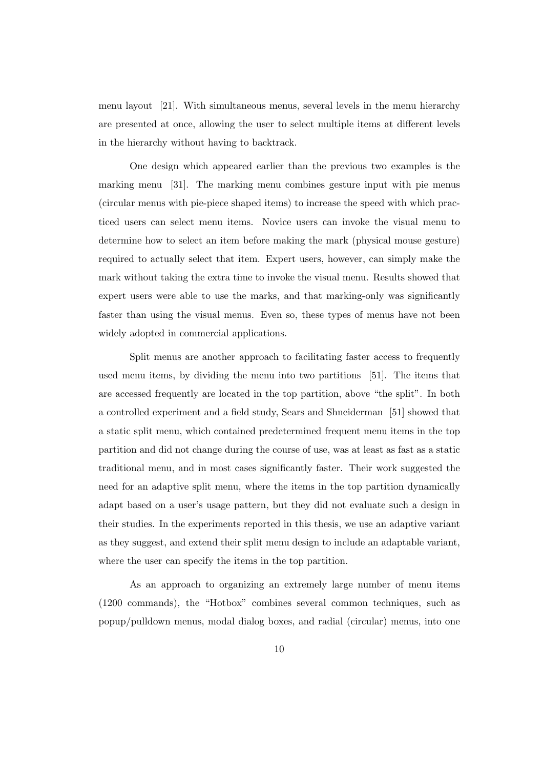menu layout [21]. With simultaneous menus, several levels in the menu hierarchy are presented at once, allowing the user to select multiple items at different levels in the hierarchy without having to backtrack.

One design which appeared earlier than the previous two examples is the marking menu [31]. The marking menu combines gesture input with pie menus (circular menus with pie-piece shaped items) to increase the speed with which practiced users can select menu items. Novice users can invoke the visual menu to determine how to select an item before making the mark (physical mouse gesture) required to actually select that item. Expert users, however, can simply make the mark without taking the extra time to invoke the visual menu. Results showed that expert users were able to use the marks, and that marking-only was significantly faster than using the visual menus. Even so, these types of menus have not been widely adopted in commercial applications.

Split menus are another approach to facilitating faster access to frequently used menu items, by dividing the menu into two partitions [51]. The items that are accessed frequently are located in the top partition, above "the split". In both a controlled experiment and a field study, Sears and Shneiderman [51] showed that a static split menu, which contained predetermined frequent menu items in the top partition and did not change during the course of use, was at least as fast as a static traditional menu, and in most cases significantly faster. Their work suggested the need for an adaptive split menu, where the items in the top partition dynamically adapt based on a user's usage pattern, but they did not evaluate such a design in their studies. In the experiments reported in this thesis, we use an adaptive variant as they suggest, and extend their split menu design to include an adaptable variant, where the user can specify the items in the top partition.

As an approach to organizing an extremely large number of menu items (1200 commands), the "Hotbox" combines several common techniques, such as popup/pulldown menus, modal dialog boxes, and radial (circular) menus, into one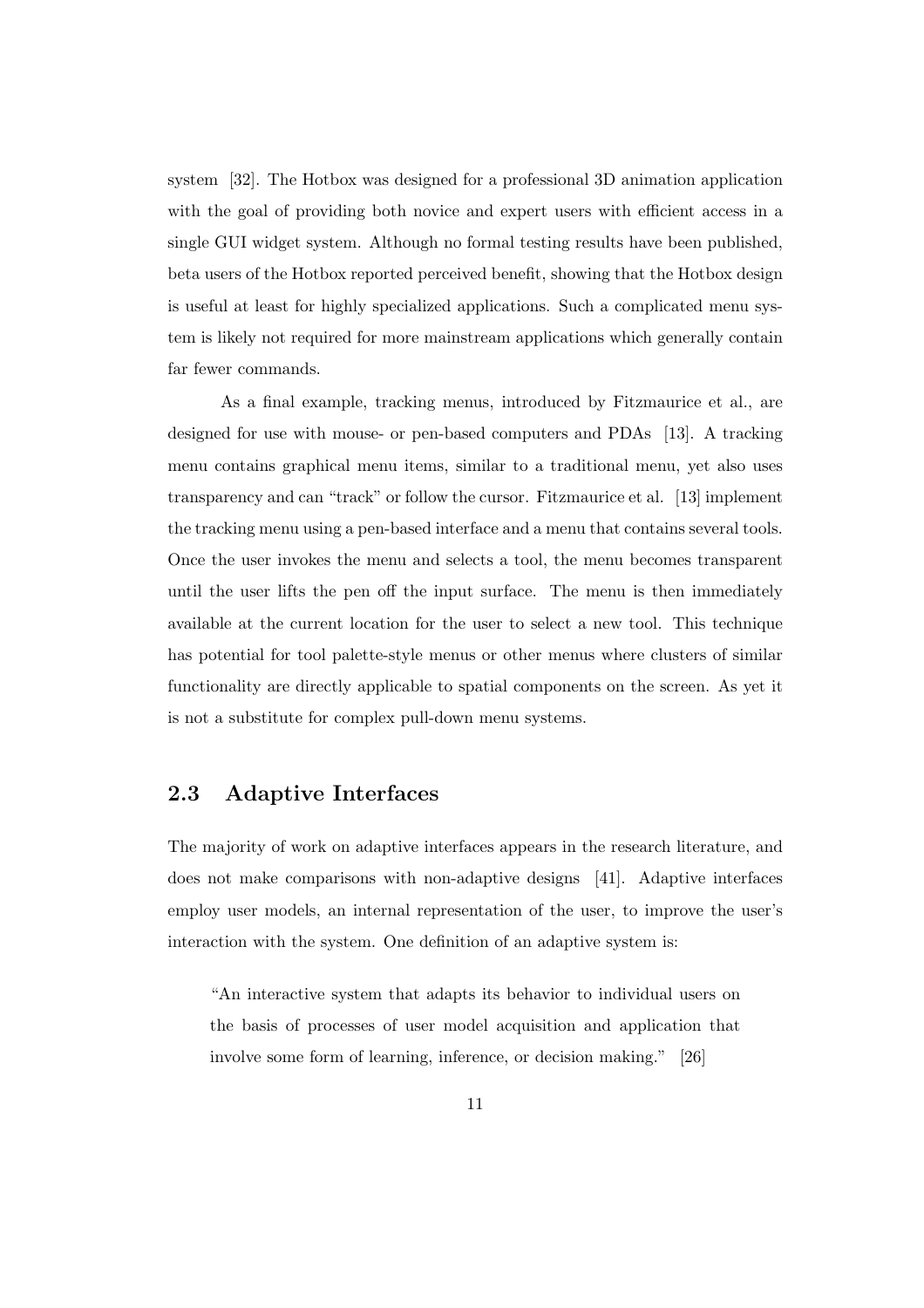system [32]. The Hotbox was designed for a professional 3D animation application with the goal of providing both novice and expert users with efficient access in a single GUI widget system. Although no formal testing results have been published, beta users of the Hotbox reported perceived benefit, showing that the Hotbox design is useful at least for highly specialized applications. Such a complicated menu system is likely not required for more mainstream applications which generally contain far fewer commands.

As a final example, tracking menus, introduced by Fitzmaurice et al., are designed for use with mouse- or pen-based computers and PDAs [13]. A tracking menu contains graphical menu items, similar to a traditional menu, yet also uses transparency and can "track" or follow the cursor. Fitzmaurice et al. [13] implement the tracking menu using a pen-based interface and a menu that contains several tools. Once the user invokes the menu and selects a tool, the menu becomes transparent until the user lifts the pen off the input surface. The menu is then immediately available at the current location for the user to select a new tool. This technique has potential for tool palette-style menus or other menus where clusters of similar functionality are directly applicable to spatial components on the screen. As yet it is not a substitute for complex pull-down menu systems.

## 2.3 Adaptive Interfaces

The majority of work on adaptive interfaces appears in the research literature, and does not make comparisons with non-adaptive designs [41]. Adaptive interfaces employ user models, an internal representation of the user, to improve the user's interaction with the system. One definition of an adaptive system is:

> "An interactive system that adapts its behavior to individual users on the basis of processes of user model acquisition and application that involve some form of learning, inference, or decision making." [26]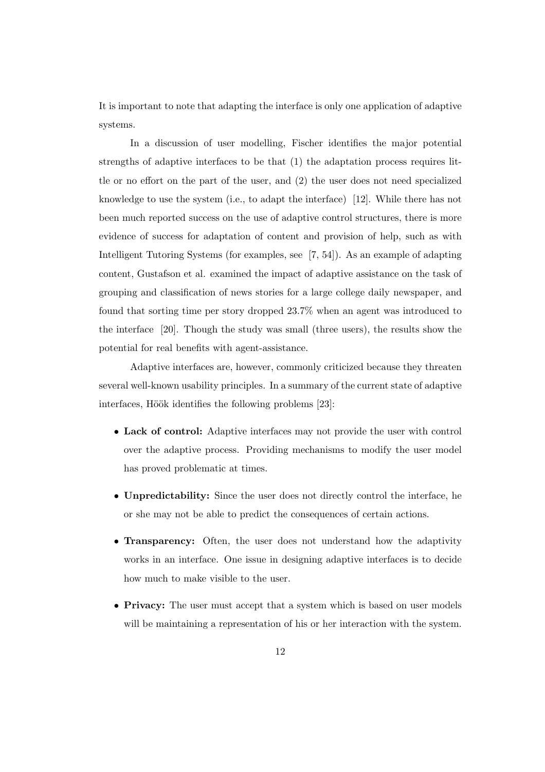It is important to note that adapting the interface is only one application of adaptive systems.

In a discussion of user modelling, Fischer identifies the major potential strengths of adaptive interfaces to be that (1) the adaptation process requires little or no effort on the part of the user, and (2) the user does not need specialized knowledge to use the system (i.e., to adapt the interface) [12]. While there has not been much reported success on the use of adaptive control structures, there is more evidence of success for adaptation of content and provision of help, such as with Intelligent Tutoring Systems (for examples, see [7, 54]). As an example of adapting content, Gustafson et al. examined the impact of adaptive assistance on the task of grouping and classification of news stories for a large college daily newspaper, and found that sorting time per story dropped 23.7% when an agent was introduced to the interface [20]. Though the study was small (three users), the results show the potential for real benefits with agent-assistance.

Adaptive interfaces are, however, commonly criticized because they threaten several well-known usability principles. In a summary of the current state of adaptive interfaces, Höök identifies the following problems [23]:

- **Lack of control:** Adaptive interfaces may not provide the user with control over the adaptive process. Providing mechanisms to modify the user model has proved problematic at times.
- **Unpredictability:** Since the user does not directly control the interface, he or she may not be able to predict the consequences of certain actions.
- **Transparency:** Often, the user does not understand how the adaptivity works in an interface. One issue in designing adaptive interfaces is to decide how much to make visible to the user.
- **Privacy:** The user must accept that a system which is based on user models will be maintaining a representation of his or her interaction with the system.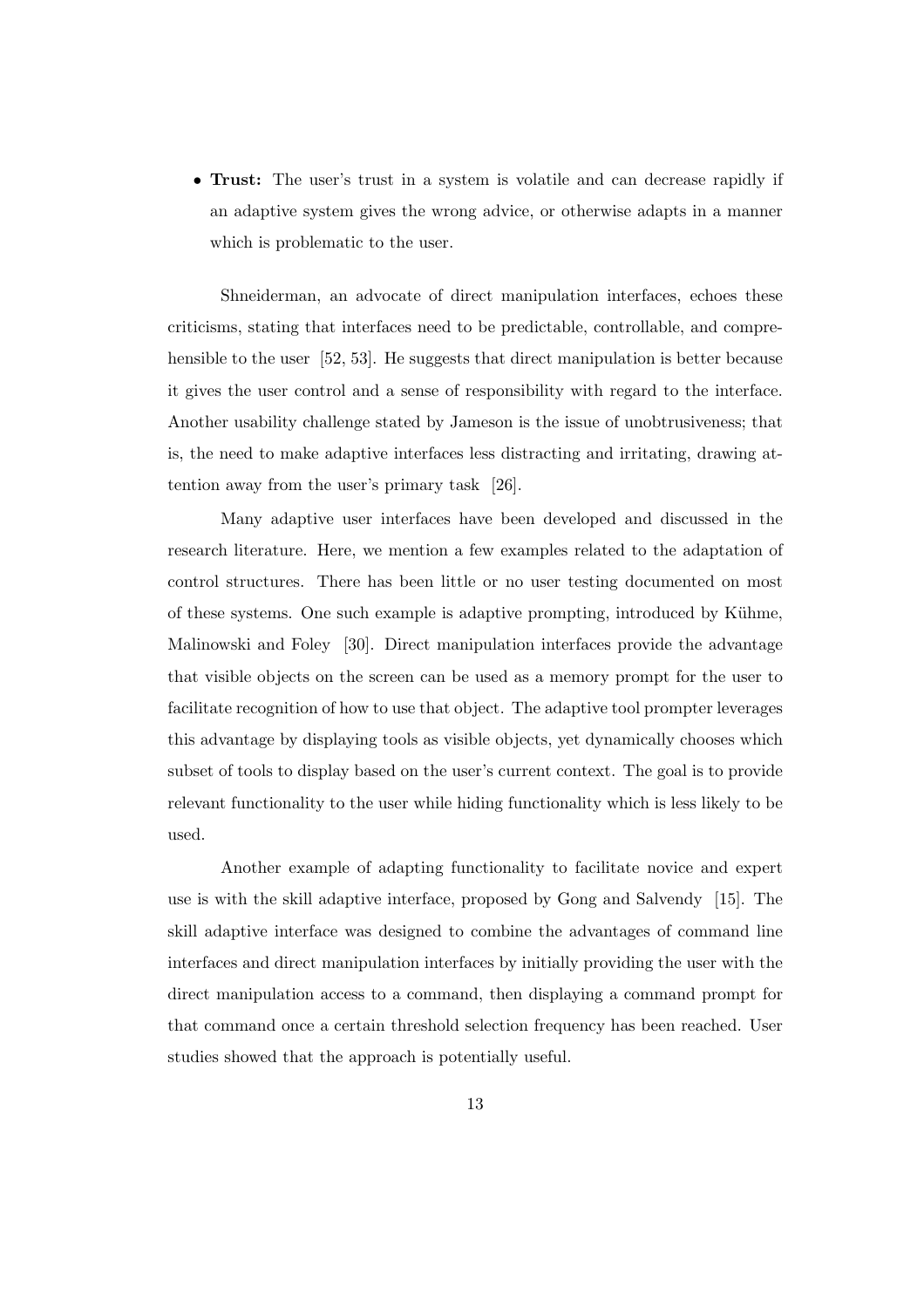- **Trust:** The user's trust in a system is volatile and can decrease rapidly if an adaptive system gives the wrong advice, or otherwise adapts in a manner which is problematic to the user.

Shneiderman, an advocate of direct manipulation interfaces, echoes these criticisms, stating that interfaces need to be predictable, controllable, and comprehensible to the user [52, 53]. He suggests that direct manipulation is better because it gives the user control and a sense of responsibility with regard to the interface. Another usability challenge stated by Jameson is the issue of unobtrusiveness; that is, the need to make adaptive interfaces less distracting and irritating, drawing attention away from the user's primary task [26].

Many adaptive user interfaces have been developed and discussed in the research literature. Here, we mention a few examples related to the adaptation of control structures. There has been little or no user testing documented on most of these systems. One such example is adaptive prompting, introduced by Kühme, Malinowski and Foley [30]. Direct manipulation interfaces provide the advantage that visible objects on the screen can be used as a memory prompt for the user to facilitate recognition of how to use that object. The adaptive tool prompter leverages this advantage by displaying tools as visible objects, yet dynamically chooses which subset of tools to display based on the user's current context. The goal is to provide relevant functionality to the user while hiding functionality which is less likely to be used.

Another example of adapting functionality to facilitate novice and expert use is with the skill adaptive interface, proposed by Gong and Salvendy [15]. The skill adaptive interface was designed to combine the advantages of command line interfaces and direct manipulation interfaces by initially providing the user with the direct manipulation access to a command, then displaying a command prompt for that command once a certain threshold selection frequency has been reached. User studies showed that the approach is potentially useful.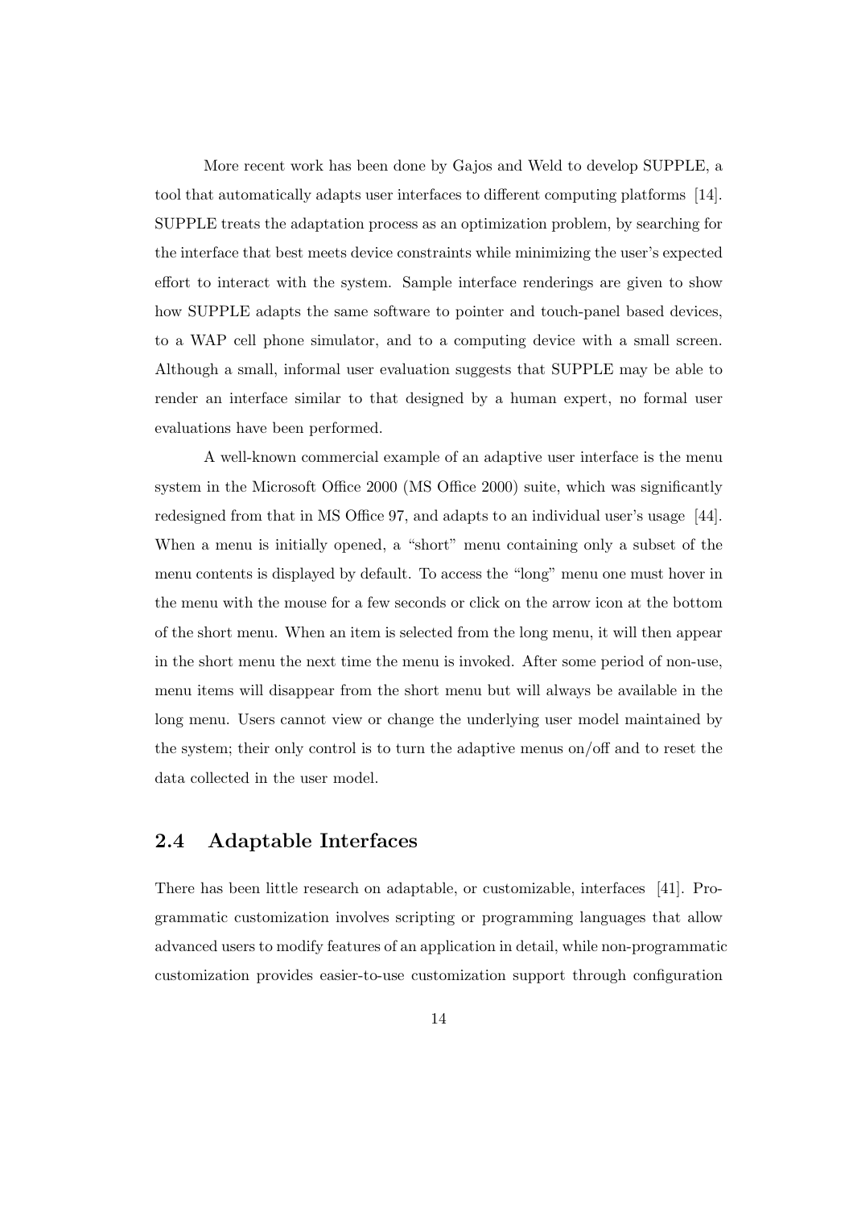More recent work has been done by Gajos and Weld to develop SUPPLE, a tool that automatically adapts user interfaces to different computing platforms [14]. SUPPLE treats the adaptation process as an optimization problem, by searching for the interface that best meets device constraints while minimizing the user's expected effort to interact with the system. Sample interface renderings are given to show how SUPPLE adapts the same software to pointer and touch-panel based devices, to a WAP cell phone simulator, and to a computing device with a small screen. Although a small, informal user evaluation suggests that SUPPLE may be able to render an interface similar to that designed by a human expert, no formal user evaluations have been performed.

A well-known commercial example of an adaptive user interface is the menu system in the Microsoft Office 2000 (MS Office 2000) suite, which was significantly redesigned from that in MS Office 97, and adapts to an individual user's usage [44]. When a menu is initially opened, a "short" menu containing only a subset of the menu contents is displayed by default. To access the "long" menu one must hover in the menu with the mouse for a few seconds or click on the arrow icon at the bottom of the short menu. When an item is selected from the long menu, it will then appear in the short menu the next time the menu is invoked. After some period of non-use, menu items will disappear from the short menu but will always be available in the long menu. Users cannot view or change the underlying user model maintained by the system; their only control is to turn the adaptive menus on/off and to reset the data collected in the user model.

## 2.4 Adaptable Interfaces

There has been little research on adaptable, or customizable, interfaces [41]. Programmatic customization involves scripting or programming languages that allow advanced users to modify features of an application in detail, while non-programmatic customization provides easier-to-use customization support through configuration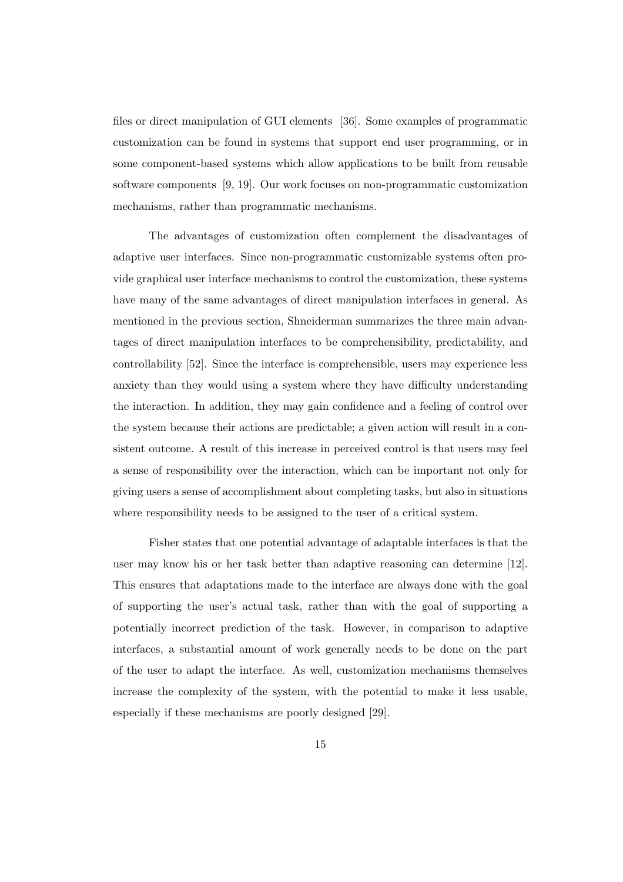files or direct manipulation of GUI elements [36]. Some examples of programmatic customization can be found in systems that support end user programming, or in some component-based systems which allow applications to be built from reusable software components [9, 19]. Our work focuses on non-programmatic customization mechanisms, rather than programmatic mechanisms.

The advantages of customization often complement the disadvantages of adaptive user interfaces. Since non-programmatic customizable systems often provide graphical user interface mechanisms to control the customization, these systems have many of the same advantages of direct manipulation interfaces in general. As mentioned in the previous section, Shneiderman summarizes the three main advantages of direct manipulation interfaces to be comprehensibility, predictability, and controllability [52]. Since the interface is comprehensible, users may experience less anxiety than they would using a system where they have difficulty understanding the interaction. In addition, they may gain confidence and a feeling of control over the system because their actions are predictable; a given action will result in a consistent outcome. A result of this increase in perceived control is that users may feel a sense of responsibility over the interaction, which can be important not only for giving users a sense of accomplishment about completing tasks, but also in situations where responsibility needs to be assigned to the user of a critical system.

Fisher states that one potential advantage of adaptable interfaces is that the user may know his or her task better than adaptive reasoning can determine [12]. This ensures that adaptations made to the interface are always done with the goal of supporting the user's actual task, rather than with the goal of supporting a potentially incorrect prediction of the task. However, in comparison to adaptive interfaces, a substantial amount of work generally needs to be done on the part of the user to adapt the interface. As well, customization mechanisms themselves increase the complexity of the system, with the potential to make it less usable, especially if these mechanisms are poorly designed [29].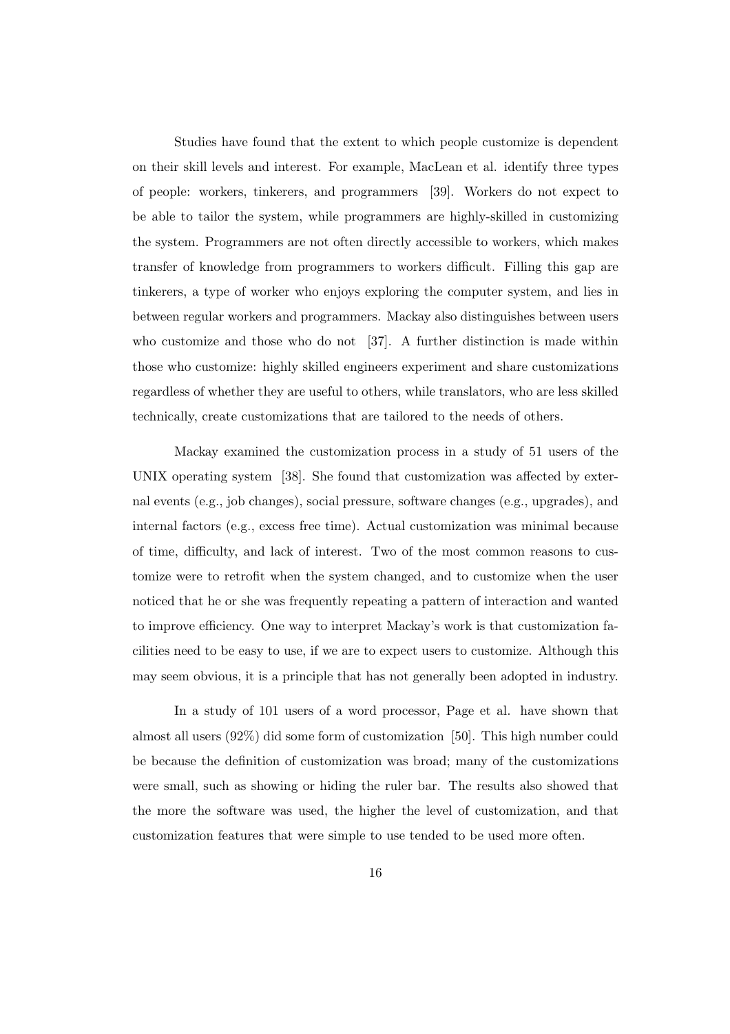Studies have found that the extent to which people customize is dependent on their skill levels and interest. For example, MacLean et al. identify three types of people: workers, tinkerers, and programmers [39]. Workers do not expect to be able to tailor the system, while programmers are highly-skilled in customizing the system. Programmers are not often directly accessible to workers, which makes transfer of knowledge from programmers to workers difficult. Filling this gap are tinkerers, a type of worker who enjoys exploring the computer system, and lies in between regular workers and programmers. Mackay also distinguishes between users who customize and those who do not [37]. A further distinction is made within those who customize: highly skilled engineers experiment and share customizations regardless of whether they are useful to others, while translators, who are less skilled technically, create customizations that are tailored to the needs of others.

Mackay examined the customization process in a study of 51 users of the UNIX operating system [38]. She found that customization was affected by external events (e.g., job changes), social pressure, software changes (e.g., upgrades), and internal factors (e.g., excess free time). Actual customization was minimal because of time, difficulty, and lack of interest. Two of the most common reasons to customize were to retrofit when the system changed, and to customize when the user noticed that he or she was frequently repeating a pattern of interaction and wanted to improve efficiency. One way to interpret Mackay's work is that customization facilities need to be easy to use, if we are to expect users to customize. Although this may seem obvious, it is a principle that has not generally been adopted in industry.

In a study of 101 users of a word processor, Page et al. have shown that almost all users (92%) did some form of customization [50]. This high number could be because the definition of customization was broad; many of the customizations were small, such as showing or hiding the ruler bar. The results also showed that the more the software was used, the higher the level of customization, and that customization features that were simple to use tended to be used more often.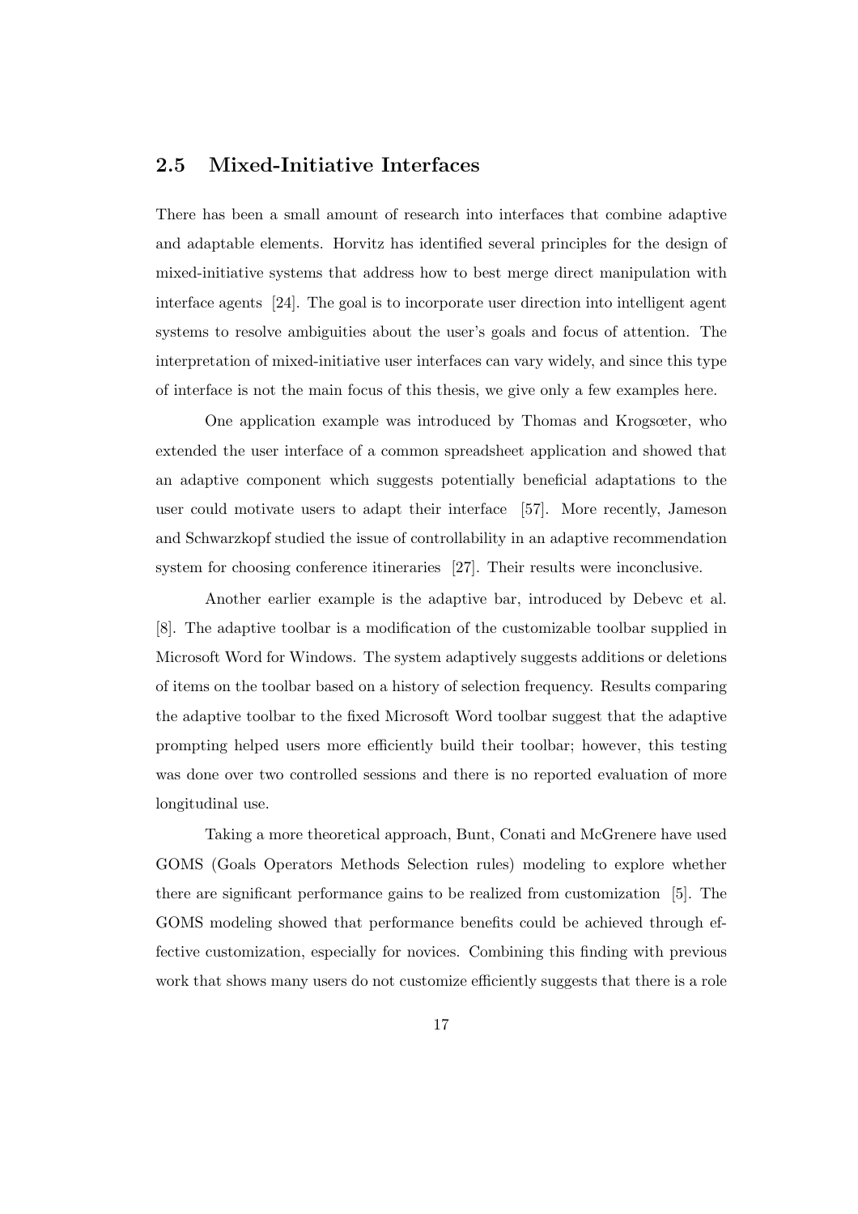## 2.5 Mixed-Initiative Interfaces

There has been a small amount of research into interfaces that combine adaptive and adaptable elements. Horvitz has identified several principles for the design of mixed-initiative systems that address how to best merge direct manipulation with interface agents [24]. The goal is to incorporate user direction into intelligent agent systems to resolve ambiguities about the user's goals and focus of attention. The interpretation of mixed-initiative user interfaces can vary widely, and since this type of interface is not the main focus of this thesis, we give only a few examples here.

One application example was introduced by Thomas and Krogsœter, who extended the user interface of a common spreadsheet application and showed that an adaptive component which suggests potentially beneficial adaptations to the user could motivate users to adapt their interface [57]. More recently, Jameson and Schwarzkopf studied the issue of controllability in an adaptive recommendation system for choosing conference itineraries [27]. Their results were inconclusive.

Another earlier example is the adaptive bar, introduced by Debevc et al. [8]. The adaptive toolbar is a modification of the customizable toolbar supplied in Microsoft Word for Windows. The system adaptively suggests additions or deletions of items on the toolbar based on a history of selection frequency. Results comparing the adaptive toolbar to the fixed Microsoft Word toolbar suggest that the adaptive prompting helped users more efficiently build their toolbar; however, this testing was done over two controlled sessions and there is no reported evaluation of more longitudinal use.

Taking a more theoretical approach, Bunt, Conati and McGrenere have used GOMS (Goals Operators Methods Selection rules) modeling to explore whether there are significant performance gains to be realized from customization [5]. The GOMS modeling showed that performance benefits could be achieved through effective customization, especially for novices. Combining this finding with previous work that shows many users do not customize efficiently suggests that there is a role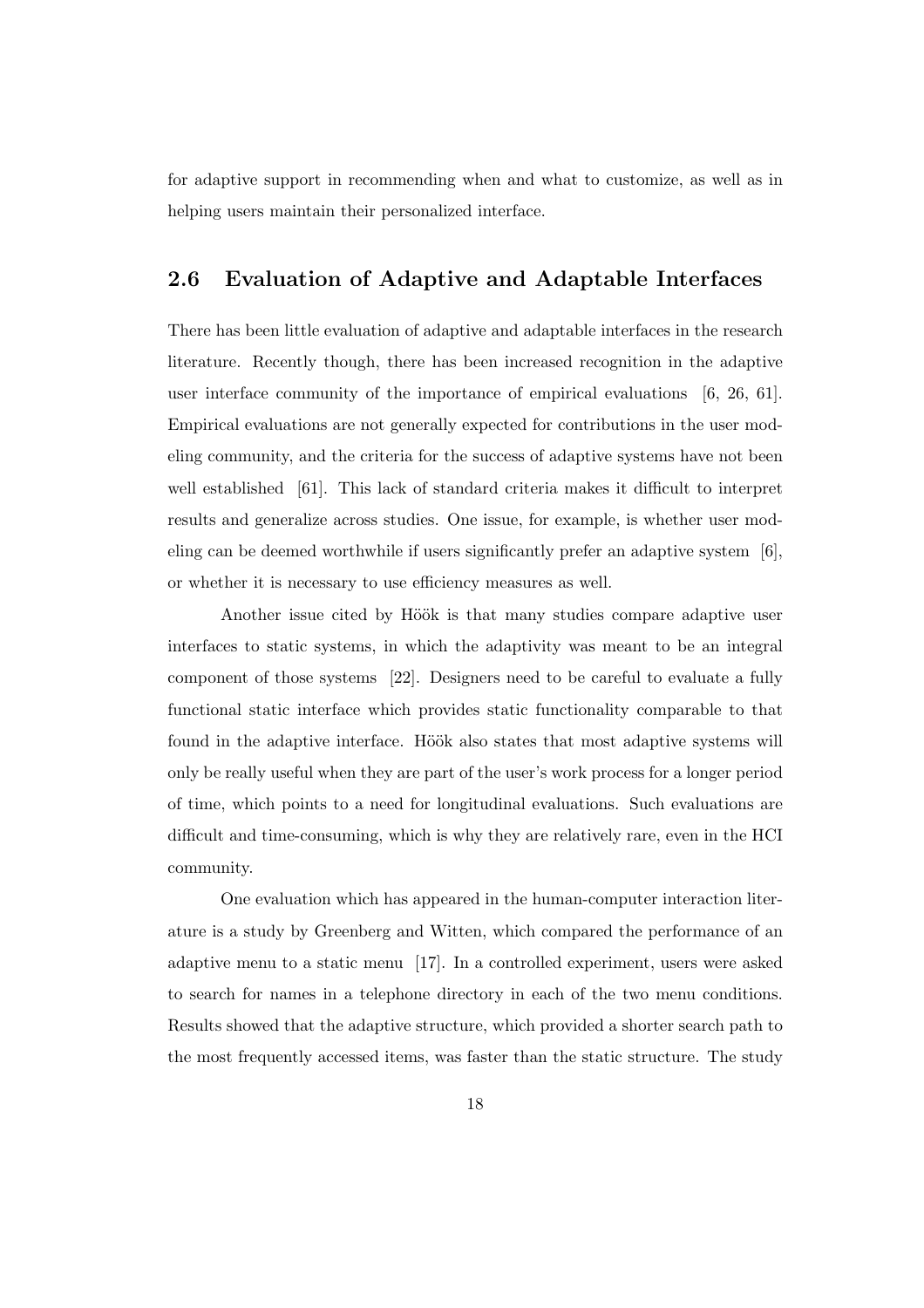for adaptive support in recommending when and what to customize, as well as in helping users maintain their personalized interface.

## 2.6 Evaluation of Adaptive and Adaptable Interfaces

There has been little evaluation of adaptive and adaptable interfaces in the research literature. Recently though, there has been increased recognition in the adaptive user interface community of the importance of empirical evaluations [6, 26, 61]. Empirical evaluations are not generally expected for contributions in the user modeling community, and the criteria for the success of adaptive systems have not been well established [61]. This lack of standard criteria makes it difficult to interpret results and generalize across studies. One issue, for example, is whether user modeling can be deemed worthwhile if users significantly prefer an adaptive system [6], or whether it is necessary to use efficiency measures as well.

Another issue cited by Höök is that many studies compare adaptive user interfaces to static systems, in which the adaptivity was meant to be an integral component of those systems [22]. Designers need to be careful to evaluate a fully functional static interface which provides static functionality comparable to that found in the adaptive interface. Höök also states that most adaptive systems will only be really useful when they are part of the user's work process for a longer period of time, which points to a need for longitudinal evaluations. Such evaluations are difficult and time-consuming, which is why they are relatively rare, even in the HCI community.

One evaluation which has appeared in the human-computer interaction literature is a study by Greenberg and Witten, which compared the performance of an adaptive menu to a static menu [17]. In a controlled experiment, users were asked to search for names in a telephone directory in each of the two menu conditions. Results showed that the adaptive structure, which provided a shorter search path to the most frequently accessed items, was faster than the static structure. The study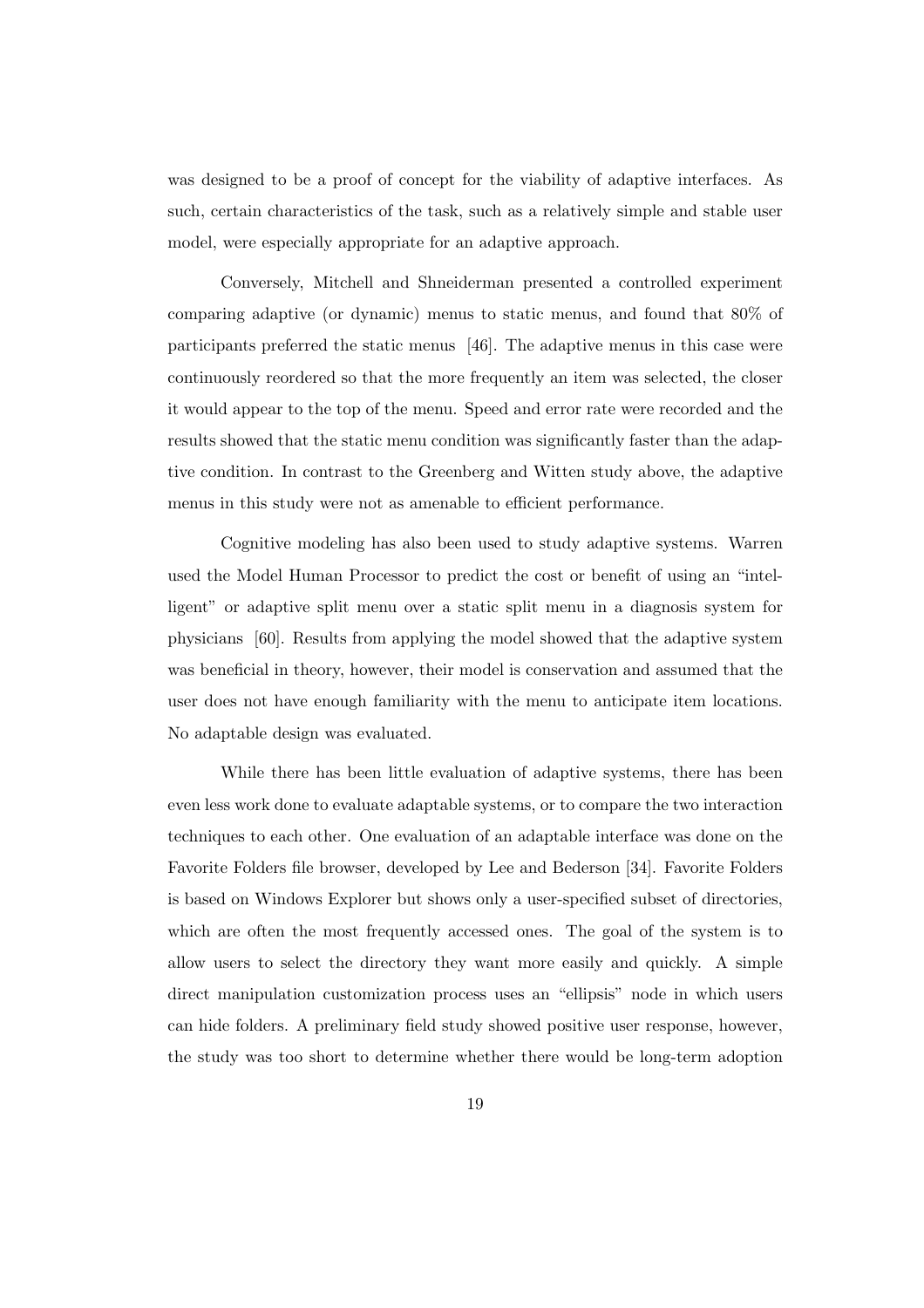was designed to be a proof of concept for the viability of adaptive interfaces. As such, certain characteristics of the task, such as a relatively simple and stable user model, were especially appropriate for an adaptive approach.

Conversely, Mitchell and Shneiderman presented a controlled experiment comparing adaptive (or dynamic) menus to static menus, and found that 80% of participants preferred the static menus [46]. The adaptive menus in this case were continuously reordered so that the more frequently an item was selected, the closer it would appear to the top of the menu. Speed and error rate were recorded and the results showed that the static menu condition was significantly faster than the adaptive condition. In contrast to the Greenberg and Witten study above, the adaptive menus in this study were not as amenable to efficient performance.

Cognitive modeling has also been used to study adaptive systems. Warren used the Model Human Processor to predict the cost or benefit of using an "intelligent" or adaptive split menu over a static split menu in a diagnosis system for physicians [60]. Results from applying the model showed that the adaptive system was beneficial in theory, however, their model is conservation and assumed that the user does not have enough familiarity with the menu to anticipate item locations. No adaptable design was evaluated.

While there has been little evaluation of adaptive systems, there has been even less work done to evaluate adaptable systems, or to compare the two interaction techniques to each other. One evaluation of an adaptable interface was done on the Favorite Folders file browser, developed by Lee and Bederson [34]. Favorite Folders is based on Windows Explorer but shows only a user-specified subset of directories, which are often the most frequently accessed ones. The goal of the system is to allow users to select the directory they want more easily and quickly. A simple direct manipulation customization process uses an "ellipsis" node in which users can hide folders. A preliminary field study showed positive user response, however, the study was too short to determine whether there would be long-term adoption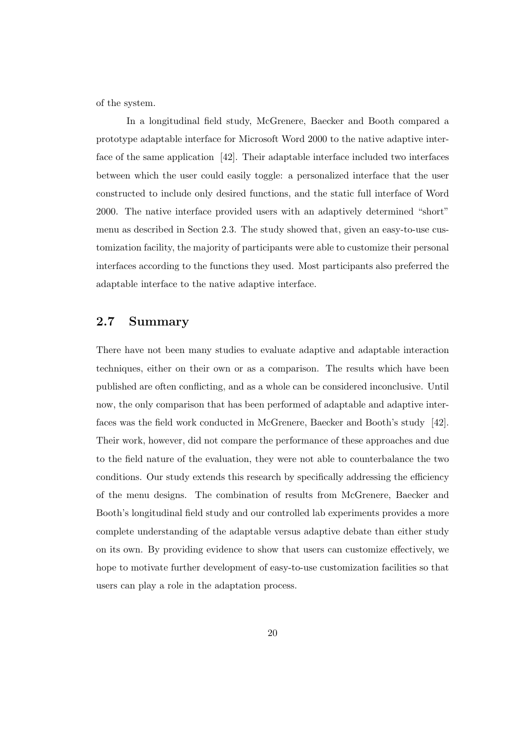of the system.

In a longitudinal field study, McGrenere, Baecker and Booth compared a prototype adaptable interface for Microsoft Word 2000 to the native adaptive interface of the same application [42]. Their adaptable interface included two interfaces between which the user could easily toggle: a personalized interface that the user constructed to include only desired functions, and the static full interface of Word 2000. The native interface provided users with an adaptively determined "short" menu as described in Section 2.3. The study showed that, given an easy-to-use customization facility, the majority of participants were able to customize their personal interfaces according to the functions they used. Most participants also preferred the adaptable interface to the native adaptive interface.

## 2.7 Summary

There have not been many studies to evaluate adaptive and adaptable interaction techniques, either on their own or as a comparison. The results which have been published are often conflicting, and as a whole can be considered inconclusive. Until now, the only comparison that has been performed of adaptable and adaptive interfaces was the field work conducted in McGrenere, Baecker and Booth's study [42]. Their work, however, did not compare the performance of these approaches and due to the field nature of the evaluation, they were not able to counterbalance the two conditions. Our study extends this research by specifically addressing the efficiency of the menu designs. The combination of results from McGrenere, Baecker and Booth's longitudinal field study and our controlled lab experiments provides a more complete understanding of the adaptable versus adaptive debate than either study on its own. By providing evidence to show that users can customize effectively, we hope to motivate further development of easy-to-use customization facilities so that users can play a role in the adaptation process.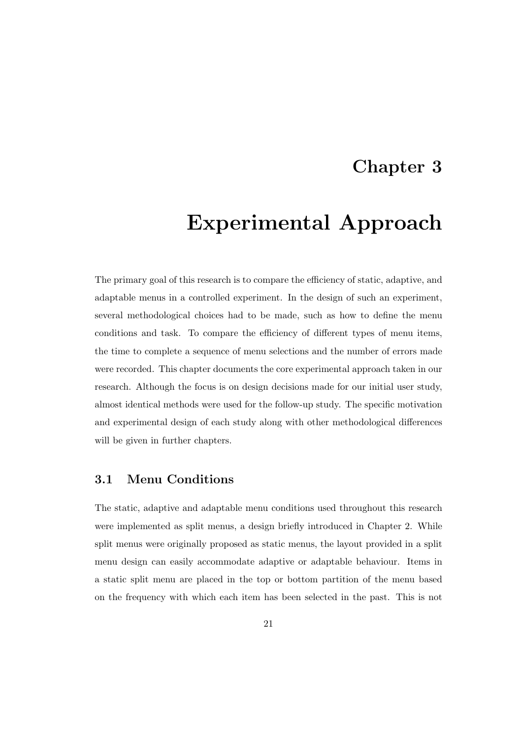# Chapter 3

# Experimental Approach

The primary goal of this research is to compare the efficiency of static, adaptive, and adaptable menus in a controlled experiment. In the design of such an experiment, several methodological choices had to be made, such as how to define the menu conditions and task. To compare the efficiency of different types of menu items, the time to complete a sequence of menu selections and the number of errors made were recorded. This chapter documents the core experimental approach taken in our research. Although the focus is on design decisions made for our initial user study, almost identical methods were used for the follow-up study. The specific motivation and experimental design of each study along with other methodological differences will be given in further chapters.

## 3.1 Menu Conditions

The static, adaptive and adaptable menu conditions used throughout this research were implemented as split menus, a design briefly introduced in Chapter 2. While split menus were originally proposed as static menus, the layout provided in a split menu design can easily accommodate adaptive or adaptable behaviour. Items in a static split menu are placed in the top or bottom partition of the menu based on the frequency with which each item has been selected in the past. This is not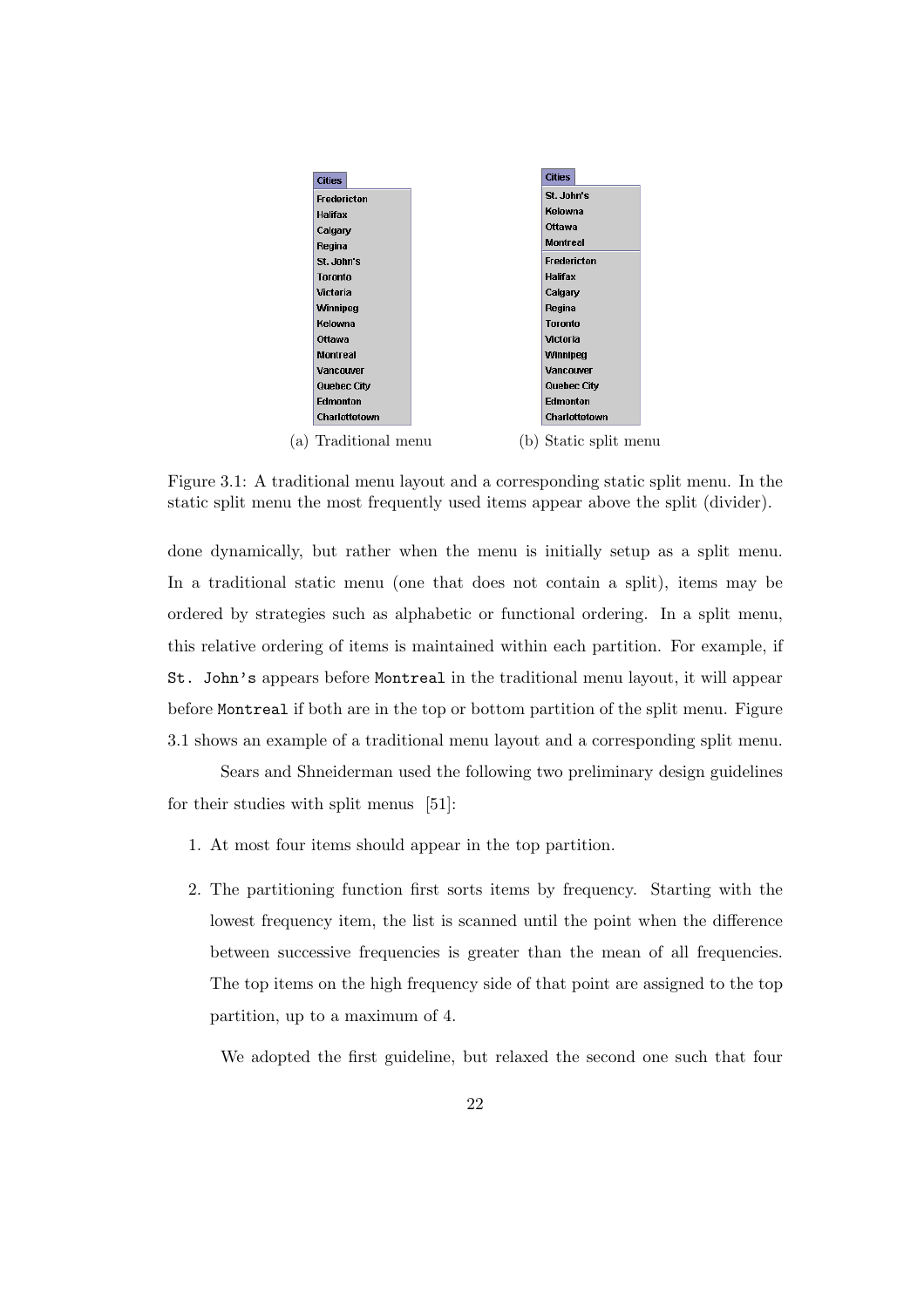| Cities |
|---|
| Fredericton |
| Halifax |
| Calgary |
| Regina |
| St. John's |
| Toronto |
| Victoria |
| Winnipeg |
| Kelowna |
| Ottawa |
| Montreal |
| Vancouver |
| Quebec City |
| Edmonton |
| Charlottetown |

(a) Traditional menu

| Cities |
|---|
| St. John's |
| Kelowna |
| Ottawa |
| Montreal |
| Fredericton |
| Halifax |
| Calgary |
| Regina |
| Toronto |
| Victoria |
| Winnipeg |
| Vancouver |
| Quebec City |
| Edmonton |
| Charlottetown |

(b) Static split menu

Figure 3.1: A traditional menu layout and a corresponding static split menu. In the static split menu the most frequently used items appear above the split (divider).

done dynamically, but rather when the menu is initially setup as a split menu. In a traditional static menu (one that does not contain a split), items may be ordered by strategies such as alphabetic or functional ordering. In a split menu, this relative ordering of items is maintained within each partition. For example, if `St. John's` appears before `Montreal` in the traditional menu layout, it will appear before `Montreal` if both are in the top or bottom partition of the split menu. Figure 3.1 shows an example of a traditional menu layout and a corresponding split menu.

Sears and Shneiderman used the following two preliminary design guidelines for their studies with split menus [51]:

1. At most four items should appear in the top partition.
2. The partitioning function first sorts items by frequency. Starting with the lowest frequency item, the list is scanned until the point when the difference between successive frequencies is greater than the mean of all frequencies. The top items on the high frequency side of that point are assigned to the top partition, up to a maximum of 4.

We adopted the first guideline, but relaxed the second one such that four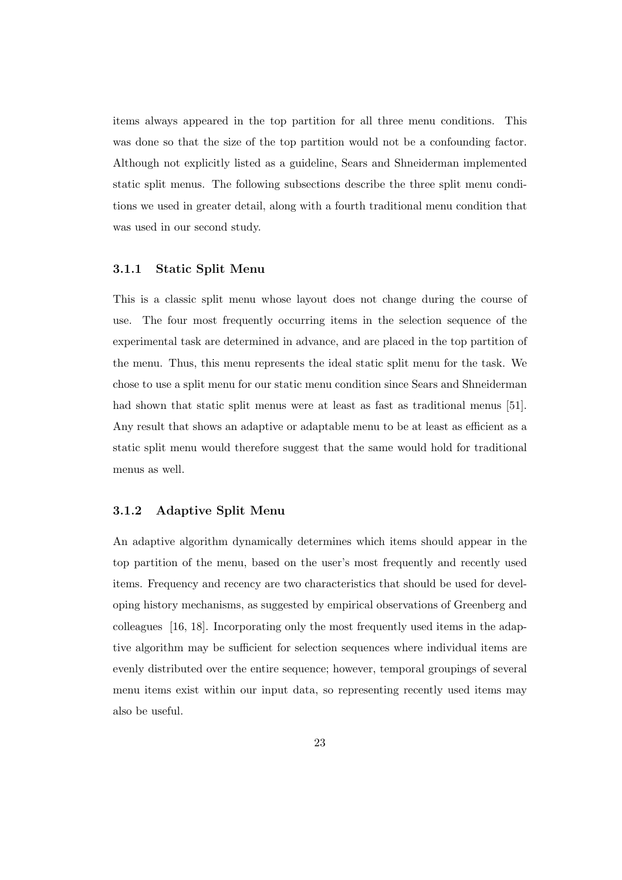items always appeared in the top partition for all three menu conditions. This was done so that the size of the top partition would not be a confounding factor. Although not explicitly listed as a guideline, Sears and Shneiderman implemented static split menus. The following subsections describe the three split menu conditions we used in greater detail, along with a fourth traditional menu condition that was used in our second study.

### 3.1.1 Static Split Menu

This is a classic split menu whose layout does not change during the course of use. The four most frequently occurring items in the selection sequence of the experimental task are determined in advance, and are placed in the top partition of the menu. Thus, this menu represents the ideal static split menu for the task. We chose to use a split menu for our static menu condition since Sears and Shneiderman had shown that static split menus were at least as fast as traditional menus [51]. Any result that shows an adaptive or adaptable menu to be at least as efficient as a static split menu would therefore suggest that the same would hold for traditional menus as well.

### 3.1.2 Adaptive Split Menu

An adaptive algorithm dynamically determines which items should appear in the top partition of the menu, based on the user's most frequently and recently used items. Frequency and recency are two characteristics that should be used for developing history mechanisms, as suggested by empirical observations of Greenberg and colleagues [16, 18]. Incorporating only the most frequently used items in the adaptive algorithm may be sufficient for selection sequences where individual items are evenly distributed over the entire sequence; however, temporal groupings of several menu items exist within our input data, so representing recently used items may also be useful.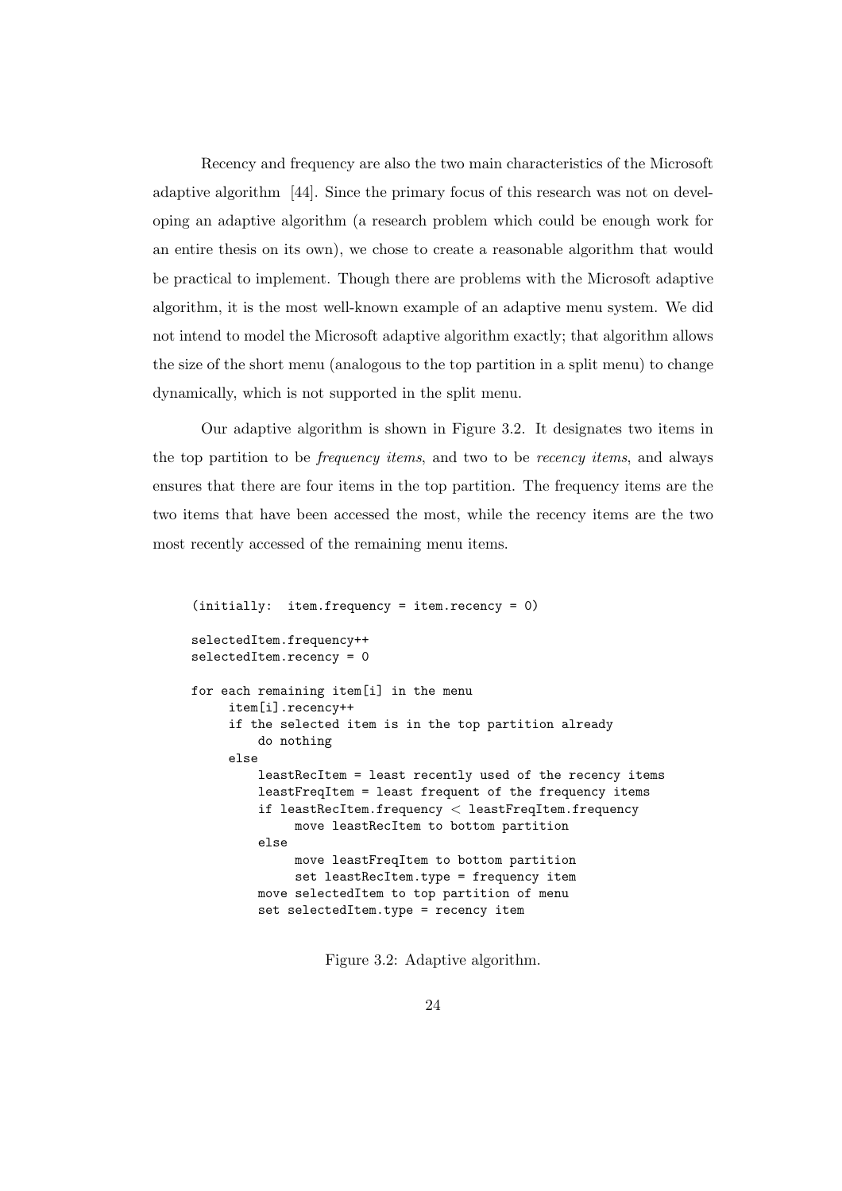Recency and frequency are also the two main characteristics of the Microsoft adaptive algorithm [44]. Since the primary focus of this research was not on developing an adaptive algorithm (a research problem which could be enough work for an entire thesis on its own), we chose to create a reasonable algorithm that would be practical to implement. Though there are problems with the Microsoft adaptive algorithm, it is the most well-known example of an adaptive menu system. We did not intend to model the Microsoft adaptive algorithm exactly; that algorithm allows the size of the short menu (analogous to the top partition in a split menu) to change dynamically, which is not supported in the split menu.

Our adaptive algorithm is shown in Figure 3.2. It designates two items in the top partition to be *frequency items*, and two to be *recency items*, and always ensures that there are four items in the top partition. The frequency items are the two items that have been accessed the most, while the recency items are the two most recently accessed of the remaining menu items.

```
(initially:  item.frequency = item.recency = 0)

selectedItem.frequency++
selectedItem.recency = 0

for each remaining item[i] in the menu
     item[i].recency++
     if the selected item is in the top partition already
         do nothing
     else
         leastRecItem = least recently used of the recency items
         leastFreqItem = least frequent of the frequency items
         if leastRecItem.frequency < leastFreqItem.frequency
              move leastRecItem to bottom partition
         else
              move leastFreqItem to bottom partition
              set leastRecItem.type = frequency item
         move selectedItem to top partition of menu
         set selectedItem.type = recency item
```

Figure 3.2: Adaptive algorithm.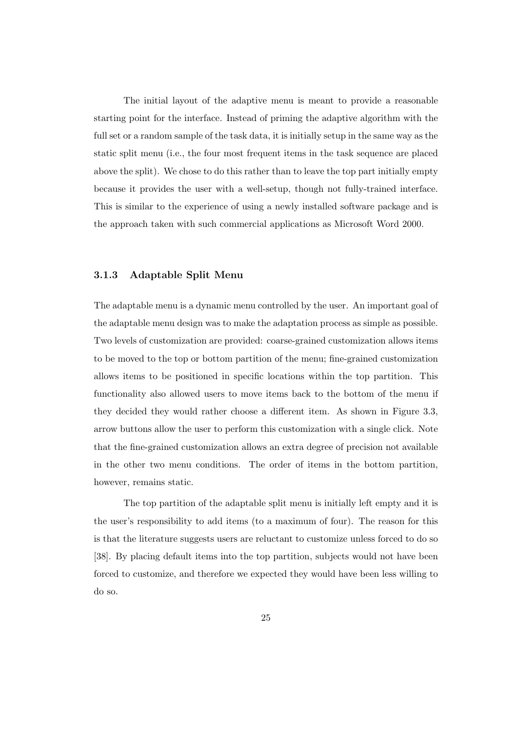The initial layout of the adaptive menu is meant to provide a reasonable starting point for the interface. Instead of priming the adaptive algorithm with the full set or a random sample of the task data, it is initially setup in the same way as the static split menu (i.e., the four most frequent items in the task sequence are placed above the split). We chose to do this rather than to leave the top part initially empty because it provides the user with a well-setup, though not fully-trained interface. This is similar to the experience of using a newly installed software package and is the approach taken with such commercial applications as Microsoft Word 2000.

### 3.1.3 Adaptable Split Menu

The adaptable menu is a dynamic menu controlled by the user. An important goal of the adaptable menu design was to make the adaptation process as simple as possible. Two levels of customization are provided: coarse-grained customization allows items to be moved to the top or bottom partition of the menu; fine-grained customization allows items to be positioned in specific locations within the top partition. This functionality also allowed users to move items back to the bottom of the menu if they decided they would rather choose a different item. As shown in Figure 3.3, arrow buttons allow the user to perform this customization with a single click. Note that the fine-grained customization allows an extra degree of precision not available in the other two menu conditions. The order of items in the bottom partition, however, remains static.

The top partition of the adaptable split menu is initially left empty and it is the user's responsibility to add items (to a maximum of four). The reason for this is that the literature suggests users are reluctant to customize unless forced to do so [38]. By placing default items into the top partition, subjects would not have been forced to customize, and therefore we expected they would have been less willing to do so.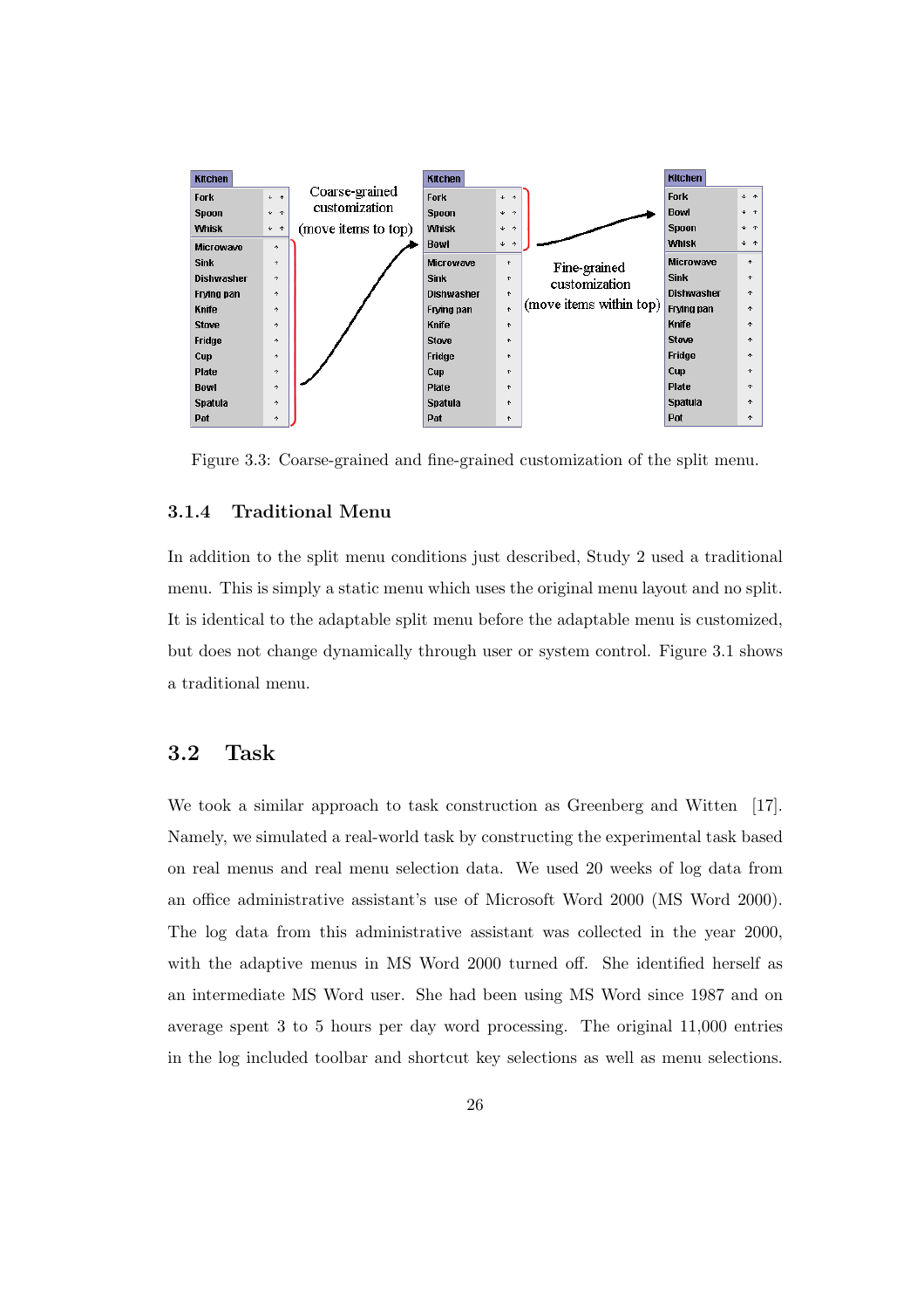Figure 3.3: Coarse-grained and fine-grained customization of the split menu.

### 3.1.4 Traditional Menu

In addition to the split menu conditions just described, Study 2 used a traditional menu. This is simply a static menu which uses the original menu layout and no split. It is identical to the adaptable split menu before the adaptable menu is customized, but does not change dynamically through user or system control. Figure 3.1 shows a traditional menu.

## 3.2 Task

We took a similar approach to task construction as Greenberg and Witten [17]. Namely, we simulated a real-world task by constructing the experimental task based on real menus and real menu selection data. We used 20 weeks of log data from an office administrative assistant's use of Microsoft Word 2000 (MS Word 2000). The log data from this administrative assistant was collected in the year 2000, with the adaptive menus in MS Word 2000 turned off. She identified herself as an intermediate MS Word user. She had been using MS Word since 1987 and on average spent 3 to 5 hours per day word processing. The original 11,000 entries in the log included toolbar and shortcut key selections as well as menu selections.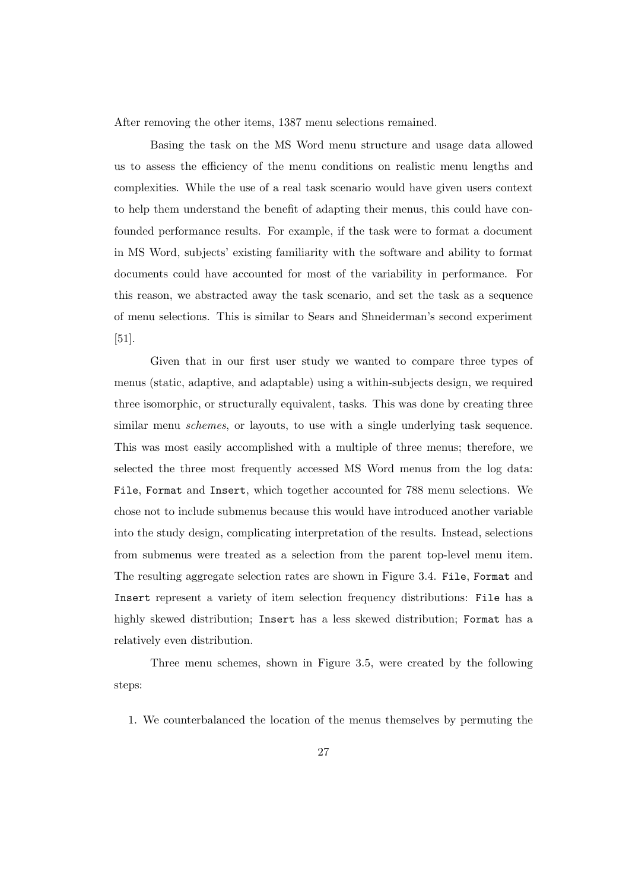After removing the other items, 1387 menu selections remained.

Basing the task on the MS Word menu structure and usage data allowed us to assess the efficiency of the menu conditions on realistic menu lengths and complexities. While the use of a real task scenario would have given users context to help them understand the benefit of adapting their menus, this could have confounded performance results. For example, if the task were to format a document in MS Word, subjects' existing familiarity with the software and ability to format documents could have accounted for most of the variability in performance. For this reason, we abstracted away the task scenario, and set the task as a sequence of menu selections. This is similar to Sears and Shneiderman's second experiment [51].

Given that in our first user study we wanted to compare three types of menus (static, adaptive, and adaptable) using a within-subjects design, we required three isomorphic, or structurally equivalent, tasks. This was done by creating three similar menu *schemes*, or layouts, to use with a single underlying task sequence. This was most easily accomplished with a multiple of three menus; therefore, we selected the three most frequently accessed MS Word menus from the log data: `File`, `Format` and `Insert`, which together accounted for 788 menu selections. We chose not to include submenus because this would have introduced another variable into the study design, complicating interpretation of the results. Instead, selections from submenus were treated as a selection from the parent top-level menu item. The resulting aggregate selection rates are shown in Figure 3.4. `File`, `Format` and `Insert` represent a variety of item selection frequency distributions: `File` has a highly skewed distribution; `Insert` has a less skewed distribution; `Format` has a relatively even distribution.

Three menu schemes, shown in Figure 3.5, were created by the following steps:

1. We counterbalanced the location of the menus themselves by permuting the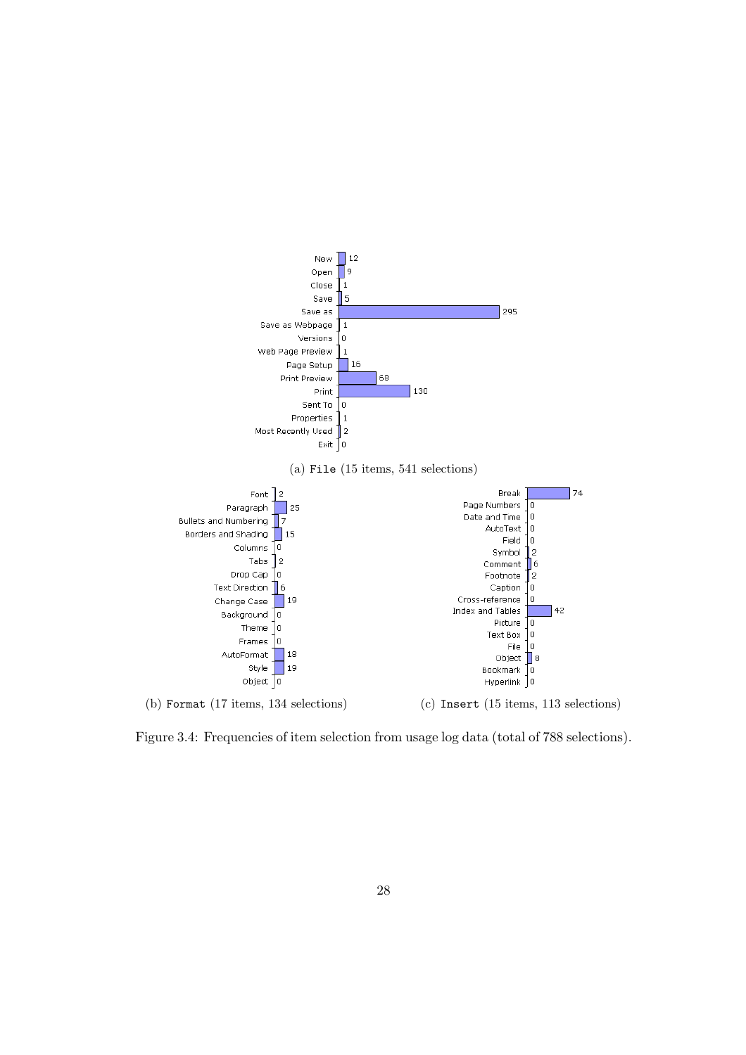| Item | Selections |
|---|---|
| New | 12 |
| Open | 9 |
| Close | 1 |
| Save | 5 |
| Save as | 295 |
| Save as Webpage | 1 |
| Versions | 0 |
| Web Page Preview | 1 |
| Page Setup | 16 |
| Print Preview | 68 |
| Print | 130 |
| Sent To | 0 |
| Properties | 1 |
| Most Recently Used | 2 |
| Exit | 0 |

(a) `File` (15 items, 541 selections)

| Item | Selections |
|---|---|
| Font | 2 |
| Paragraph | 25 |
| Bullets and Numbering | 7 |
| Borders and Shading | 15 |
| Columns | 0 |
| Tabs | 2 |
| Drop Cap | 0 |
| Text Direction | 6 |
| Change Case | 19 |
| Background | 0 |
| Theme | 0 |
| Frames | 0 |
| AutoFormat | 18 |
| Style | 19 |
| Object | 0 |

(b) `Format` (17 items, 134 selections)

| Item | Selections |
|---|---|
| Break | 74 |
| Page Numbers | 0 |
| Date and Time | 0 |
| AutoText | 0 |
| Field | 0 |
| Symbol | 2 |
| Comment | 6 |
| Footnote | 2 |
| Caption | 0 |
| Cross-reference | 0 |
| Index and Tables | 42 |
| Picture | 0 |
| Text Box | 0 |
| File | 0 |
| Object | 8 |
| Bookmark | 0 |
| Hyperlink | 0 |

(c) `Insert` (15 items, 113 selections)

Figure 3.4: Frequencies of item selection from usage log data (total of 788 selections).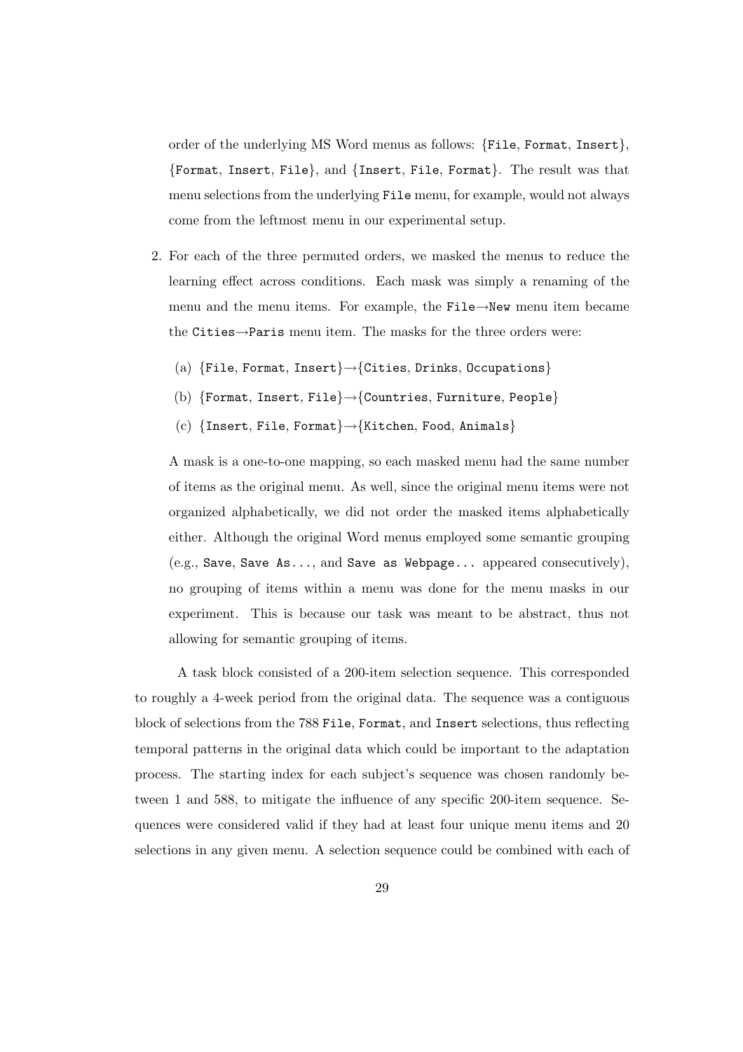order of the underlying MS Word menus as follows: {`File`, `Format`, `Insert`}, {`Format`, `Insert`, `File`}, and {`Insert`, `File`, `Format`}. The result was that menu selections from the underlying `File` menu, for example, would not always come from the leftmost menu in our experimental setup.

2. For each of the three permuted orders, we masked the menus to reduce the learning effect across conditions. Each mask was simply a renaming of the menu and the menu items. For example, the `File`→`New` menu item became the `Cities`→`Paris` menu item. The masks for the three orders were:

   (a) {`File`, `Format`, `Insert`}→{`Cities`, `Drinks`, `Occupations`}

   (b) {`Format`, `Insert`, `File`}→{`Countries`, `Furniture`, `People`}

   (c) {`Insert`, `File`, `Format`}→{`Kitchen`, `Food`, `Animals`}

   A mask is a one-to-one mapping, so each masked menu had the same number of items as the original menu. As well, since the original menu items were not organized alphabetically, we did not order the masked items alphabetically either. Although the original Word menus employed some semantic grouping (e.g., `Save`, `Save As...`, and `Save as Webpage...` appeared consecutively), no grouping of items within a menu was done for the menu masks in our experiment. This is because our task was meant to be abstract, thus not allowing for semantic grouping of items.

A task block consisted of a 200-item selection sequence. This corresponded to roughly a 4-week period from the original data. The sequence was a contiguous block of selections from the 788 `File`, `Format`, and `Insert` selections, thus reflecting temporal patterns in the original data which could be important to the adaptation process. The starting index for each subject's sequence was chosen randomly between 1 and 588, to mitigate the influence of any specific 200-item sequence. Sequences were considered valid if they had at least four unique menu items and 20 selections in any given menu. A selection sequence could be combined with each of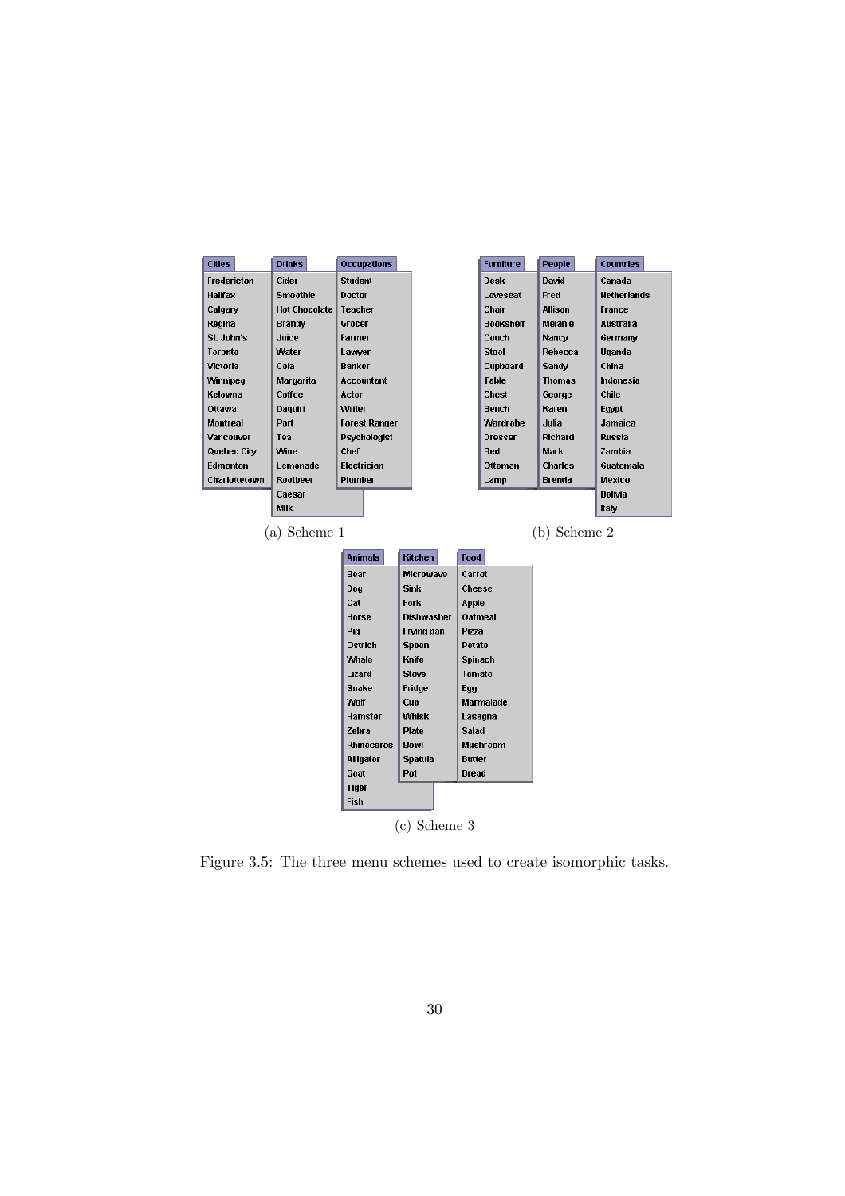| Cities | Drinks | Occupations |
|---|---|---|
| Fredericton | Cider | Student |
| Halifax | Smoothie | Doctor |
| Calgary | Hot Chocolate | Teacher |
| Regina | Brandy | Grocer |
| St. John's | Juice | Farmer |
| Toronto | Water | Lawyer |
| Victoria | Cola | Banker |
| Winnipeg | Margarita | Accountant |
| Kelowna | Coffee | Actor |
| Ottawa | Daquiri | Writer |
| Montreal | Port | Forest Ranger |
| Vancouver | Tea | Psychologist |
| Quebec City | Wine | Chef |
| Edmonton | Lemonade | Electrician |
| Charlottetown | Rootbeer | Plumber |
| | Caesar | |
| | Milk | |

(a) Scheme 1

| Furniture | People | Countries |
|---|---|---|
| Desk | David | Canada |
| Loveseat | Fred | Netherlands |
| Chair | Allison | France |
| Bookshelf | Melanie | Australia |
| Couch | Nancy | Germany |
| Stool | Rebecca | Uganda |
| Cupboard | Sandy | China |
| Table | Thomas | Indonesia |
| Chest | George | Chile |
| Bench | Karen | Egypt |
| Wardrobe | Julia | Jamaica |
| Dresser | Richard | Russia |
| Bed | Mark | Zambia |
| Ottoman | Charles | Guatemala |
| Lamp | Brenda | Mexico |
| | | Bolivia |
| | | Italy |

(b) Scheme 2

| Animals | Kitchen | Food |
|---|---|---|
| Bear | Microwave | Carrot |
| Dog | Sink | Cheese |
| Cat | Fork | Apple |
| Horse | Dishwasher | Oatmeal |
| Pig | Frying pan | Pizza |
| Ostrich | Spoon | Potato |
| Whale | Knife | Spinach |
| Lizard | Stove | Tomato |
| Snake | Fridge | Egg |
| Wolf | Cup | Marmalade |
| Hamster | Whisk | Lasagna |
| Zebra | Plate | Salad |
| Rhinoceros | Bowl | Mushroom |
| Alligator | Spatula | Butter |
| Goat | Pot | Bread |
| Tiger | | |
| Fish | | |

(c) Scheme 3

Figure 3.5: The three menu schemes used to create isomorphic tasks.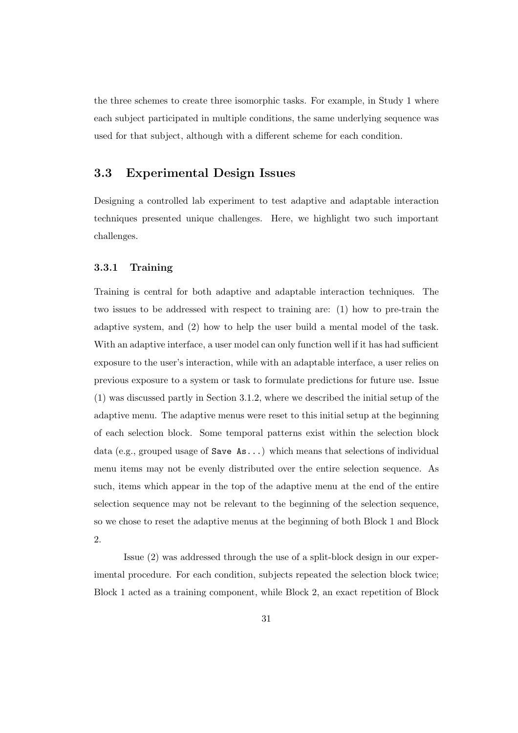the three schemes to create three isomorphic tasks. For example, in Study 1 where each subject participated in multiple conditions, the same underlying sequence was used for that subject, although with a different scheme for each condition.

## 3.3 Experimental Design Issues

Designing a controlled lab experiment to test adaptive and adaptable interaction techniques presented unique challenges. Here, we highlight two such important challenges.

### 3.3.1 Training

Training is central for both adaptive and adaptable interaction techniques. The two issues to be addressed with respect to training are: (1) how to pre-train the adaptive system, and (2) how to help the user build a mental model of the task. With an adaptive interface, a user model can only function well if it has had sufficient exposure to the user's interaction, while with an adaptable interface, a user relies on previous exposure to a system or task to formulate predictions for future use. Issue (1) was discussed partly in Section 3.1.2, where we described the initial setup of the adaptive menu. The adaptive menus were reset to this initial setup at the beginning of each selection block. Some temporal patterns exist within the selection block data (e.g., grouped usage of `Save As...`) which means that selections of individual menu items may not be evenly distributed over the entire selection sequence. As such, items which appear in the top of the adaptive menu at the end of the entire selection sequence may not be relevant to the beginning of the selection sequence, so we chose to reset the adaptive menus at the beginning of both Block 1 and Block 2.

Issue (2) was addressed through the use of a split-block design in our experimental procedure. For each condition, subjects repeated the selection block twice; Block 1 acted as a training component, while Block 2, an exact repetition of Block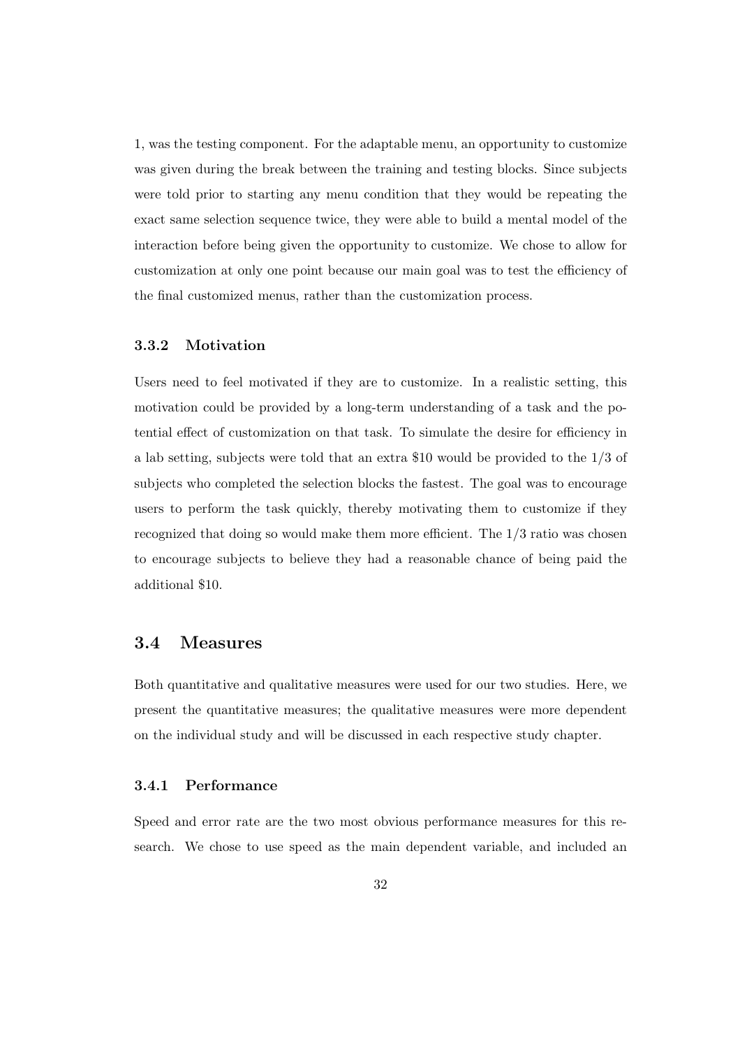1, was the testing component. For the adaptable menu, an opportunity to customize was given during the break between the training and testing blocks. Since subjects were told prior to starting any menu condition that they would be repeating the exact same selection sequence twice, they were able to build a mental model of the interaction before being given the opportunity to customize. We chose to allow for customization at only one point because our main goal was to test the efficiency of the final customized menus, rather than the customization process.

### 3.3.2 Motivation

Users need to feel motivated if they are to customize. In a realistic setting, this motivation could be provided by a long-term understanding of a task and the potential effect of customization on that task. To simulate the desire for efficiency in a lab setting, subjects were told that an extra $10 would be provided to the 1/3 of subjects who completed the selection blocks the fastest. The goal was to encourage users to perform the task quickly, thereby motivating them to customize if they recognized that doing so would make them more efficient. The 1/3 ratio was chosen to encourage subjects to believe they had a reasonable chance of being paid the additional $10.

## 3.4 Measures

Both quantitative and qualitative measures were used for our two studies. Here, we present the quantitative measures; the qualitative measures were more dependent on the individual study and will be discussed in each respective study chapter.

### 3.4.1 Performance

Speed and error rate are the two most obvious performance measures for this research. We chose to use speed as the main dependent variable, and included an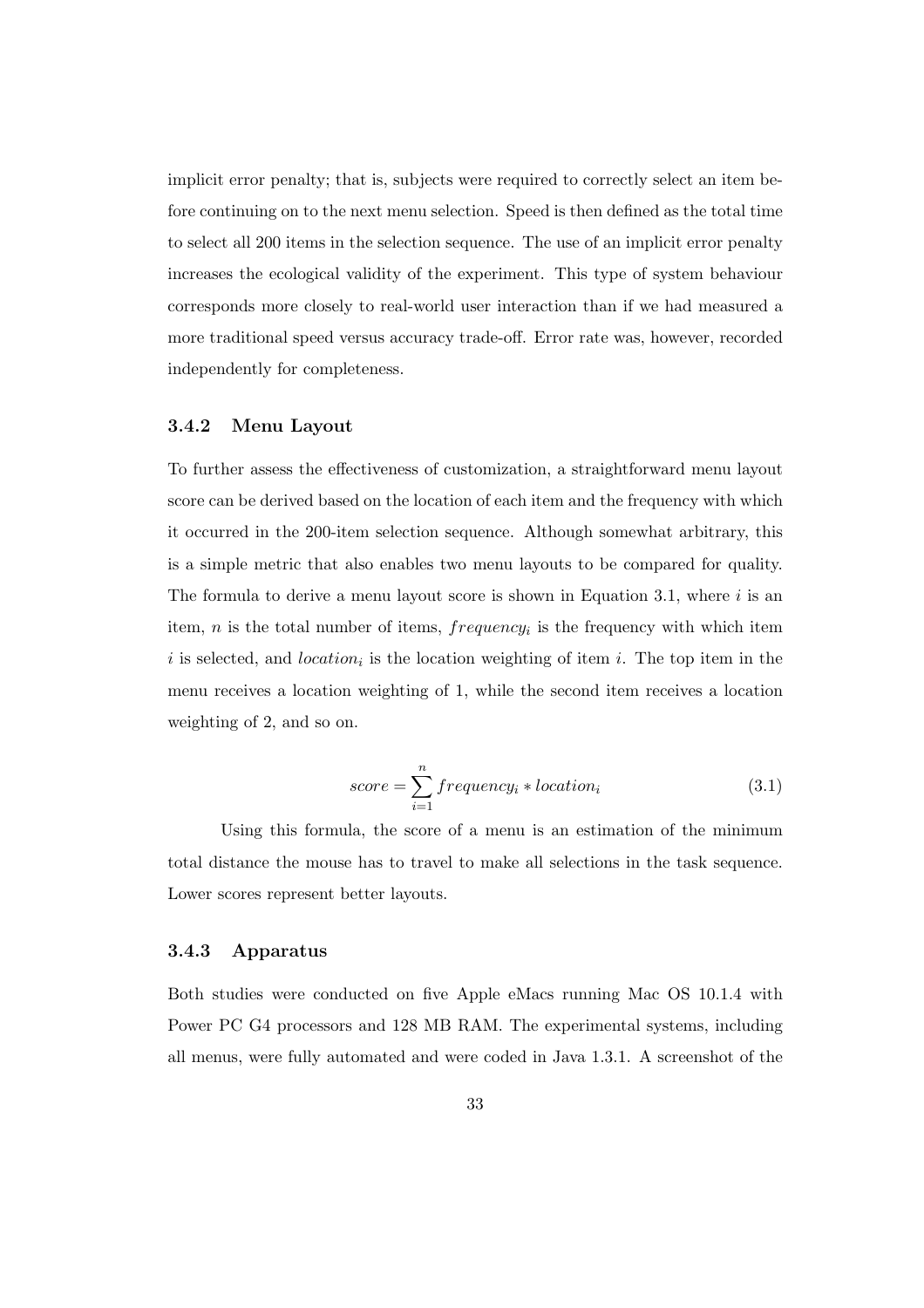implicit error penalty; that is, subjects were required to correctly select an item before continuing on to the next menu selection. Speed is then defined as the total time to select all 200 items in the selection sequence. The use of an implicit error penalty increases the ecological validity of the experiment. This type of system behaviour corresponds more closely to real-world user interaction than if we had measured a more traditional speed versus accuracy trade-off. Error rate was, however, recorded independently for completeness.

### 3.4.2 Menu Layout

To further assess the effectiveness of customization, a straightforward menu layout score can be derived based on the location of each item and the frequency with which it occurred in the 200-item selection sequence. Although somewhat arbitrary, this is a simple metric that also enables two menu layouts to be compared for quality. The formula to derive a menu layout score is shown in Equation 3.1, where $i$ is an item, $n$ is the total number of items, $frequency_i$ is the frequency with which item $i$ is selected, and $location_i$ is the location weighting of item $i$. The top item in the menu receives a location weighting of 1, while the second item receives a location weighting of 2, and so on.

$$score = \sum_{i=1}^{n} frequency_i * location_i \tag{3.1}$$

Using this formula, the score of a menu is an estimation of the minimum total distance the mouse has to travel to make all selections in the task sequence. Lower scores represent better layouts.

### 3.4.3 Apparatus

Both studies were conducted on five Apple eMacs running Mac OS 10.1.4 with Power PC G4 processors and 128 MB RAM. The experimental systems, including all menus, were fully automated and were coded in Java 1.3.1. A screenshot of the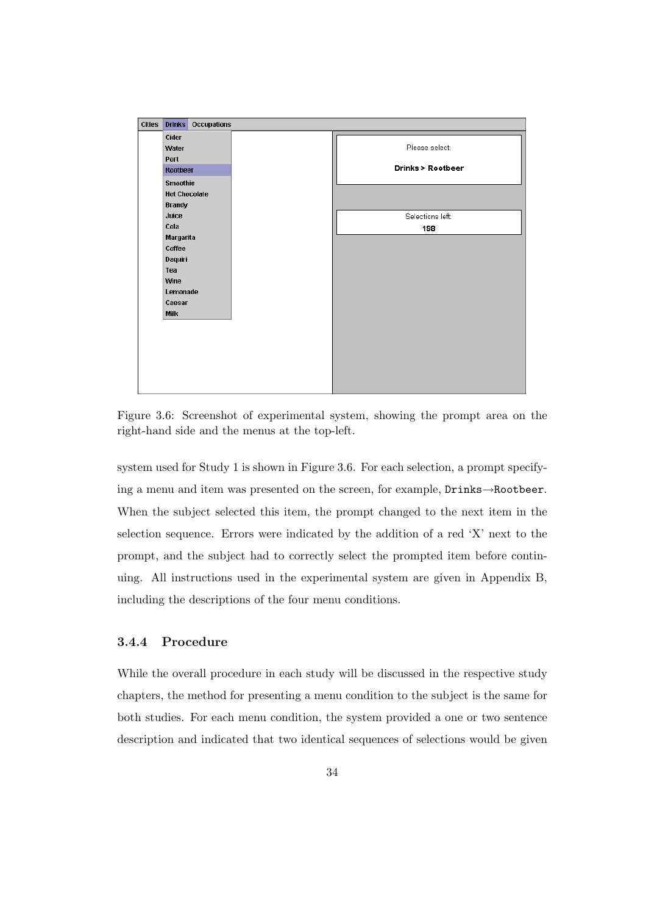Figure 3.6: Screenshot of experimental system, showing the prompt area on the right-hand side and the menus at the top-left.

system used for Study 1 is shown in Figure 3.6. For each selection, a prompt specifying a menu and item was presented on the screen, for example, `Drinks`→`Rootbeer`. When the subject selected this item, the prompt changed to the next item in the selection sequence. Errors were indicated by the addition of a red 'X' next to the prompt, and the subject had to correctly select the prompted item before continuing. All instructions used in the experimental system are given in Appendix B, including the descriptions of the four menu conditions.

### 3.4.4 Procedure

While the overall procedure in each study will be discussed in the respective study chapters, the method for presenting a menu condition to the subject is the same for both studies. For each menu condition, the system provided a one or two sentence description and indicated that two identical sequences of selections would be given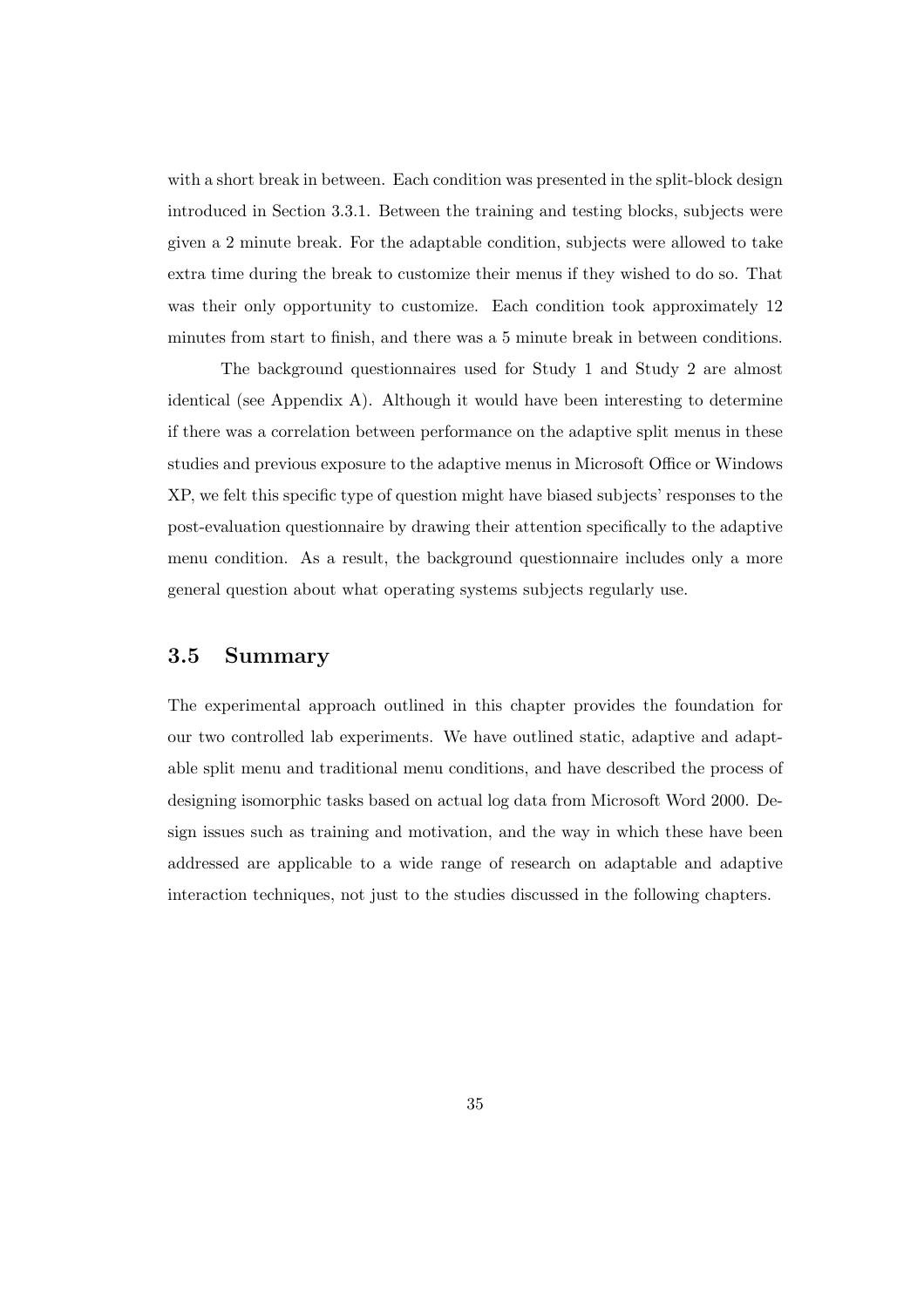with a short break in between. Each condition was presented in the split-block design introduced in Section 3.3.1. Between the training and testing blocks, subjects were given a 2 minute break. For the adaptable condition, subjects were allowed to take extra time during the break to customize their menus if they wished to do so. That was their only opportunity to customize. Each condition took approximately 12 minutes from start to finish, and there was a 5 minute break in between conditions.

The background questionnaires used for Study 1 and Study 2 are almost identical (see Appendix A). Although it would have been interesting to determine if there was a correlation between performance on the adaptive split menus in these studies and previous exposure to the adaptive menus in Microsoft Office or Windows XP, we felt this specific type of question might have biased subjects' responses to the post-evaluation questionnaire by drawing their attention specifically to the adaptive menu condition. As a result, the background questionnaire includes only a more general question about what operating systems subjects regularly use.

## 3.5 Summary

The experimental approach outlined in this chapter provides the foundation for our two controlled lab experiments. We have outlined static, adaptive and adaptable split menu and traditional menu conditions, and have described the process of designing isomorphic tasks based on actual log data from Microsoft Word 2000. Design issues such as training and motivation, and the way in which these have been addressed are applicable to a wide range of research on adaptable and adaptive interaction techniques, not just to the studies discussed in the following chapters.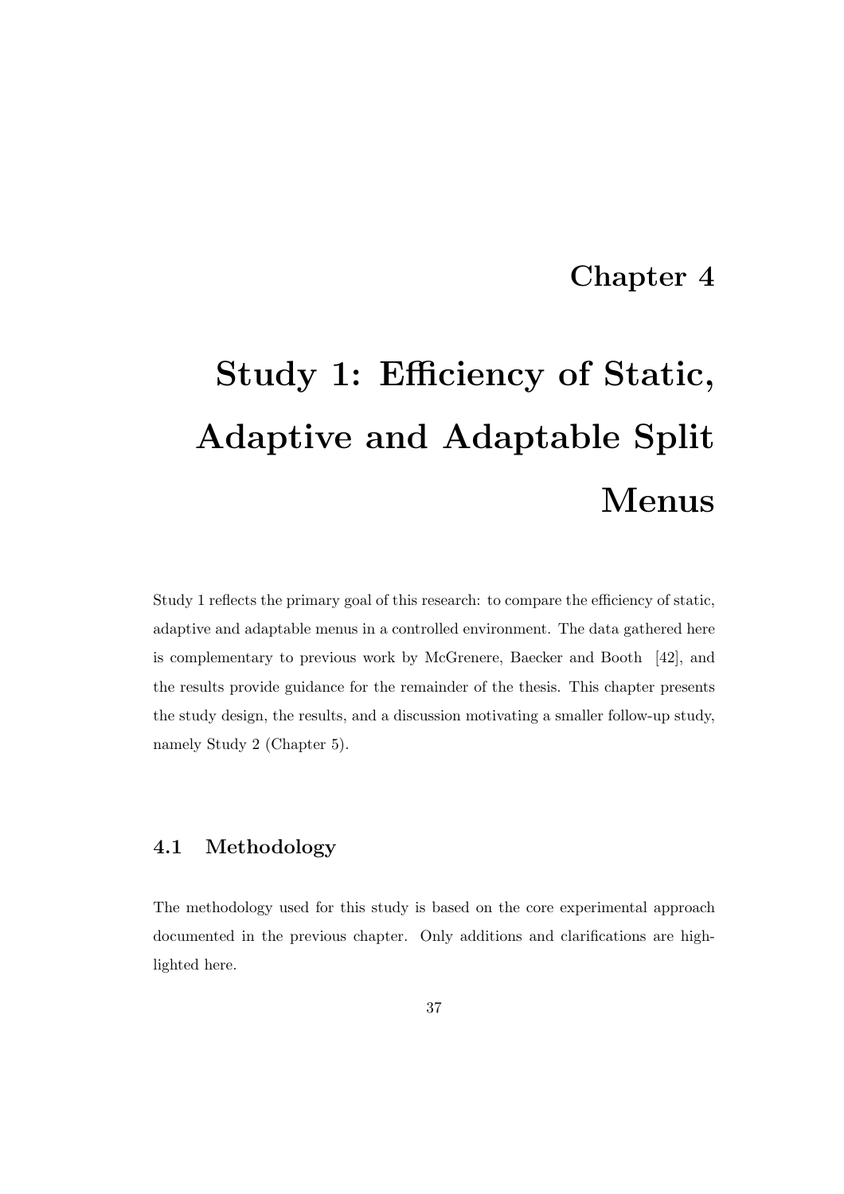# Chapter 4

# Study 1: Efficiency of Static, Adaptive and Adaptable Split Menus

Study 1 reflects the primary goal of this research: to compare the efficiency of static, adaptive and adaptable menus in a controlled environment. The data gathered here is complementary to previous work by McGrenere, Baecker and Booth [42], and the results provide guidance for the remainder of the thesis. This chapter presents the study design, the results, and a discussion motivating a smaller follow-up study, namely Study 2 (Chapter 5).

## 4.1 Methodology

The methodology used for this study is based on the core experimental approach documented in the previous chapter. Only additions and clarifications are highlighted here.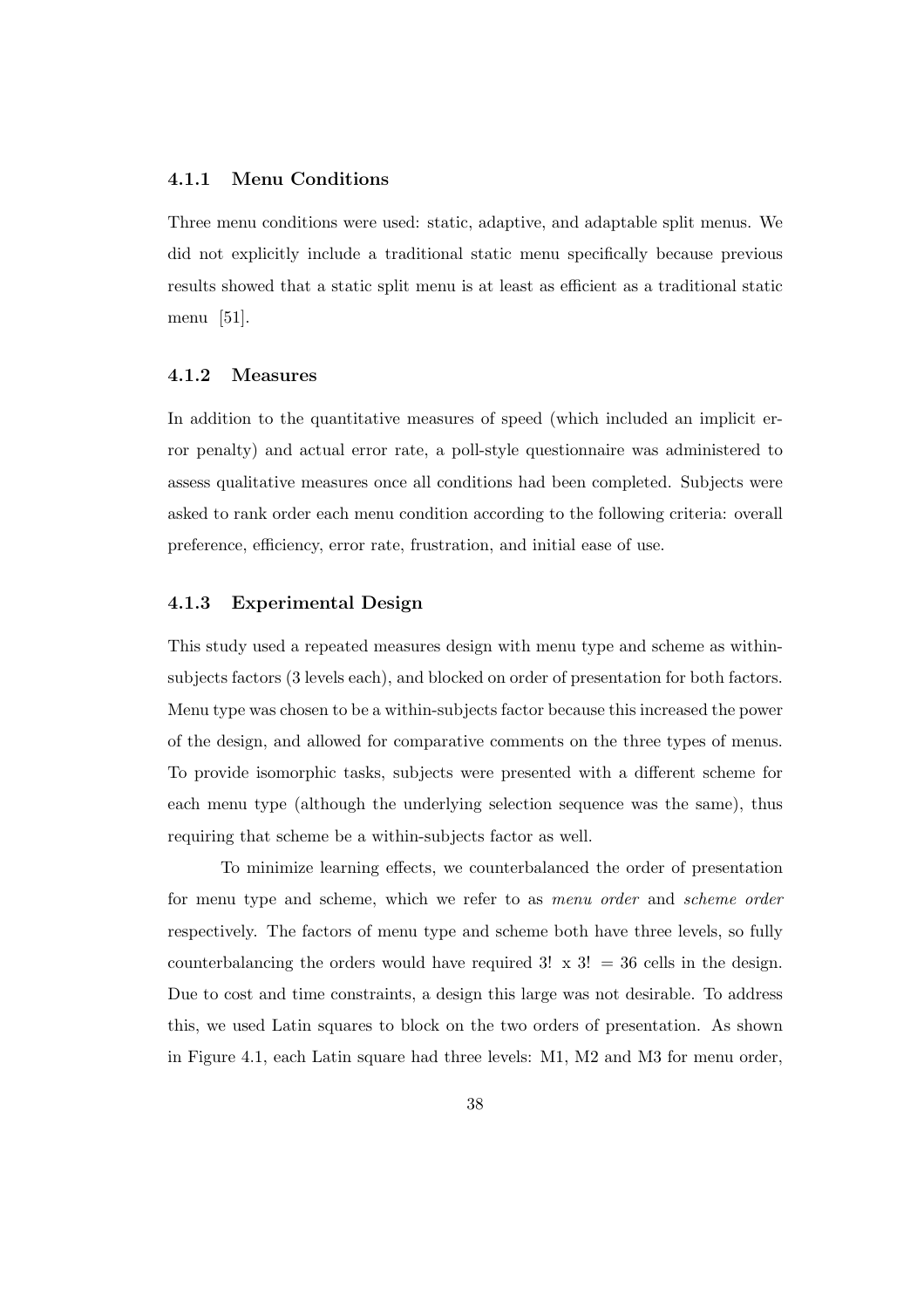### 4.1.1 Menu Conditions

Three menu conditions were used: static, adaptive, and adaptable split menus. We did not explicitly include a traditional static menu specifically because previous results showed that a static split menu is at least as efficient as a traditional static menu [51].

### 4.1.2 Measures

In addition to the quantitative measures of speed (which included an implicit error penalty) and actual error rate, a poll-style questionnaire was administered to assess qualitative measures once all conditions had been completed. Subjects were asked to rank order each menu condition according to the following criteria: overall preference, efficiency, error rate, frustration, and initial ease of use.

### 4.1.3 Experimental Design

This study used a repeated measures design with menu type and scheme as within-subjects factors (3 levels each), and blocked on order of presentation for both factors. Menu type was chosen to be a within-subjects factor because this increased the power of the design, and allowed for comparative comments on the three types of menus. To provide isomorphic tasks, subjects were presented with a different scheme for each menu type (although the underlying selection sequence was the same), thus requiring that scheme be a within-subjects factor as well.

To minimize learning effects, we counterbalanced the order of presentation for menu type and scheme, which we refer to as *menu order* and *scheme order* respectively. The factors of menu type and scheme both have three levels, so fully counterbalancing the orders would have required $3! \times 3! = 36$ cells in the design. Due to cost and time constraints, a design this large was not desirable. To address this, we used Latin squares to block on the two orders of presentation. As shown in Figure 4.1, each Latin square had three levels: M1, M2 and M3 for menu order,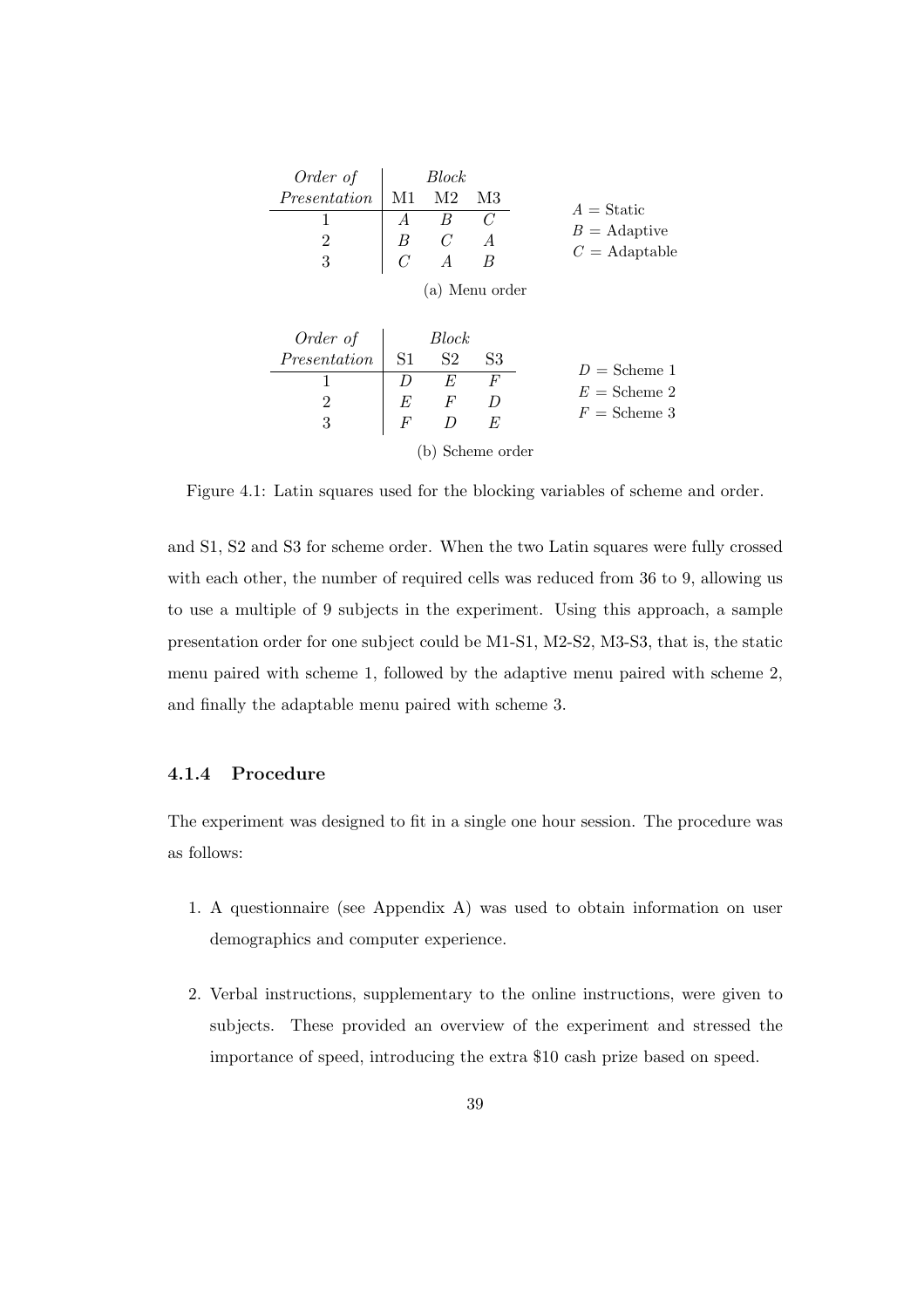| *Order of Presentation* | *Block* | | |
|---|---|---|---|
| | M1 | M2 | M3 |
| 1 | *A* | *B* | *C* |
| 2 | *B* | *C* | *A* |
| 3 | *C* | *A* | *B* |

$A$ = Static
$B$ = Adaptive
$C$ = Adaptable

(a) Menu order

| *Order of Presentation* | *Block* | | |
|---|---|---|---|
| | S1 | S2 | S3 |
| 1 | *D* | *E* | *F* |
| 2 | *E* | *F* | *D* |
| 3 | *F* | *D* | *E* |

$D$ = Scheme 1
$E$ = Scheme 2
$F$ = Scheme 3

(b) Scheme order

Figure 4.1: Latin squares used for the blocking variables of scheme and order.

and S1, S2 and S3 for scheme order. When the two Latin squares were fully crossed with each other, the number of required cells was reduced from 36 to 9, allowing us to use a multiple of 9 subjects in the experiment. Using this approach, a sample presentation order for one subject could be M1-S1, M2-S2, M3-S3, that is, the static menu paired with scheme 1, followed by the adaptive menu paired with scheme 2, and finally the adaptable menu paired with scheme 3.

### 4.1.4 Procedure

The experiment was designed to fit in a single one hour session. The procedure was as follows:

1. A questionnaire (see Appendix A) was used to obtain information on user demographics and computer experience.

2. Verbal instructions, supplementary to the online instructions, were given to subjects. These provided an overview of the experiment and stressed the importance of speed, introducing the extra $10 cash prize based on speed.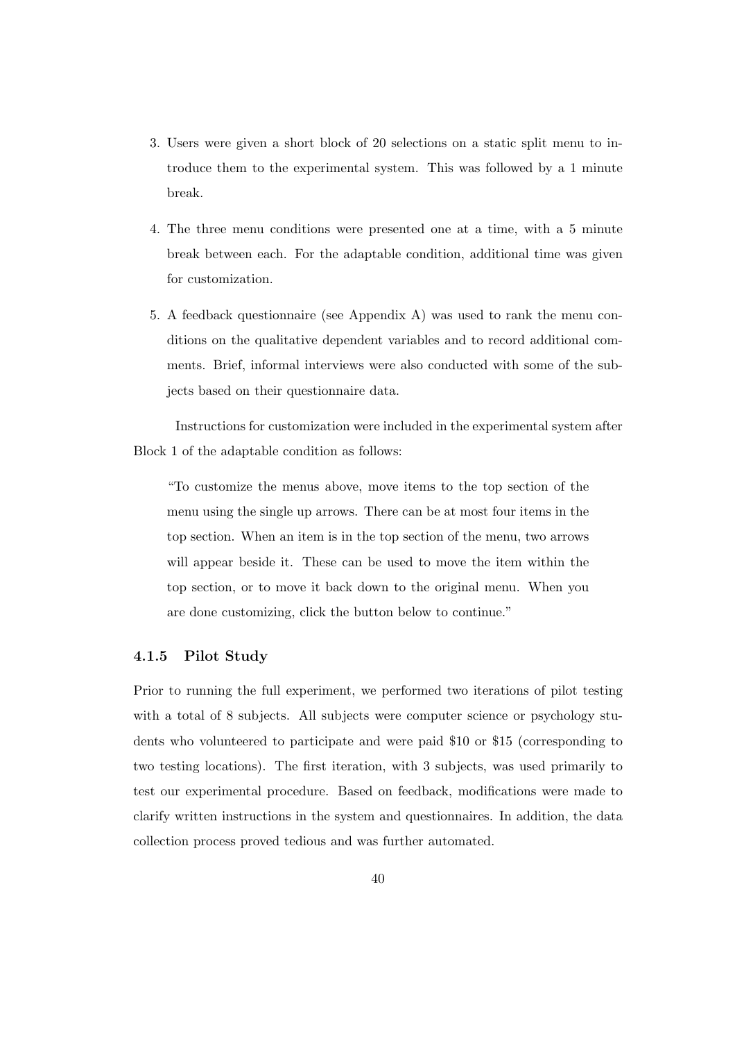3. Users were given a short block of 20 selections on a static split menu to introduce them to the experimental system. This was followed by a 1 minute break.

4. The three menu conditions were presented one at a time, with a 5 minute break between each. For the adaptable condition, additional time was given for customization.

5. A feedback questionnaire (see Appendix A) was used to rank the menu conditions on the qualitative dependent variables and to record additional comments. Brief, informal interviews were also conducted with some of the subjects based on their questionnaire data.

Instructions for customization were included in the experimental system after Block 1 of the adaptable condition as follows:

> "To customize the menus above, move items to the top section of the menu using the single up arrows. There can be at most four items in the top section. When an item is in the top section of the menu, two arrows will appear beside it. These can be used to move the item within the top section, or to move it back down to the original menu. When you are done customizing, click the button below to continue."

### 4.1.5 Pilot Study

Prior to running the full experiment, we performed two iterations of pilot testing with a total of 8 subjects. All subjects were computer science or psychology students who volunteered to participate and were paid $10 or $15 (corresponding to two testing locations). The first iteration, with 3 subjects, was used primarily to test our experimental procedure. Based on feedback, modifications were made to clarify written instructions in the system and questionnaires. In addition, the data collection process proved tedious and was further automated.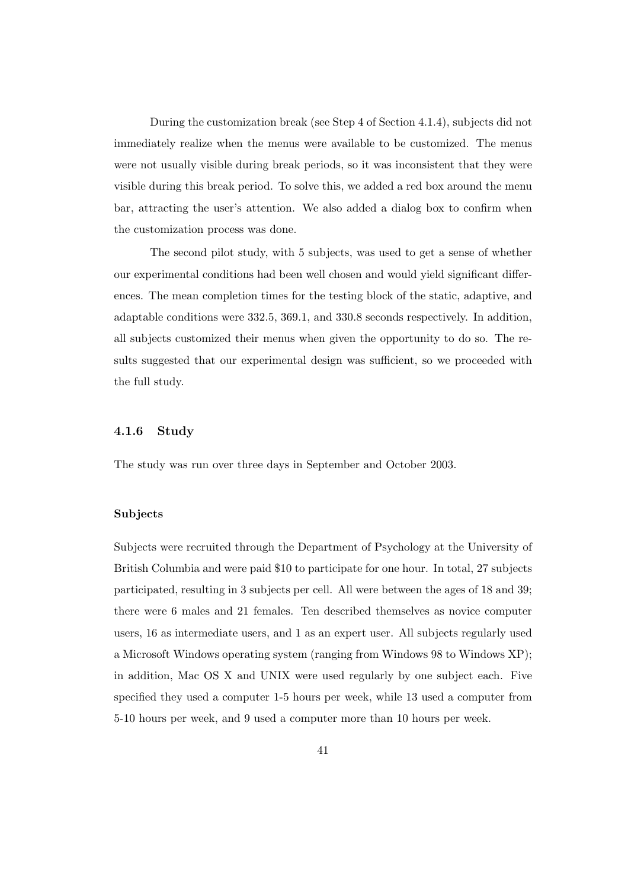During the customization break (see Step 4 of Section 4.1.4), subjects did not immediately realize when the menus were available to be customized. The menus were not usually visible during break periods, so it was inconsistent that they were visible during this break period. To solve this, we added a red box around the menu bar, attracting the user's attention. We also added a dialog box to confirm when the customization process was done.

The second pilot study, with 5 subjects, was used to get a sense of whether our experimental conditions had been well chosen and would yield significant differences. The mean completion times for the testing block of the static, adaptive, and adaptable conditions were 332.5, 369.1, and 330.8 seconds respectively. In addition, all subjects customized their menus when given the opportunity to do so. The results suggested that our experimental design was sufficient, so we proceeded with the full study.

### 4.1.6 Study

The study was run over three days in September and October 2003.

#### Subjects

Subjects were recruited through the Department of Psychology at the University of British Columbia and were paid $10 to participate for one hour. In total, 27 subjects participated, resulting in 3 subjects per cell. All were between the ages of 18 and 39; there were 6 males and 21 females. Ten described themselves as novice computer users, 16 as intermediate users, and 1 as an expert user. All subjects regularly used a Microsoft Windows operating system (ranging from Windows 98 to Windows XP); in addition, Mac OS X and UNIX were used regularly by one subject each. Five specified they used a computer 1-5 hours per week, while 13 used a computer from 5-10 hours per week, and 9 used a computer more than 10 hours per week.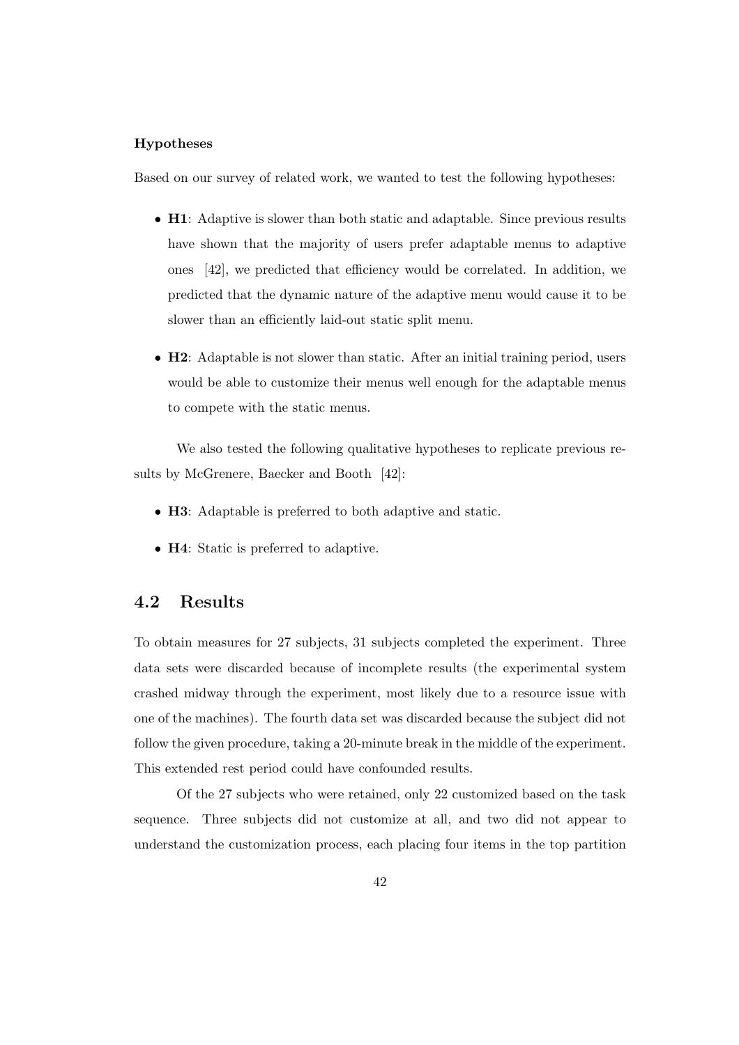**Hypotheses**

Based on our survey of related work, we wanted to test the following hypotheses:

- **H1**: Adaptive is slower than both static and adaptable. Since previous results have shown that the majority of users prefer adaptable menus to adaptive ones [42], we predicted that efficiency would be correlated. In addition, we predicted that the dynamic nature of the adaptive menu would cause it to be slower than an efficiently laid-out static split menu.

- **H2**: Adaptable is not slower than static. After an initial training period, users would be able to customize their menus well enough for the adaptable menus to compete with the static menus.

We also tested the following qualitative hypotheses to replicate previous results by McGrenere, Baecker and Booth [42]:

- **H3**: Adaptable is preferred to both adaptive and static.

- **H4**: Static is preferred to adaptive.

## 4.2 Results

To obtain measures for 27 subjects, 31 subjects completed the experiment. Three data sets were discarded because of incomplete results (the experimental system crashed midway through the experiment, most likely due to a resource issue with one of the machines). The fourth data set was discarded because the subject did not follow the given procedure, taking a 20-minute break in the middle of the experiment. This extended rest period could have confounded results.

Of the 27 subjects who were retained, only 22 customized based on the task sequence. Three subjects did not customize at all, and two did not appear to understand the customization process, each placing four items in the top partition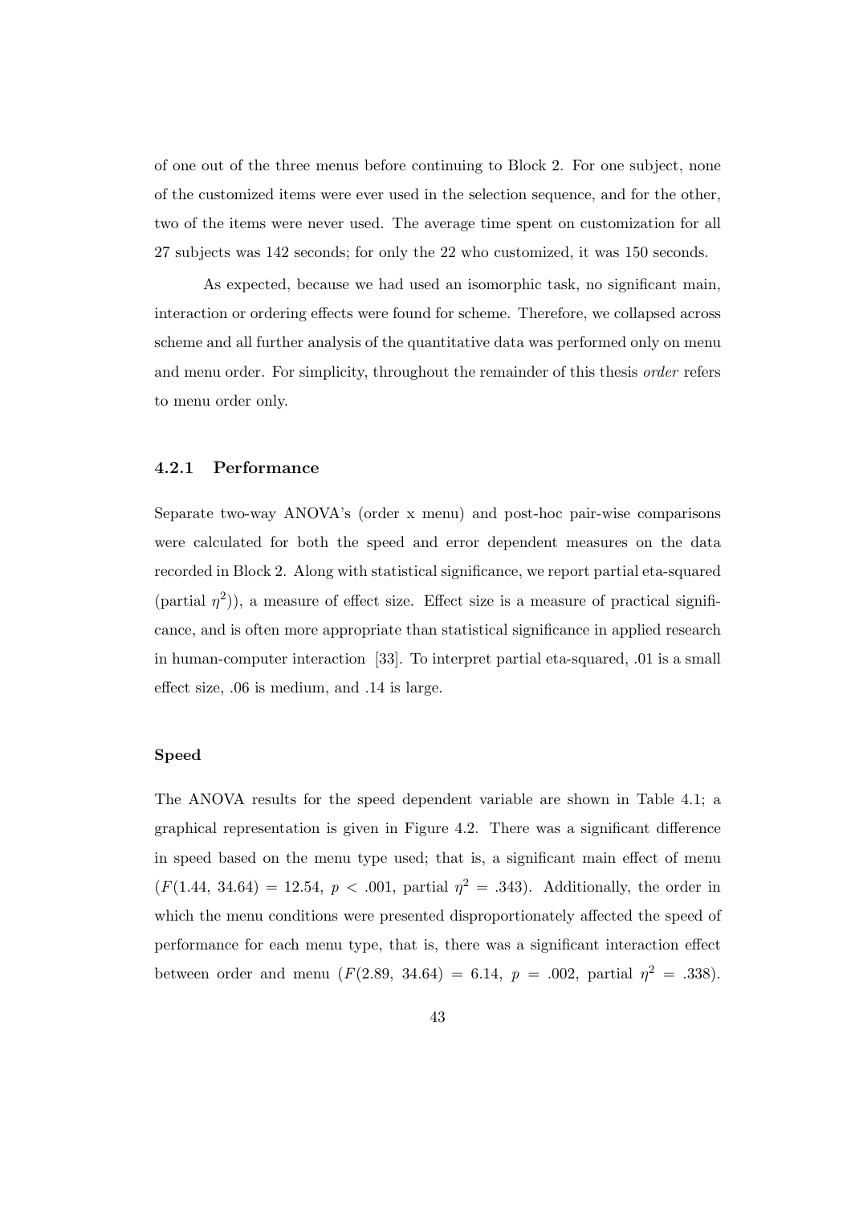of one out of the three menus before continuing to Block 2. For one subject, none of the customized items were ever used in the selection sequence, and for the other, two of the items were never used. The average time spent on customization for all 27 subjects was 142 seconds; for only the 22 who customized, it was 150 seconds.

As expected, because we had used an isomorphic task, no significant main, interaction or ordering effects were found for scheme. Therefore, we collapsed across scheme and all further analysis of the quantitative data was performed only on menu and menu order. For simplicity, throughout the remainder of this thesis *order* refers to menu order only.

### 4.2.1 Performance

Separate two-way ANOVA's (order x menu) and post-hoc pair-wise comparisons were calculated for both the speed and error dependent measures on the data recorded in Block 2. Along with statistical significance, we report partial eta-squared (partial $\eta^2$)), a measure of effect size. Effect size is a measure of practical significance, and is often more appropriate than statistical significance in applied research in human-computer interaction [33]. To interpret partial eta-squared, .01 is a small effect size, .06 is medium, and .14 is large.

#### Speed

The ANOVA results for the speed dependent variable are shown in Table 4.1; a graphical representation is given in Figure 4.2. There was a significant difference in speed based on the menu type used; that is, a significant main effect of menu ($F(1.44,\ 34.64) = 12.54$, $p < .001$, partial $\eta^2 = .343$). Additionally, the order in which the menu conditions were presented disproportionately affected the speed of performance for each menu type, that is, there was a significant interaction effect between order and menu ($F(2.89,\ 34.64) = 6.14$, $p = .002$, partial $\eta^2 = .338$).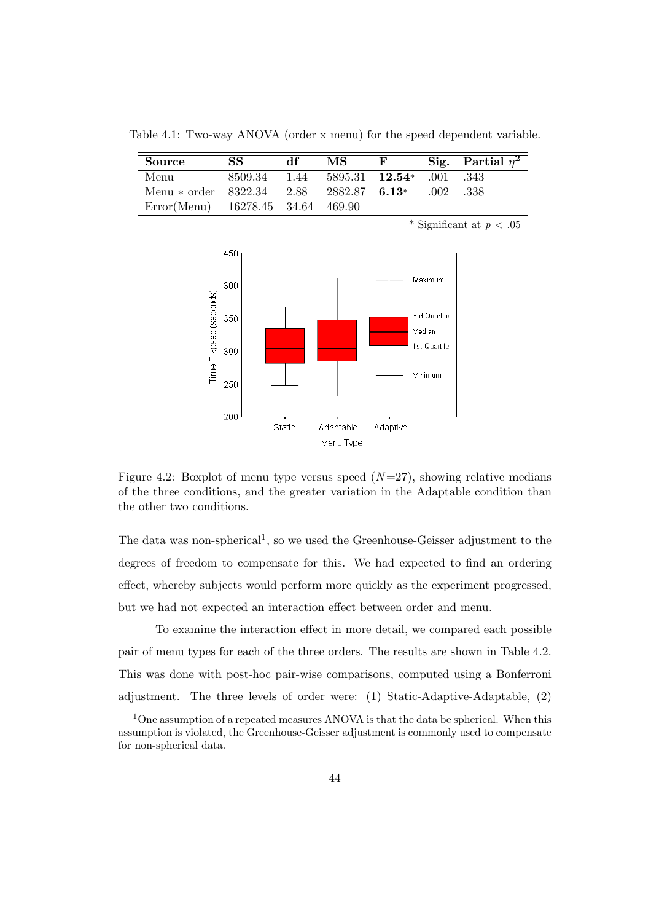Table 4.1: Two-way ANOVA (order x menu) for the speed dependent variable.

| Source | SS | df | MS | F | Sig. | Partial $\eta^2$ |
|---|---|---|---|---|---|---|
| Menu | 8509.34 | 1.44 | 5895.31 | **12.54**\* | .001 | .343 |
| Menu \* order | 8322.34 | 2.88 | 2882.87 | **6.13**\* | .002 | .338 |
| Error(Menu) | 16278.45 | 34.64 | 469.90 | | | |

\* Significant at $p < .05$

Figure 4.2: Boxplot of menu type versus speed ($N$=27), showing relative medians of the three conditions, and the greater variation in the Adaptable condition than the other two conditions.

The data was non-spherical[1], so we used the Greenhouse-Geisser adjustment to the degrees of freedom to compensate for this. We had expected to find an ordering effect, whereby subjects would perform more quickly as the experiment progressed, but we had not expected an interaction effect between order and menu.

To examine the interaction effect in more detail, we compared each possible pair of menu types for each of the three orders. The results are shown in Table 4.2. This was done with post-hoc pair-wise comparisons, computed using a Bonferroni adjustment. The three levels of order were: (1) Static-Adaptive-Adaptable, (2)

[1] One assumption of a repeated measures ANOVA is that the data be spherical. When this assumption is violated, the Greenhouse-Geisser adjustment is commonly used to compensate for non-spherical data.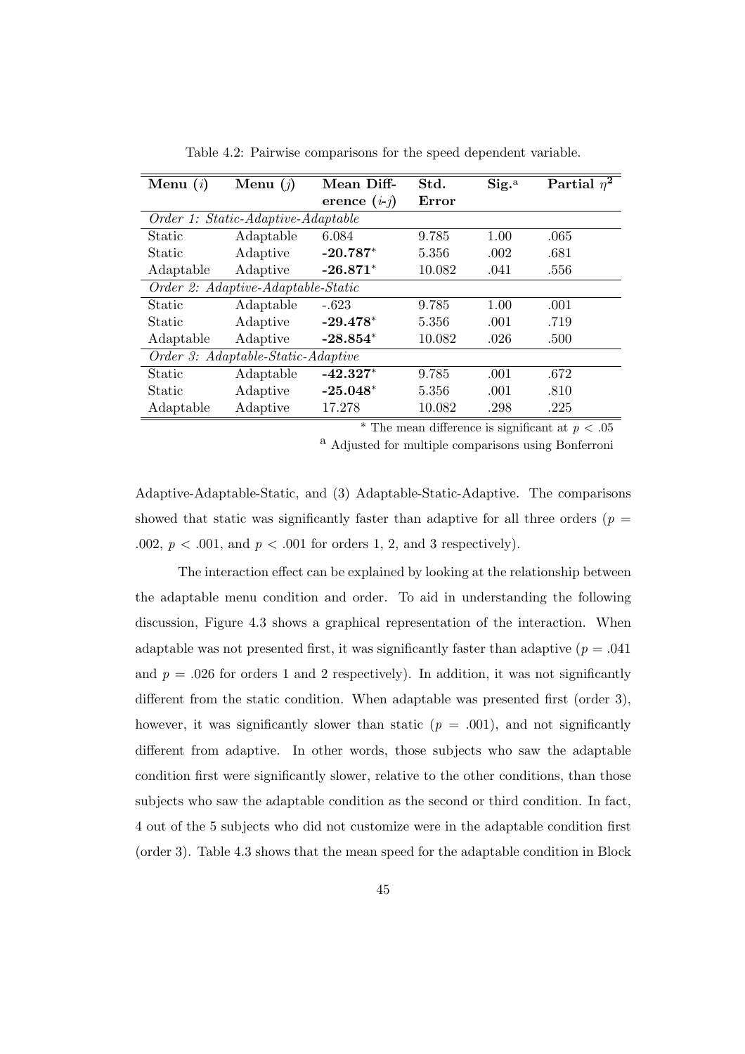Table 4.2: Pairwise comparisons for the speed dependent variable.

| Menu ($i$) | Menu ($j$) | Mean Difference ($i$-$j$) | Std. Error | Sig.[a] | Partial $\eta^2$ |
|---|---|---|---|---|---|
| *Order 1: Static-Adaptive-Adaptable* | | | | | |
| Static | Adaptable | 6.084 | 9.785 | 1.00 | .065 |
| Static | Adaptive | **-20.787*** | 5.356 | .002 | .681 |
| Adaptable | Adaptive | **-26.871*** | 10.082 | .041 | .556 |
| *Order 2: Adaptive-Adaptable-Static* | | | | | |
| Static | Adaptable | -.623 | 9.785 | 1.00 | .001 |
| Static | Adaptive | **-29.478*** | 5.356 | .001 | .719 |
| Adaptable | Adaptive | **-28.854*** | 10.082 | .026 | .500 |
| *Order 3: Adaptable-Static-Adaptive* | | | | | |
| Static | Adaptable | **-42.327*** | 9.785 | .001 | .672 |
| Static | Adaptive | **-25.048*** | 5.356 | .001 | .810 |
| Adaptable | Adaptive | 17.278 | 10.082 | .298 | .225 |

* The mean difference is significant at $p < .05$

[a] Adjusted for multiple comparisons using Bonferroni

Adaptive-Adaptable-Static, and (3) Adaptable-Static-Adaptive. The comparisons showed that static was significantly faster than adaptive for all three orders ($p = .002$, $p < .001$, and $p < .001$ for orders 1, 2, and 3 respectively).

The interaction effect can be explained by looking at the relationship between the adaptable menu condition and order. To aid in understanding the following discussion, Figure 4.3 shows a graphical representation of the interaction. When adaptable was not presented first, it was significantly faster than adaptive ($p = .041$ and $p = .026$ for orders 1 and 2 respectively). In addition, it was not significantly different from the static condition. When adaptable was presented first (order 3), however, it was significantly slower than static ($p = .001$), and not significantly different from adaptive. In other words, those subjects who saw the adaptable condition first were significantly slower, relative to the other conditions, than those subjects who saw the adaptable condition as the second or third condition. In fact, 4 out of the 5 subjects who did not customize were in the adaptable condition first (order 3). Table 4.3 shows that the mean speed for the adaptable condition in Block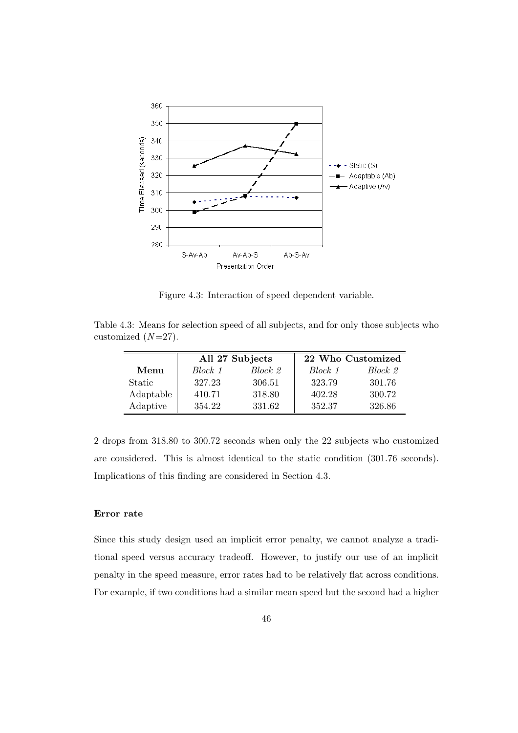Figure 4.3: Interaction of speed dependent variable.

Table 4.3: Means for selection speed of all subjects, and for only those subjects who customized ($N$=27).

| | **All 27 Subjects** | | **22 Who Customized** | |
|---|---|---|---|---|
| **Menu** | *Block 1* | *Block 2* | *Block 1* | *Block 2* |
| Static | 327.23 | 306.51 | 323.79 | 301.76 |
| Adaptable | 410.71 | 318.80 | 402.28 | 300.72 |
| Adaptive | 354.22 | 331.62 | 352.37 | 326.86 |

2 drops from 318.80 to 300.72 seconds when only the 22 subjects who customized are considered. This is almost identical to the static condition (301.76 seconds). Implications of this finding are considered in Section 4.3.

#### Error rate

Since this study design used an implicit error penalty, we cannot analyze a traditional speed versus accuracy tradeoff. However, to justify our use of an implicit penalty in the speed measure, error rates had to be relatively flat across conditions. For example, if two conditions had a similar mean speed but the second had a higher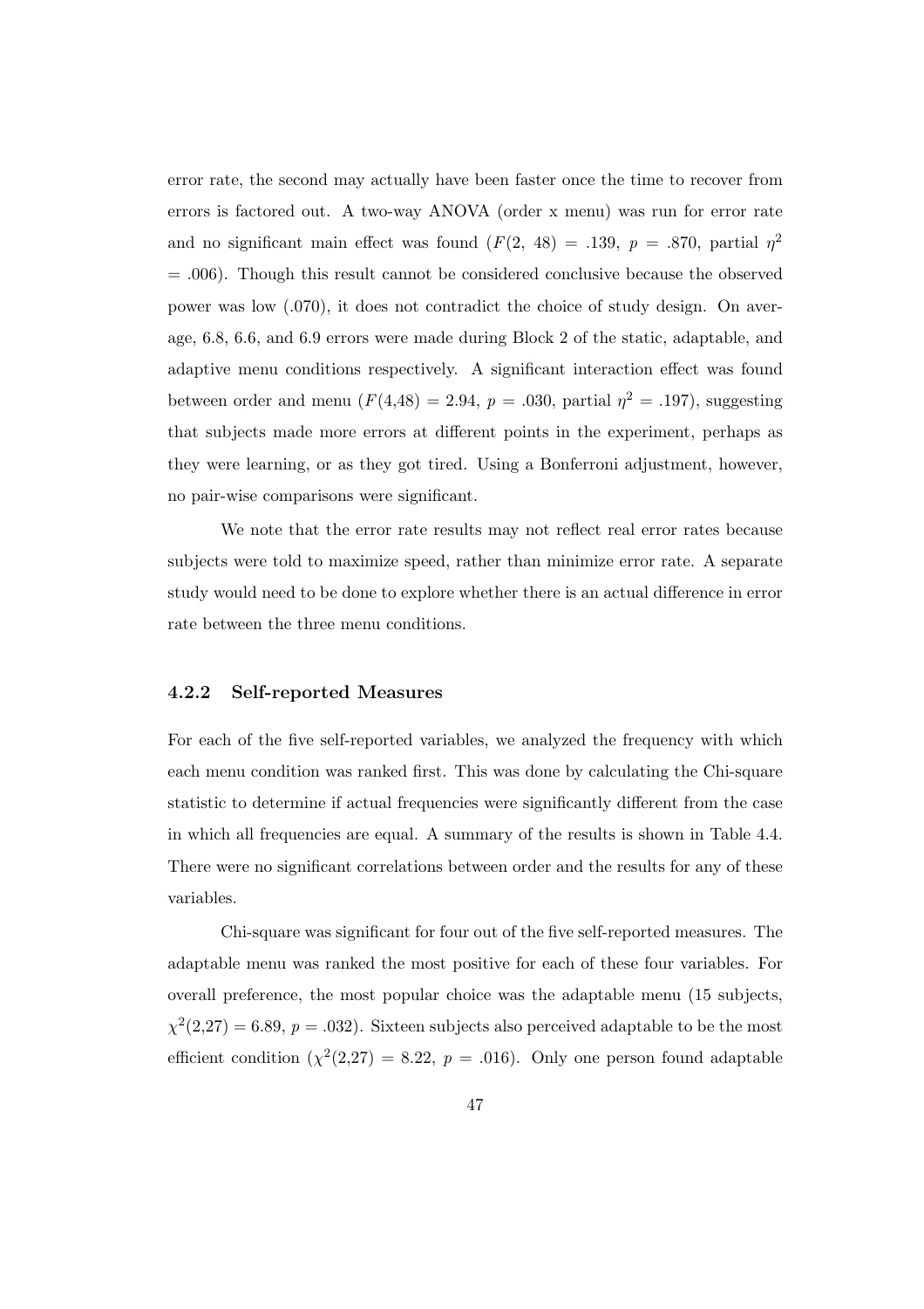error rate, the second may actually have been faster once the time to recover from errors is factored out. A two-way ANOVA (order x menu) was run for error rate and no significant main effect was found ($F(2, 48) = .139$, $p = .870$, partial $\eta^2 = .006$). Though this result cannot be considered conclusive because the observed power was low (.070), it does not contradict the choice of study design. On average, 6.8, 6.6, and 6.9 errors were made during Block 2 of the static, adaptable, and adaptive menu conditions respectively. A significant interaction effect was found between order and menu ($F(4,48) = 2.94$, $p = .030$, partial $\eta^2 = .197$), suggesting that subjects made more errors at different points in the experiment, perhaps as they were learning, or as they got tired. Using a Bonferroni adjustment, however, no pair-wise comparisons were significant.

We note that the error rate results may not reflect real error rates because subjects were told to maximize speed, rather than minimize error rate. A separate study would need to be done to explore whether there is an actual difference in error rate between the three menu conditions.

### 4.2.2 Self-reported Measures

For each of the five self-reported variables, we analyzed the frequency with which each menu condition was ranked first. This was done by calculating the Chi-square statistic to determine if actual frequencies were significantly different from the case in which all frequencies are equal. A summary of the results is shown in Table 4.4. There were no significant correlations between order and the results for any of these variables.

Chi-square was significant for four out of the five self-reported measures. The adaptable menu was ranked the most positive for each of these four variables. For overall preference, the most popular choice was the adaptable menu (15 subjects, $\chi^2(2,27) = 6.89$, $p = .032$). Sixteen subjects also perceived adaptable to be the most efficient condition ($\chi^2(2,27) = 8.22$, $p = .016$). Only one person found adaptable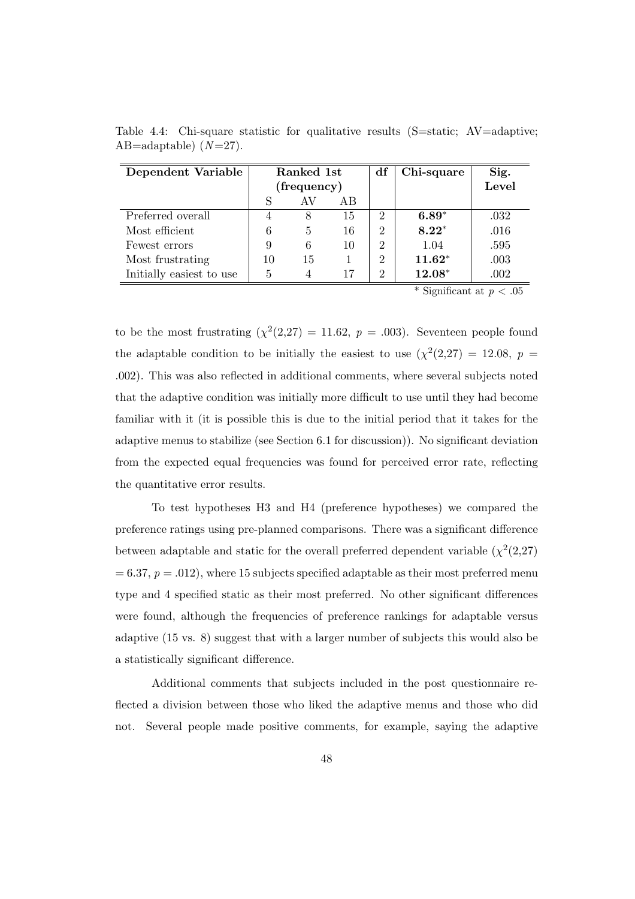Table 4.4: Chi-square statistic for qualitative results (S=static; AV=adaptive; AB=adaptable) ($N$=27).

| Dependent Variable | Ranked 1st (frequency) | | | df | Chi-square | Sig. Level |
|---|---|---|---|---|---|---|
| | S | AV | AB | | | |
| Preferred overall | 4 | 8 | 15 | 2 | **6.89***  | .032 |
| Most efficient | 6 | 5 | 16 | 2 | **8.22*** | .016 |
| Fewest errors | 9 | 6 | 10 | 2 | 1.04 | .595 |
| Most frustrating | 10 | 15 | 1 | 2 | **11.62*** | .003 |
| Initially easiest to use | 5 | 4 | 17 | 2 | **12.08*** | .002 |

* Significant at $p < .05$

to be the most frustrating ($\chi^2(2,27) = 11.62$, $p = .003$). Seventeen people found the adaptable condition to be initially the easiest to use ($\chi^2(2,27) = 12.08$, $p = .002$). This was also reflected in additional comments, where several subjects noted that the adaptive condition was initially more difficult to use until they had become familiar with it (it is possible this is due to the initial period that it takes for the adaptive menus to stabilize (see Section 6.1 for discussion)). No significant deviation from the expected equal frequencies was found for perceived error rate, reflecting the quantitative error results.

To test hypotheses H3 and H4 (preference hypotheses) we compared the preference ratings using pre-planned comparisons. There was a significant difference between adaptable and static for the overall preferred dependent variable ($\chi^2(2,27) = 6.37$, $p = .012$), where 15 subjects specified adaptable as their most preferred menu type and 4 specified static as their most preferred. No other significant differences were found, although the frequencies of preference rankings for adaptable versus adaptive (15 vs. 8) suggest that with a larger number of subjects this would also be a statistically significant difference.

Additional comments that subjects included in the post questionnaire reflected a division between those who liked the adaptive menus and those who did not. Several people made positive comments, for example, saying the adaptive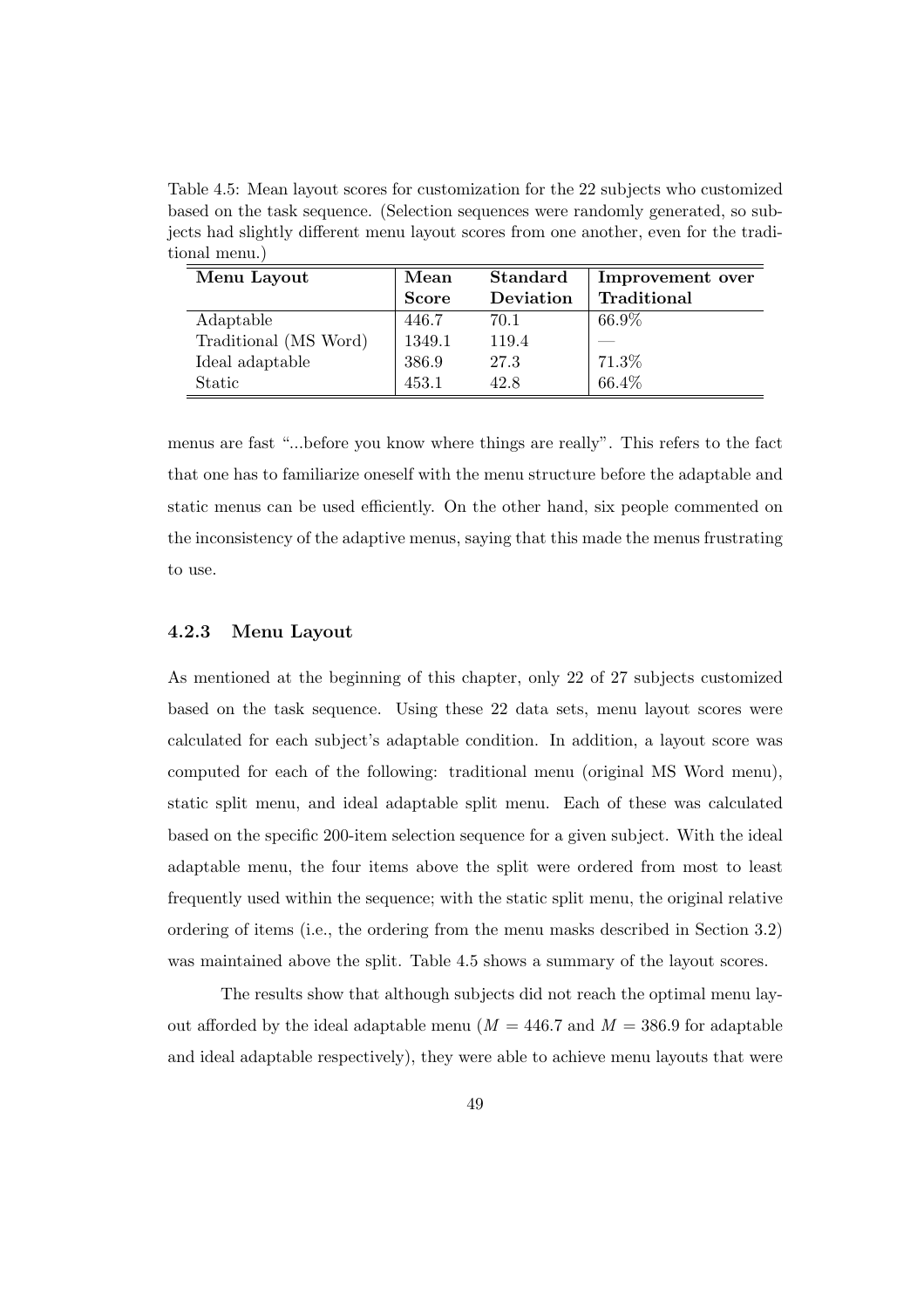Table 4.5: Mean layout scores for customization for the 22 subjects who customized based on the task sequence. (Selection sequences were randomly generated, so subjects had slightly different menu layout scores from one another, even for the traditional menu.)

| Menu Layout | Mean Score | Standard Deviation | Improvement over Traditional |
|---|---|---|---|
| Adaptable | 446.7 | 70.1 | 66.9% |
| Traditional (MS Word) | 1349.1 | 119.4 | — |
| Ideal adaptable | 386.9 | 27.3 | 71.3% |
| Static | 453.1 | 42.8 | 66.4% |

menus are fast "...before you know where things are really". This refers to the fact that one has to familiarize oneself with the menu structure before the adaptable and static menus can be used efficiently. On the other hand, six people commented on the inconsistency of the adaptive menus, saying that this made the menus frustrating to use.

### 4.2.3 Menu Layout

As mentioned at the beginning of this chapter, only 22 of 27 subjects customized based on the task sequence. Using these 22 data sets, menu layout scores were calculated for each subject's adaptable condition. In addition, a layout score was computed for each of the following: traditional menu (original MS Word menu), static split menu, and ideal adaptable split menu. Each of these was calculated based on the specific 200-item selection sequence for a given subject. With the ideal adaptable menu, the four items above the split were ordered from most to least frequently used within the sequence; with the static split menu, the original relative ordering of items (i.e., the ordering from the menu masks described in Section 3.2) was maintained above the split. Table 4.5 shows a summary of the layout scores.

The results show that although subjects did not reach the optimal menu layout afforded by the ideal adaptable menu ($M = 446.7$ and $M = 386.9$ for adaptable and ideal adaptable respectively), they were able to achieve menu layouts that were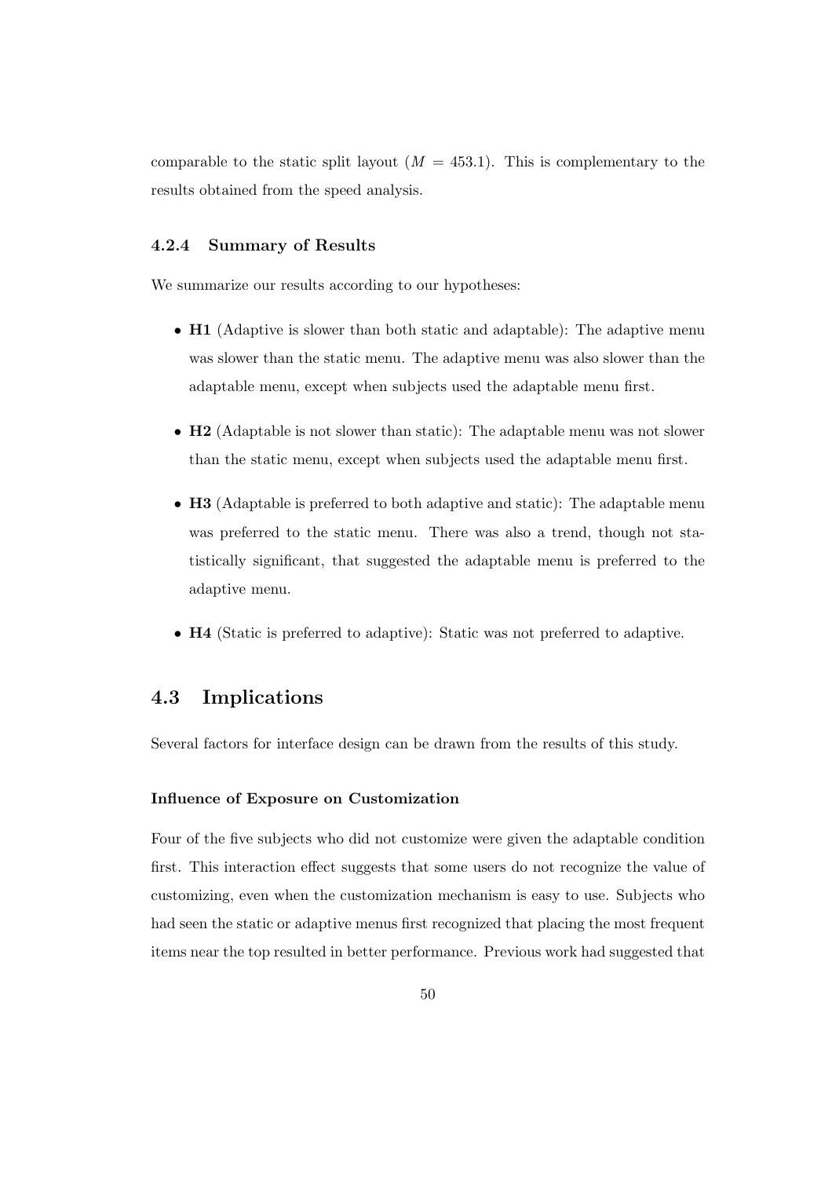comparable to the static split layout ($M = 453.1$). This is complementary to the results obtained from the speed analysis.

### 4.2.4 Summary of Results

We summarize our results according to our hypotheses:

- **H1** (Adaptive is slower than both static and adaptable): The adaptive menu was slower than the static menu. The adaptive menu was also slower than the adaptable menu, except when subjects used the adaptable menu first.
- **H2** (Adaptable is not slower than static): The adaptable menu was not slower than the static menu, except when subjects used the adaptable menu first.
- **H3** (Adaptable is preferred to both adaptive and static): The adaptable menu was preferred to the static menu. There was also a trend, though not statistically significant, that suggested the adaptable menu is preferred to the adaptive menu.
- **H4** (Static is preferred to adaptive): Static was not preferred to adaptive.

## 4.3 Implications

Several factors for interface design can be drawn from the results of this study.

#### Influence of Exposure on Customization

Four of the five subjects who did not customize were given the adaptable condition first. This interaction effect suggests that some users do not recognize the value of customizing, even when the customization mechanism is easy to use. Subjects who had seen the static or adaptive menus first recognized that placing the most frequent items near the top resulted in better performance. Previous work had suggested that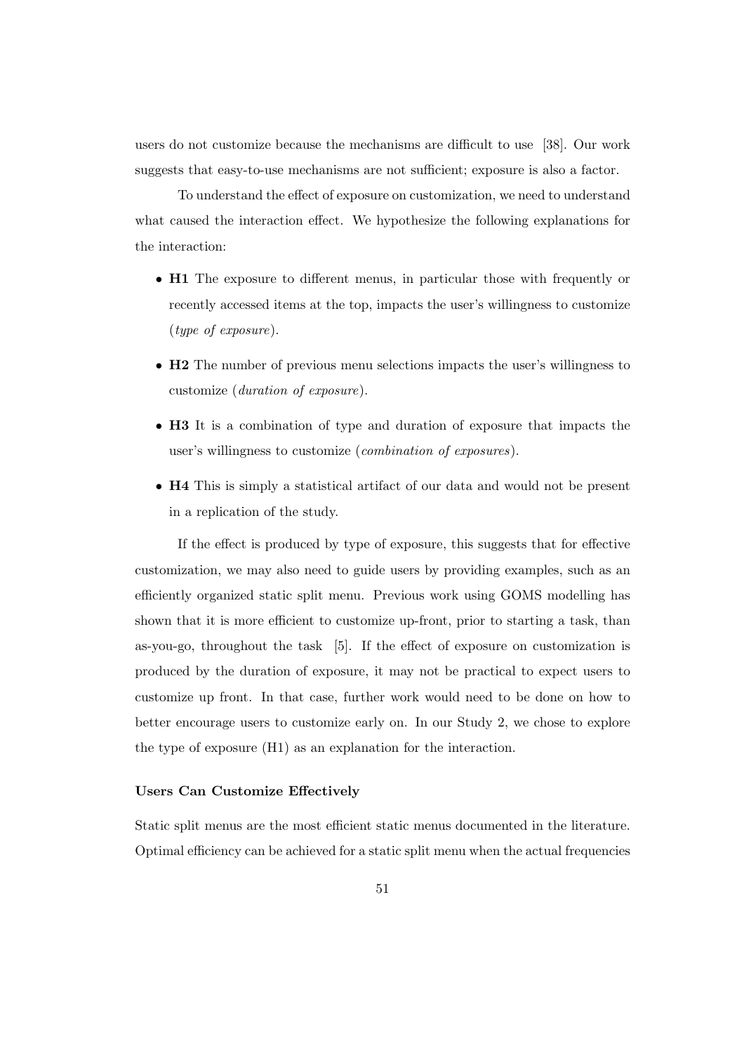users do not customize because the mechanisms are difficult to use [38]. Our work suggests that easy-to-use mechanisms are not sufficient; exposure is also a factor.

To understand the effect of exposure on customization, we need to understand what caused the interaction effect. We hypothesize the following explanations for the interaction:

- **H1** The exposure to different menus, in particular those with frequently or recently accessed items at the top, impacts the user's willingness to customize (*type of exposure*).
- **H2** The number of previous menu selections impacts the user's willingness to customize (*duration of exposure*).
- **H3** It is a combination of type and duration of exposure that impacts the user's willingness to customize (*combination of exposures*).
- **H4** This is simply a statistical artifact of our data and would not be present in a replication of the study.

If the effect is produced by type of exposure, this suggests that for effective customization, we may also need to guide users by providing examples, such as an efficiently organized static split menu. Previous work using GOMS modelling has shown that it is more efficient to customize up-front, prior to starting a task, than as-you-go, throughout the task [5]. If the effect of exposure on customization is produced by the duration of exposure, it may not be practical to expect users to customize up front. In that case, further work would need to be done on how to better encourage users to customize early on. In our Study 2, we chose to explore the type of exposure (H1) as an explanation for the interaction.

#### Users Can Customize Effectively

Static split menus are the most efficient static menus documented in the literature. Optimal efficiency can be achieved for a static split menu when the actual frequencies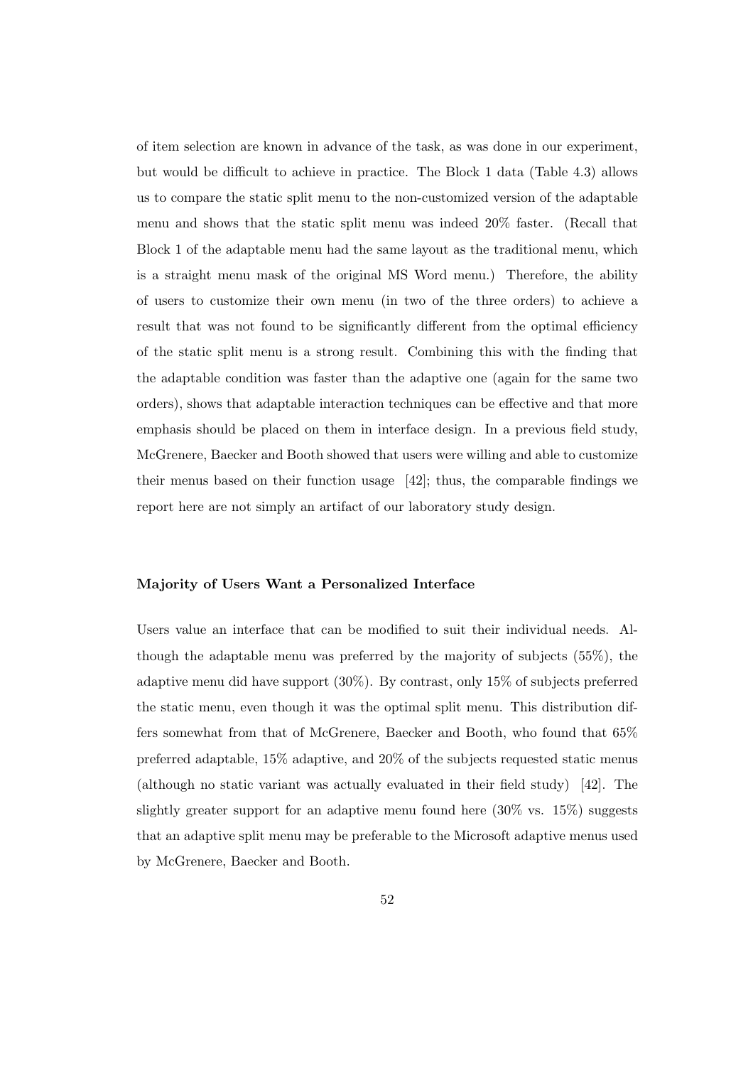of item selection are known in advance of the task, as was done in our experiment, but would be difficult to achieve in practice. The Block 1 data (Table 4.3) allows us to compare the static split menu to the non-customized version of the adaptable menu and shows that the static split menu was indeed 20% faster. (Recall that Block 1 of the adaptable menu had the same layout as the traditional menu, which is a straight menu mask of the original MS Word menu.) Therefore, the ability of users to customize their own menu (in two of the three orders) to achieve a result that was not found to be significantly different from the optimal efficiency of the static split menu is a strong result. Combining this with the finding that the adaptable condition was faster than the adaptive one (again for the same two orders), shows that adaptable interaction techniques can be effective and that more emphasis should be placed on them in interface design. In a previous field study, McGrenere, Baecker and Booth showed that users were willing and able to customize their menus based on their function usage [42]; thus, the comparable findings we report here are not simply an artifact of our laboratory study design.

#### Majority of Users Want a Personalized Interface

Users value an interface that can be modified to suit their individual needs. Although the adaptable menu was preferred by the majority of subjects (55%), the adaptive menu did have support (30%). By contrast, only 15% of subjects preferred the static menu, even though it was the optimal split menu. This distribution differs somewhat from that of McGrenere, Baecker and Booth, who found that 65% preferred adaptable, 15% adaptive, and 20% of the subjects requested static menus (although no static variant was actually evaluated in their field study) [42]. The slightly greater support for an adaptive menu found here (30% vs. 15%) suggests that an adaptive split menu may be preferable to the Microsoft adaptive menus used by McGrenere, Baecker and Booth.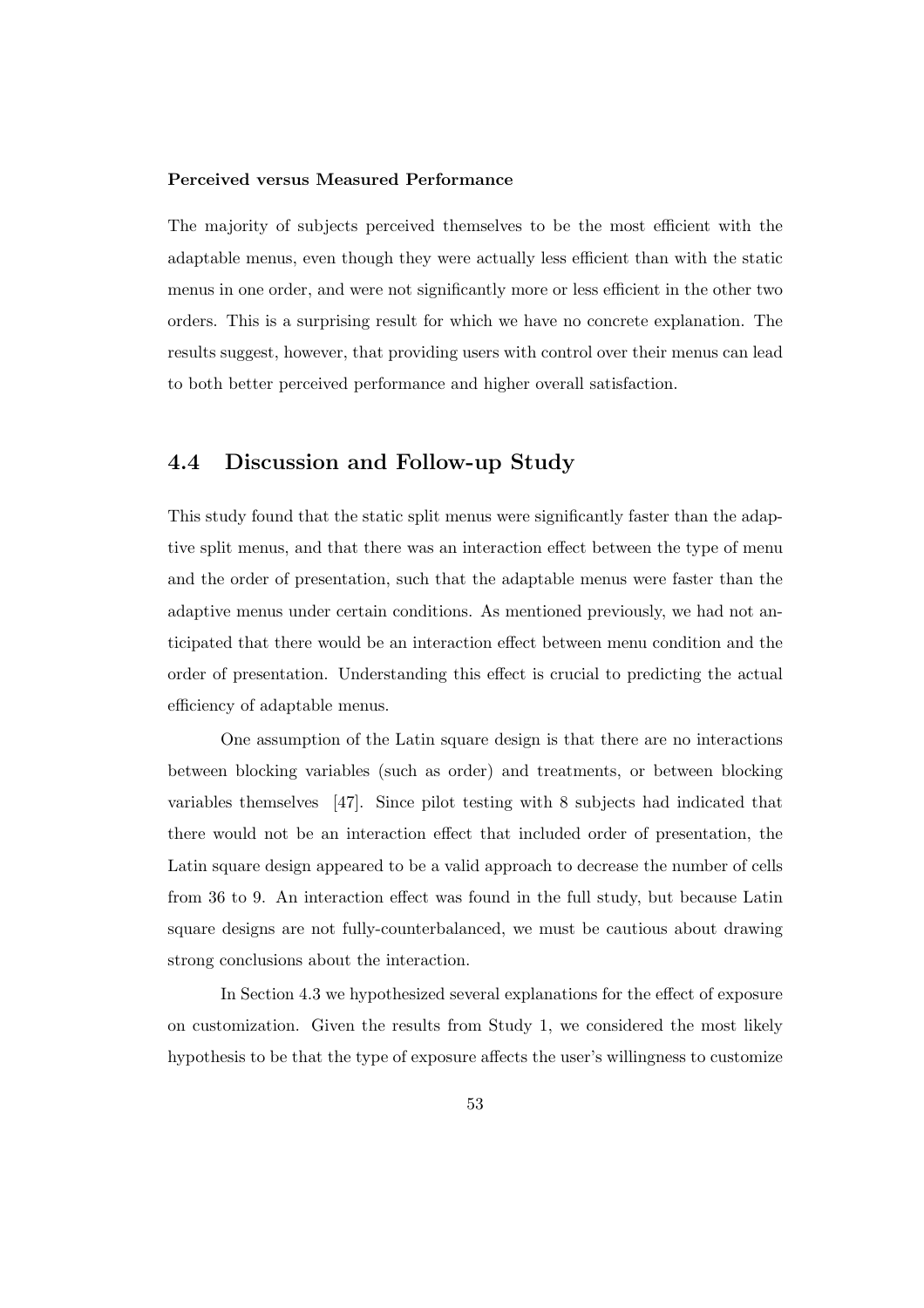**Perceived versus Measured Performance**

The majority of subjects perceived themselves to be the most efficient with the adaptable menus, even though they were actually less efficient than with the static menus in one order, and were not significantly more or less efficient in the other two orders. This is a surprising result for which we have no concrete explanation. The results suggest, however, that providing users with control over their menus can lead to both better perceived performance and higher overall satisfaction.

## 4.4 Discussion and Follow-up Study

This study found that the static split menus were significantly faster than the adaptive split menus, and that there was an interaction effect between the type of menu and the order of presentation, such that the adaptable menus were faster than the adaptive menus under certain conditions. As mentioned previously, we had not anticipated that there would be an interaction effect between menu condition and the order of presentation. Understanding this effect is crucial to predicting the actual efficiency of adaptable menus.

One assumption of the Latin square design is that there are no interactions between blocking variables (such as order) and treatments, or between blocking variables themselves [47]. Since pilot testing with 8 subjects had indicated that there would not be an interaction effect that included order of presentation, the Latin square design appeared to be a valid approach to decrease the number of cells from 36 to 9. An interaction effect was found in the full study, but because Latin square designs are not fully-counterbalanced, we must be cautious about drawing strong conclusions about the interaction.

In Section 4.3 we hypothesized several explanations for the effect of exposure on customization. Given the results from Study 1, we considered the most likely hypothesis to be that the type of exposure affects the user's willingness to customize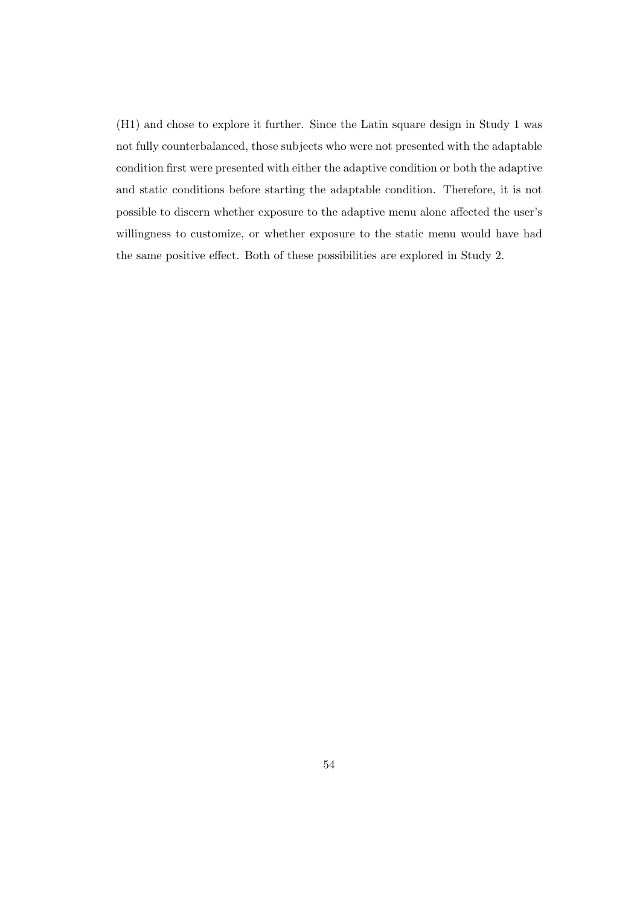(H1) and chose to explore it further. Since the Latin square design in Study 1 was not fully counterbalanced, those subjects who were not presented with the adaptable condition first were presented with either the adaptive condition or both the adaptive and static conditions before starting the adaptable condition. Therefore, it is not possible to discern whether exposure to the adaptive menu alone affected the user's willingness to customize, or whether exposure to the static menu would have had the same positive effect. Both of these possibilities are explored in Study 2.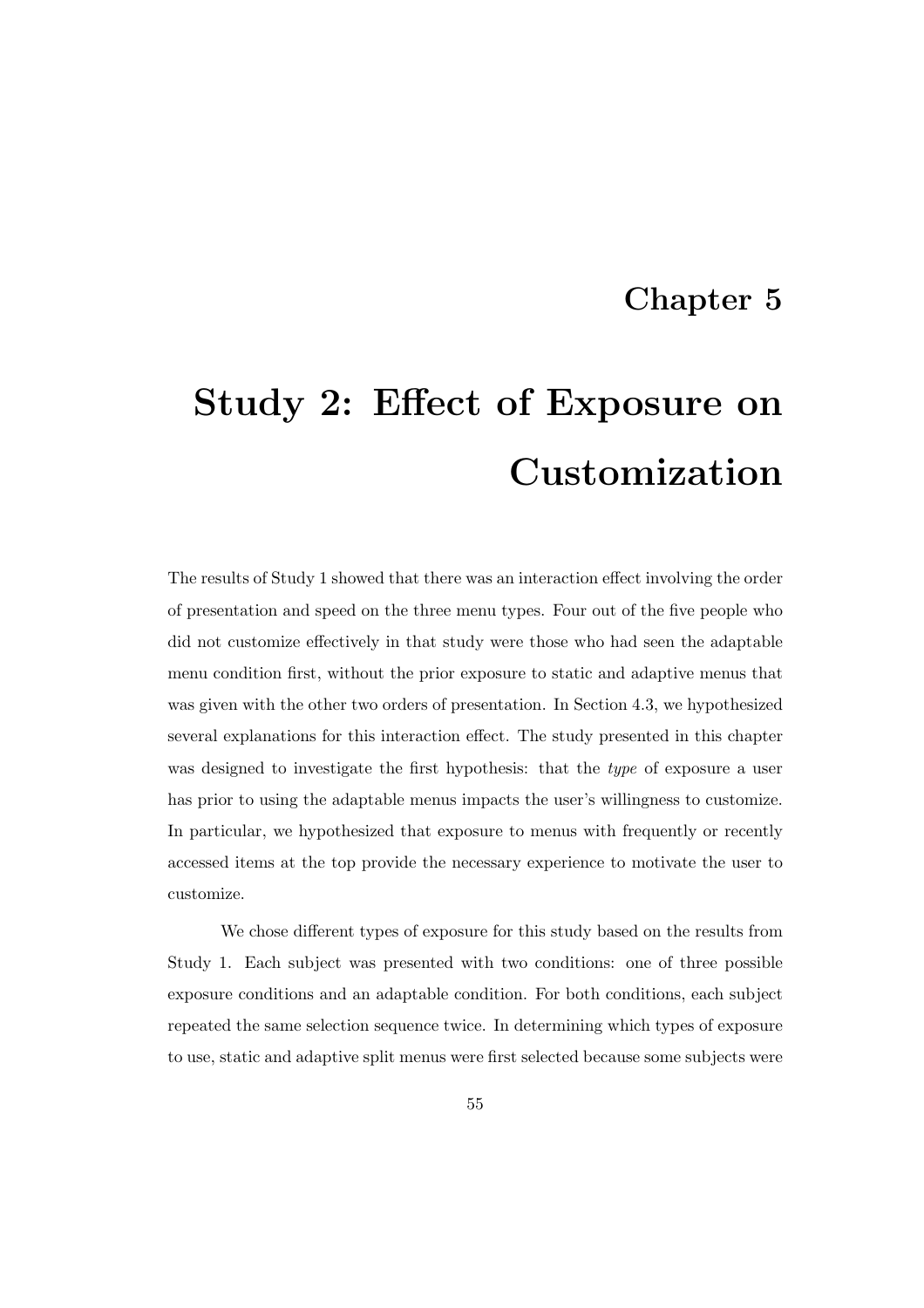# Chapter 5

# Study 2: Effect of Exposure on Customization

The results of Study 1 showed that there was an interaction effect involving the order of presentation and speed on the three menu types. Four out of the five people who did not customize effectively in that study were those who had seen the adaptable menu condition first, without the prior exposure to static and adaptive menus that was given with the other two orders of presentation. In Section 4.3, we hypothesized several explanations for this interaction effect. The study presented in this chapter was designed to investigate the first hypothesis: that the *type* of exposure a user has prior to using the adaptable menus impacts the user's willingness to customize. In particular, we hypothesized that exposure to menus with frequently or recently accessed items at the top provide the necessary experience to motivate the user to customize.

We chose different types of exposure for this study based on the results from Study 1. Each subject was presented with two conditions: one of three possible exposure conditions and an adaptable condition. For both conditions, each subject repeated the same selection sequence twice. In determining which types of exposure to use, static and adaptive split menus were first selected because some subjects were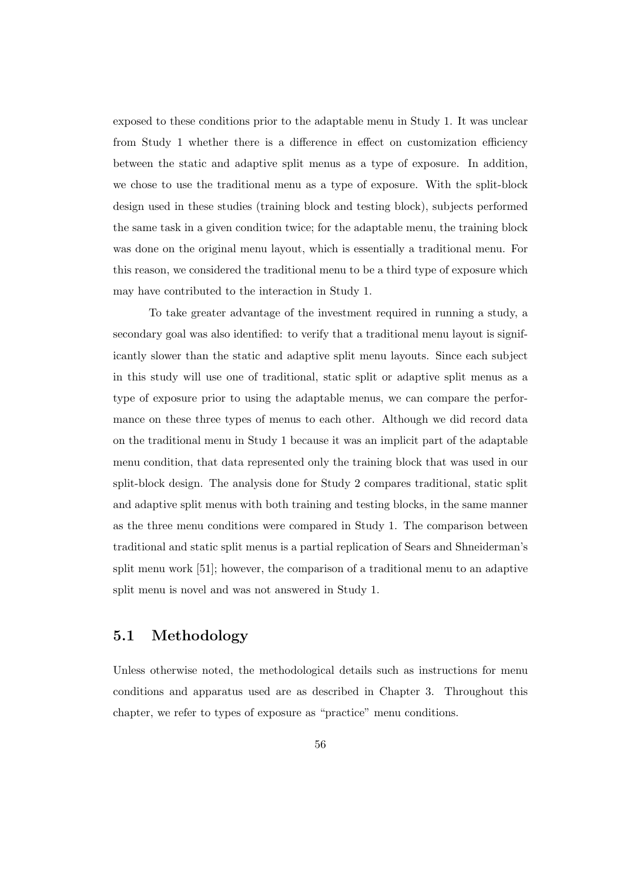exposed to these conditions prior to the adaptable menu in Study 1. It was unclear from Study 1 whether there is a difference in effect on customization efficiency between the static and adaptive split menus as a type of exposure. In addition, we chose to use the traditional menu as a type of exposure. With the split-block design used in these studies (training block and testing block), subjects performed the same task in a given condition twice; for the adaptable menu, the training block was done on the original menu layout, which is essentially a traditional menu. For this reason, we considered the traditional menu to be a third type of exposure which may have contributed to the interaction in Study 1.

To take greater advantage of the investment required in running a study, a secondary goal was also identified: to verify that a traditional menu layout is significantly slower than the static and adaptive split menu layouts. Since each subject in this study will use one of traditional, static split or adaptive split menus as a type of exposure prior to using the adaptable menus, we can compare the performance on these three types of menus to each other. Although we did record data on the traditional menu in Study 1 because it was an implicit part of the adaptable menu condition, that data represented only the training block that was used in our split-block design. The analysis done for Study 2 compares traditional, static split and adaptive split menus with both training and testing blocks, in the same manner as the three menu conditions were compared in Study 1. The comparison between traditional and static split menus is a partial replication of Sears and Shneiderman's split menu work [51]; however, the comparison of a traditional menu to an adaptive split menu is novel and was not answered in Study 1.

## 5.1 Methodology

Unless otherwise noted, the methodological details such as instructions for menu conditions and apparatus used are as described in Chapter 3. Throughout this chapter, we refer to types of exposure as "practice" menu conditions.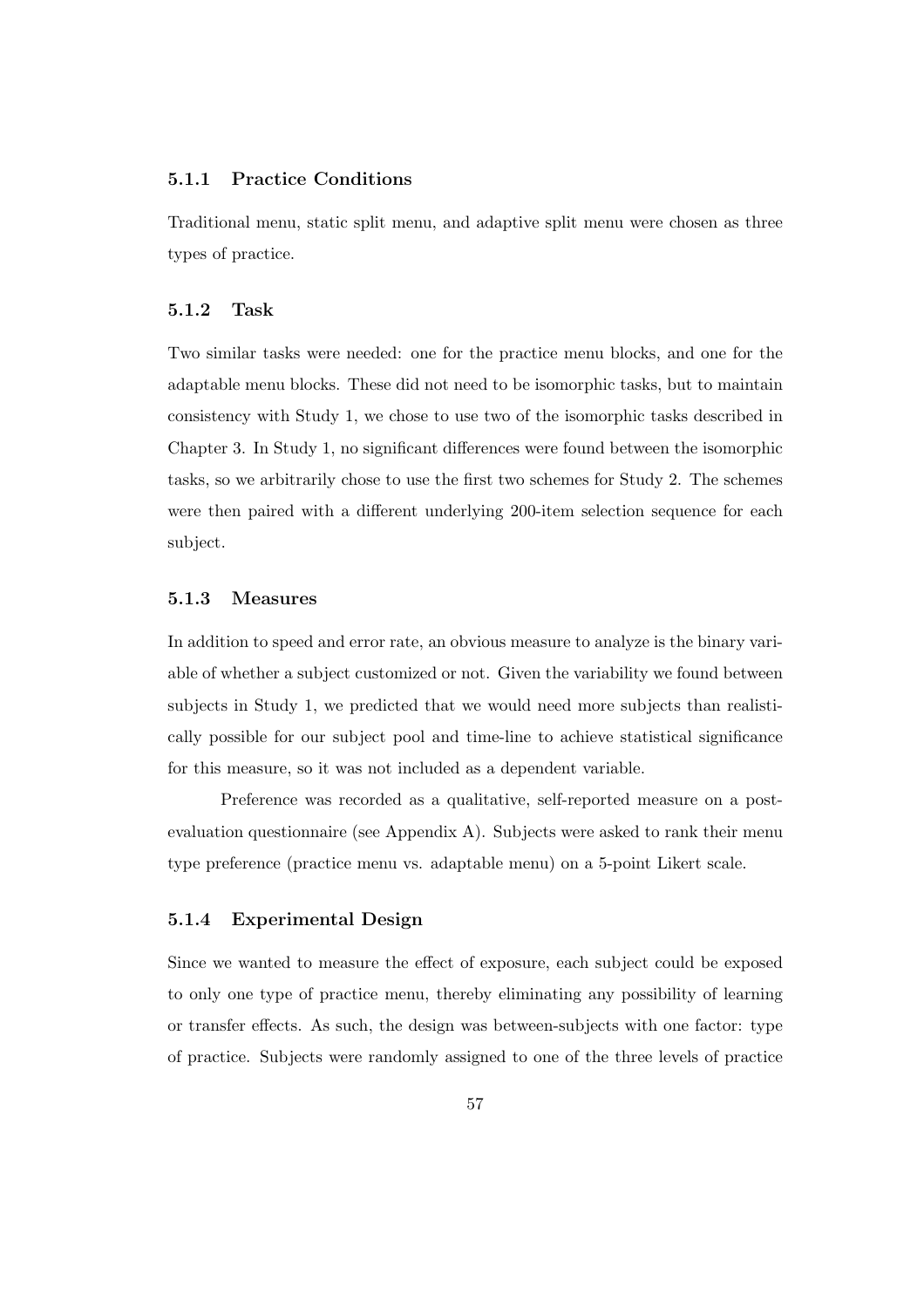### 5.1.1 Practice Conditions

Traditional menu, static split menu, and adaptive split menu were chosen as three types of practice.

### 5.1.2 Task

Two similar tasks were needed: one for the practice menu blocks, and one for the adaptable menu blocks. These did not need to be isomorphic tasks, but to maintain consistency with Study 1, we chose to use two of the isomorphic tasks described in Chapter 3. In Study 1, no significant differences were found between the isomorphic tasks, so we arbitrarily chose to use the first two schemes for Study 2. The schemes were then paired with a different underlying 200-item selection sequence for each subject.

### 5.1.3 Measures

In addition to speed and error rate, an obvious measure to analyze is the binary variable of whether a subject customized or not. Given the variability we found between subjects in Study 1, we predicted that we would need more subjects than realistically possible for our subject pool and time-line to achieve statistical significance for this measure, so it was not included as a dependent variable.

Preference was recorded as a qualitative, self-reported measure on a post-evaluation questionnaire (see Appendix A). Subjects were asked to rank their menu type preference (practice menu vs. adaptable menu) on a 5-point Likert scale.

### 5.1.4 Experimental Design

Since we wanted to measure the effect of exposure, each subject could be exposed to only one type of practice menu, thereby eliminating any possibility of learning or transfer effects. As such, the design was between-subjects with one factor: type of practice. Subjects were randomly assigned to one of the three levels of practice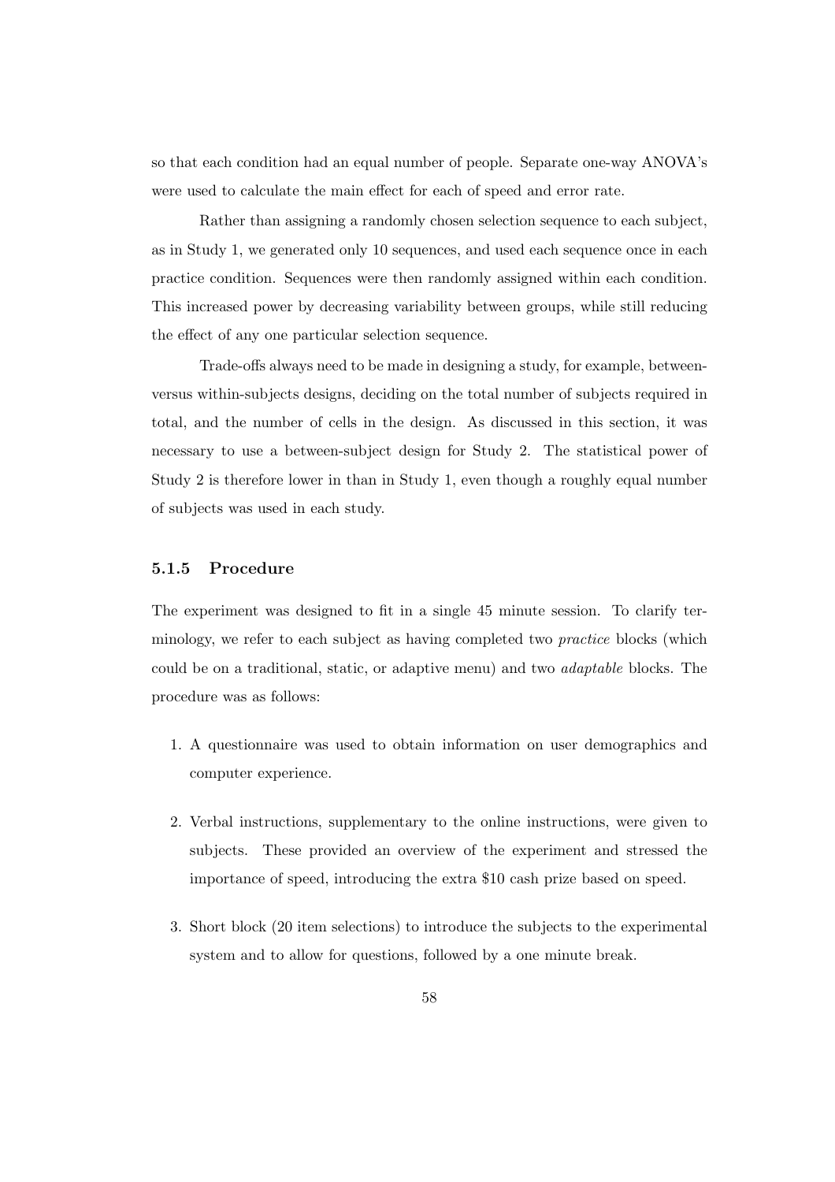so that each condition had an equal number of people. Separate one-way ANOVA's were used to calculate the main effect for each of speed and error rate.

Rather than assigning a randomly chosen selection sequence to each subject, as in Study 1, we generated only 10 sequences, and used each sequence once in each practice condition. Sequences were then randomly assigned within each condition. This increased power by decreasing variability between groups, while still reducing the effect of any one particular selection sequence.

Trade-offs always need to be made in designing a study, for example, between- versus within-subjects designs, deciding on the total number of subjects required in total, and the number of cells in the design. As discussed in this section, it was necessary to use a between-subject design for Study 2. The statistical power of Study 2 is therefore lower in than in Study 1, even though a roughly equal number of subjects was used in each study.

### 5.1.5 Procedure

The experiment was designed to fit in a single 45 minute session. To clarify terminology, we refer to each subject as having completed two *practice* blocks (which could be on a traditional, static, or adaptive menu) and two *adaptable* blocks. The procedure was as follows:

1. A questionnaire was used to obtain information on user demographics and computer experience.
2. Verbal instructions, supplementary to the online instructions, were given to subjects. These provided an overview of the experiment and stressed the importance of speed, introducing the extra $10 cash prize based on speed.
3. Short block (20 item selections) to introduce the subjects to the experimental system and to allow for questions, followed by a one minute break.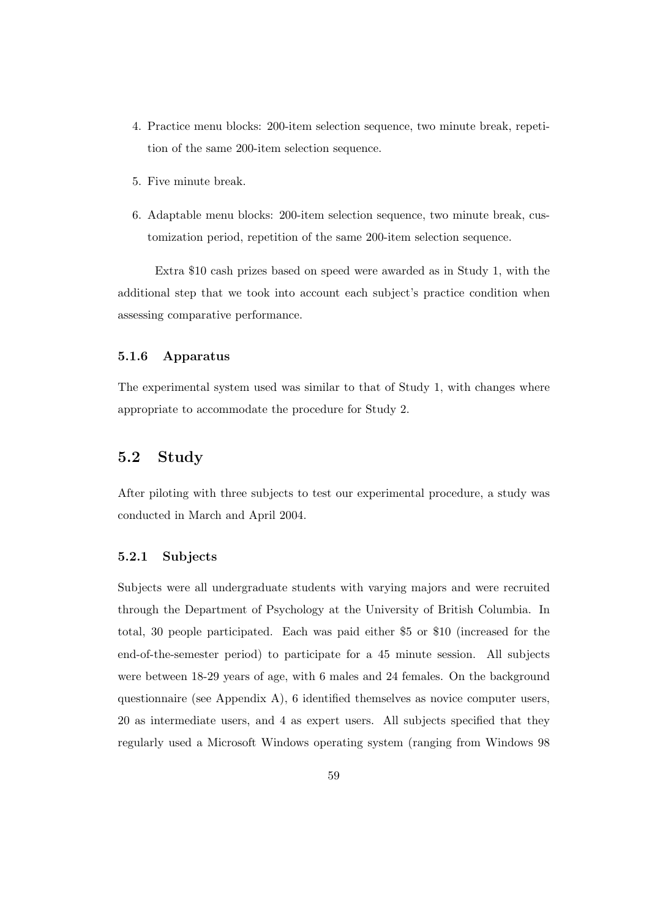4. Practice menu blocks: 200-item selection sequence, two minute break, repetition of the same 200-item selection sequence.

5. Five minute break.

6. Adaptable menu blocks: 200-item selection sequence, two minute break, customization period, repetition of the same 200-item selection sequence.

Extra $10 cash prizes based on speed were awarded as in Study 1, with the additional step that we took into account each subject's practice condition when assessing comparative performance.

### 5.1.6 Apparatus

The experimental system used was similar to that of Study 1, with changes where appropriate to accommodate the procedure for Study 2.

## 5.2 Study

After piloting with three subjects to test our experimental procedure, a study was conducted in March and April 2004.

### 5.2.1 Subjects

Subjects were all undergraduate students with varying majors and were recruited through the Department of Psychology at the University of British Columbia. In total, 30 people participated. Each was paid either $5 or $10 (increased for the end-of-the-semester period) to participate for a 45 minute session. All subjects were between 18-29 years of age, with 6 males and 24 females. On the background questionnaire (see Appendix A), 6 identified themselves as novice computer users, 20 as intermediate users, and 4 as expert users. All subjects specified that they regularly used a Microsoft Windows operating system (ranging from Windows 98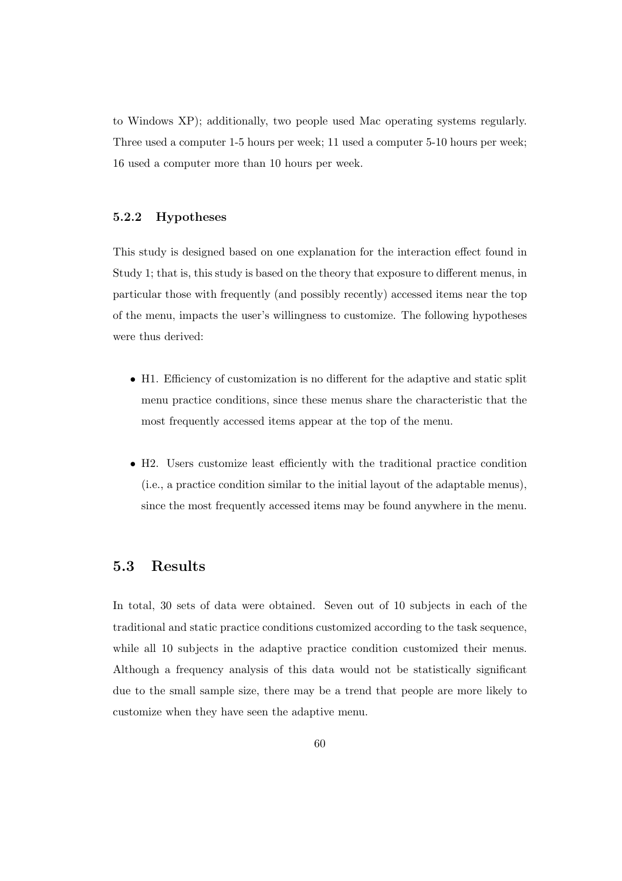to Windows XP); additionally, two people used Mac operating systems regularly. Three used a computer 1-5 hours per week; 11 used a computer 5-10 hours per week; 16 used a computer more than 10 hours per week.

### 5.2.2 Hypotheses

This study is designed based on one explanation for the interaction effect found in Study 1; that is, this study is based on the theory that exposure to different menus, in particular those with frequently (and possibly recently) accessed items near the top of the menu, impacts the user's willingness to customize. The following hypotheses were thus derived:

- H1. Efficiency of customization is no different for the adaptive and static split menu practice conditions, since these menus share the characteristic that the most frequently accessed items appear at the top of the menu.

- H2. Users customize least efficiently with the traditional practice condition (i.e., a practice condition similar to the initial layout of the adaptable menus), since the most frequently accessed items may be found anywhere in the menu.

## 5.3 Results

In total, 30 sets of data were obtained. Seven out of 10 subjects in each of the traditional and static practice conditions customized according to the task sequence, while all 10 subjects in the adaptive practice condition customized their menus. Although a frequency analysis of this data would not be statistically significant due to the small sample size, there may be a trend that people are more likely to customize when they have seen the adaptive menu.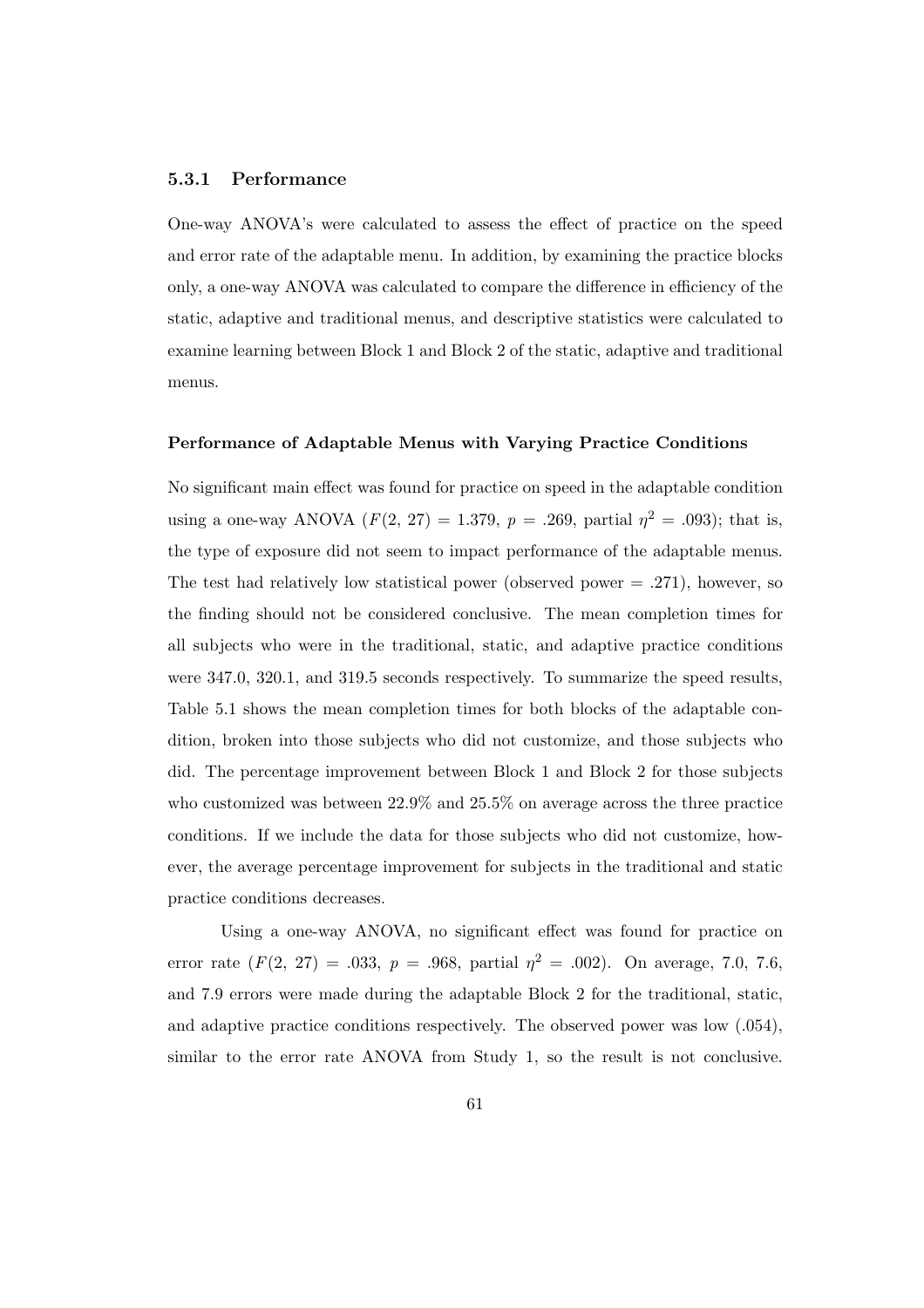### 5.3.1 Performance

One-way ANOVA's were calculated to assess the effect of practice on the speed and error rate of the adaptable menu. In addition, by examining the practice blocks only, a one-way ANOVA was calculated to compare the difference in efficiency of the static, adaptive and traditional menus, and descriptive statistics were calculated to examine learning between Block 1 and Block 2 of the static, adaptive and traditional menus.

#### Performance of Adaptable Menus with Varying Practice Conditions

No significant main effect was found for practice on speed in the adaptable condition using a one-way ANOVA ($F(2, 27) = 1.379$, $p = .269$, partial $\eta^2 = .093$); that is, the type of exposure did not seem to impact performance of the adaptable menus. The test had relatively low statistical power (observed power = .271), however, so the finding should not be considered conclusive. The mean completion times for all subjects who were in the traditional, static, and adaptive practice conditions were 347.0, 320.1, and 319.5 seconds respectively. To summarize the speed results, Table 5.1 shows the mean completion times for both blocks of the adaptable condition, broken into those subjects who did not customize, and those subjects who did. The percentage improvement between Block 1 and Block 2 for those subjects who customized was between 22.9% and 25.5% on average across the three practice conditions. If we include the data for those subjects who did not customize, however, the average percentage improvement for subjects in the traditional and static practice conditions decreases.

Using a one-way ANOVA, no significant effect was found for practice on error rate ($F(2, 27) = .033$, $p = .968$, partial $\eta^2 = .002$). On average, 7.0, 7.6, and 7.9 errors were made during the adaptable Block 2 for the traditional, static, and adaptive practice conditions respectively. The observed power was low (.054), similar to the error rate ANOVA from Study 1, so the result is not conclusive.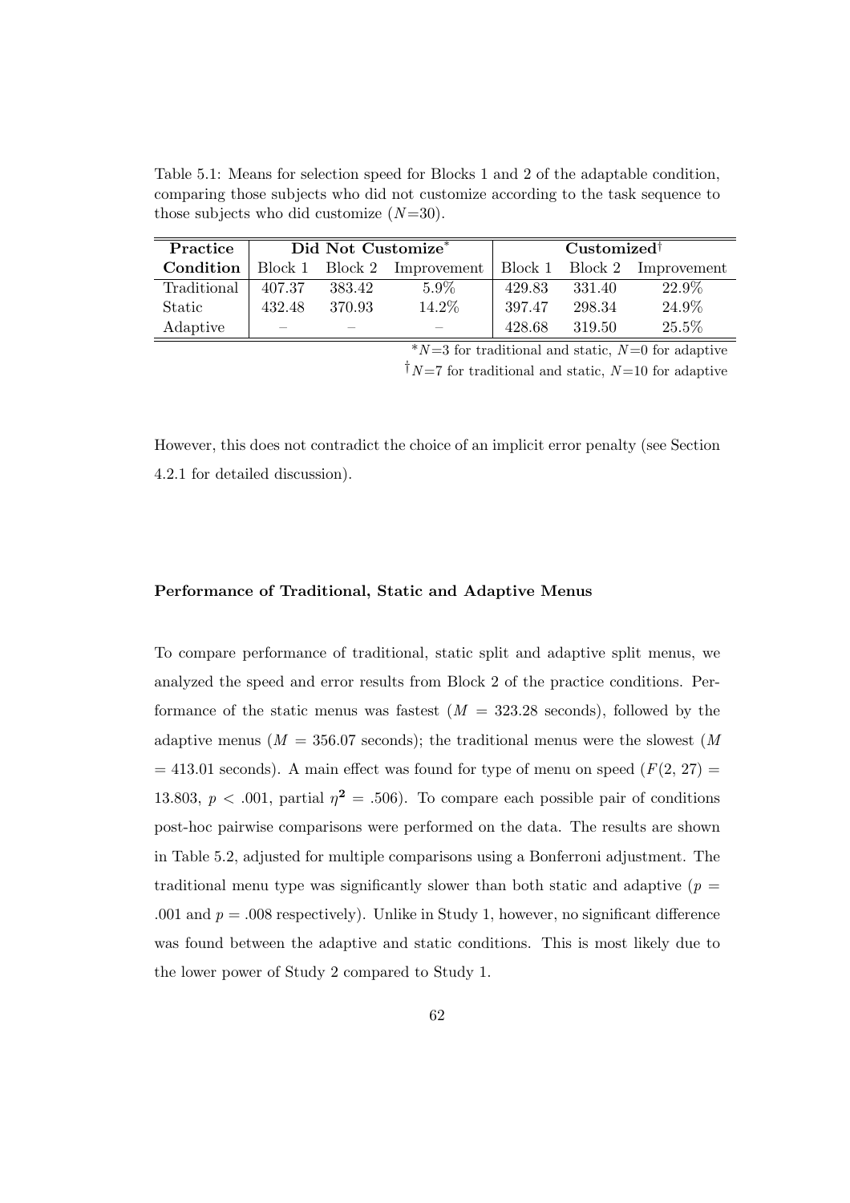Table 5.1: Means for selection speed for Blocks 1 and 2 of the adaptable condition, comparing those subjects who did not customize according to the task sequence to those subjects who did customize ($N$=30).

| **Practice** | **Did Not Customize*** | | | **Customized**† | | |
|---|---|---|---|---|---|---|
| **Condition** | Block 1 | Block 2 | Improvement | Block 1 | Block 2 | Improvement |
| Traditional | 407.37 | 383.42 | 5.9% | 429.83 | 331.40 | 22.9% |
| Static | 432.48 | 370.93 | 14.2% | 397.47 | 298.34 | 24.9% |
| Adaptive | – | – | – | 428.68 | 319.50 | 25.5% |

*$N$=3 for traditional and static, $N$=0 for adaptive

†$N$=7 for traditional and static, $N$=10 for adaptive

However, this does not contradict the choice of an implicit error penalty (see Section 4.2.1 for detailed discussion).

#### Performance of Traditional, Static and Adaptive Menus

To compare performance of traditional, static split and adaptive split menus, we analyzed the speed and error results from Block 2 of the practice conditions. Performance of the static menus was fastest ($M$ = 323.28 seconds), followed by the adaptive menus ($M$ = 356.07 seconds); the traditional menus were the slowest ($M$ = 413.01 seconds). A main effect was found for type of menu on speed ($F(2, 27)$ = 13.803, $p < .001$, partial $\eta^2 = .506$). To compare each possible pair of conditions post-hoc pairwise comparisons were performed on the data. The results are shown in Table 5.2, adjusted for multiple comparisons using a Bonferroni adjustment. The traditional menu type was significantly slower than both static and adaptive ($p$ = .001 and $p$ = .008 respectively). Unlike in Study 1, however, no significant difference was found between the adaptive and static conditions. This is most likely due to the lower power of Study 2 compared to Study 1.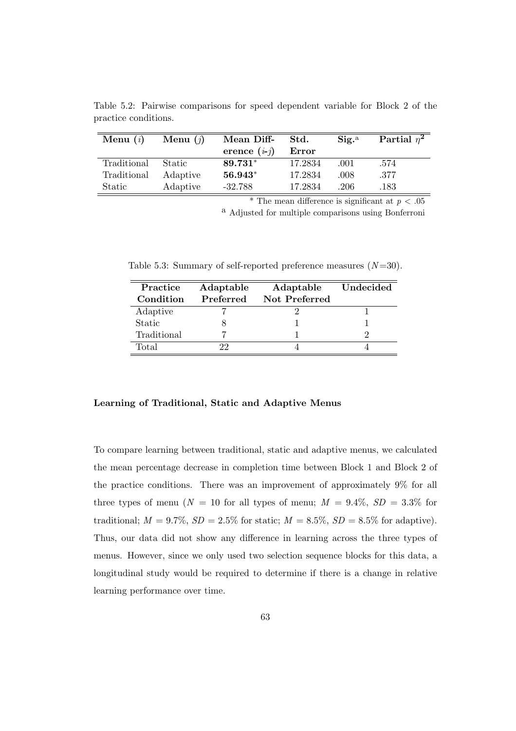Table 5.2: Pairwise comparisons for speed dependent variable for Block 2 of the practice conditions.

| **Menu** ($i$) | **Menu** ($j$) | **Mean Difference** ($i$-$j$) | **Std. Error** | **Sig.**[a] | **Partial** $\eta^2$ |
|---|---|---|---|---|---|
| Traditional | Static | **89.731**\* | 17.2834 | .001 | .574 |
| Traditional | Adaptive | **56.943**\* | 17.2834 | .008 | .377 |
| Static | Adaptive | -32.788 | 17.2834 | .206 | .183 |

\* The mean difference is significant at $p < .05$

[a] Adjusted for multiple comparisons using Bonferroni

Table 5.3: Summary of self-reported preference measures ($N$=30).

| **Practice Condition** | **Adaptable Preferred** | **Adaptable Not Preferred** | **Undecided** |
|---|---|---|---|
| Adaptive | 7 | 2 | 1 |
| Static | 8 | 1 | 1 |
| Traditional | 7 | 1 | 2 |
| Total | 22 | 4 | 4 |

### Learning of Traditional, Static and Adaptive Menus

To compare learning between traditional, static and adaptive menus, we calculated the mean percentage decrease in completion time between Block 1 and Block 2 of the practice conditions. There was an improvement of approximately 9% for all three types of menu ($N$ = 10 for all types of menu; $M$ = 9.4%, $SD$ = 3.3% for traditional; $M$ = 9.7%, $SD$ = 2.5% for static; $M$ = 8.5%, $SD$ = 8.5% for adaptive). Thus, our data did not show any difference in learning across the three types of menus. However, since we only used two selection sequence blocks for this data, a longitudinal study would be required to determine if there is a change in relative learning performance over time.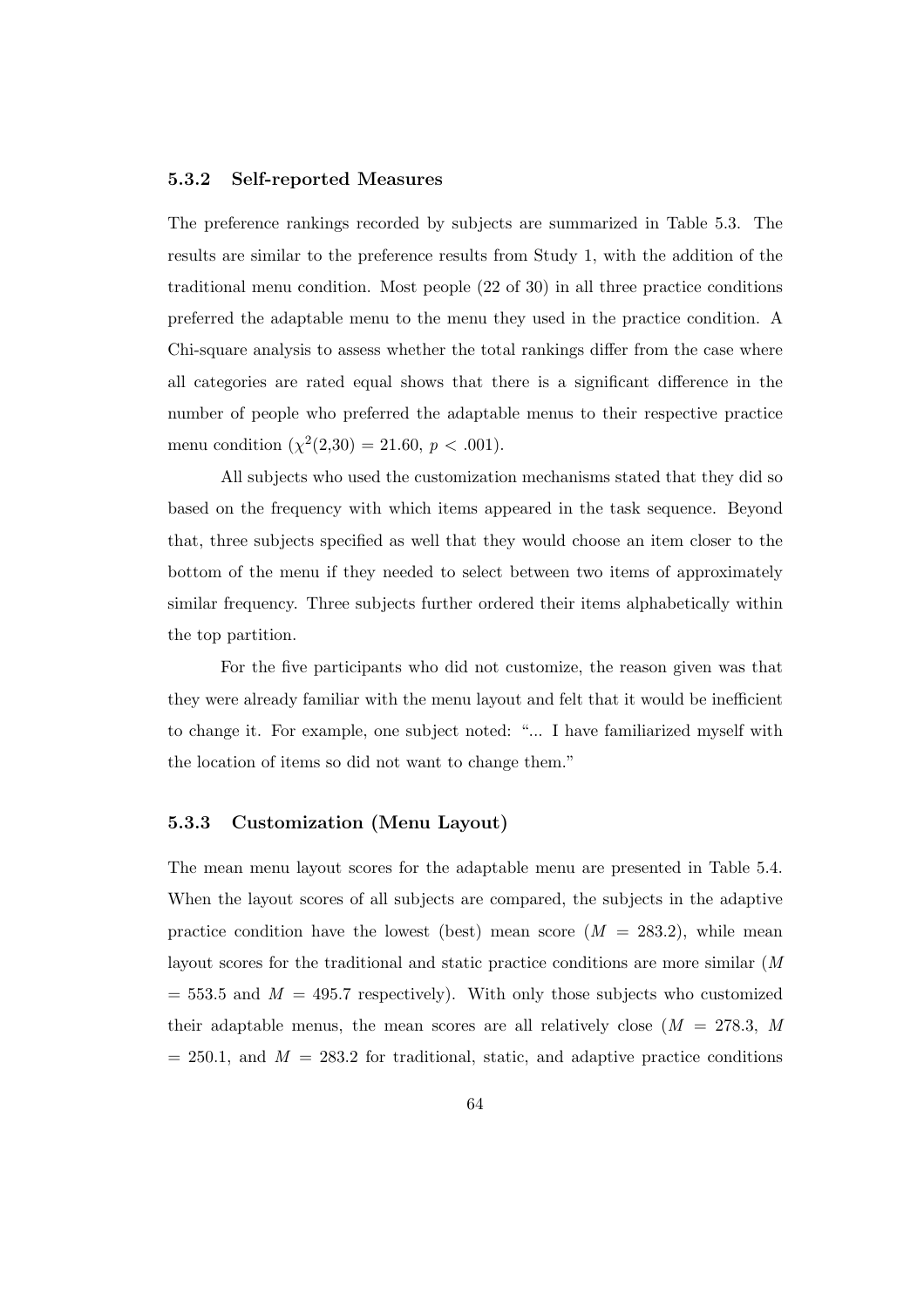### 5.3.2 Self-reported Measures

The preference rankings recorded by subjects are summarized in Table 5.3. The results are similar to the preference results from Study 1, with the addition of the traditional menu condition. Most people (22 of 30) in all three practice conditions preferred the adaptable menu to the menu they used in the practice condition. A Chi-square analysis to assess whether the total rankings differ from the case where all categories are rated equal shows that there is a significant difference in the number of people who preferred the adaptable menus to their respective practice menu condition ($\chi^2(2,30) = 21.60$, $p < .001$).

All subjects who used the customization mechanisms stated that they did so based on the frequency with which items appeared in the task sequence. Beyond that, three subjects specified as well that they would choose an item closer to the bottom of the menu if they needed to select between two items of approximately similar frequency. Three subjects further ordered their items alphabetically within the top partition.

For the five participants who did not customize, the reason given was that they were already familiar with the menu layout and felt that it would be inefficient to change it. For example, one subject noted: "... I have familiarized myself with the location of items so did not want to change them."

### 5.3.3 Customization (Menu Layout)

The mean menu layout scores for the adaptable menu are presented in Table 5.4. When the layout scores of all subjects are compared, the subjects in the adaptive practice condition have the lowest (best) mean score ($M = 283.2$), while mean layout scores for the traditional and static practice conditions are more similar ($M = 553.5$ and $M = 495.7$ respectively). With only those subjects who customized their adaptable menus, the mean scores are all relatively close ($M = 278.3$, $M = 250.1$, and $M = 283.2$ for traditional, static, and adaptive practice conditions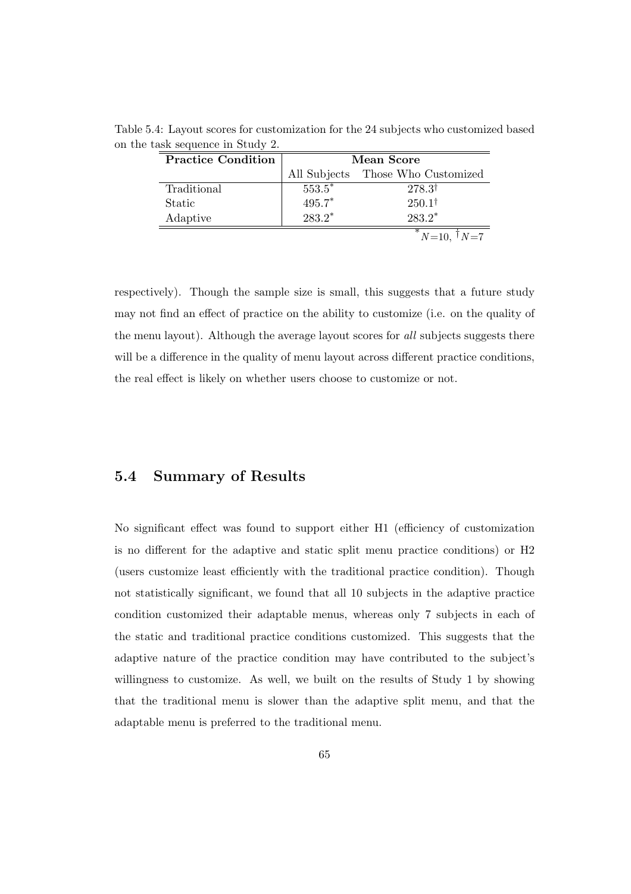Table 5.4: Layout scores for customization for the 24 subjects who customized based on the task sequence in Study 2.

| Practice Condition | Mean Score | |
|---|---|---|
| | All Subjects | Those Who Customized |
| Traditional | 553.5* | 278.3† |
| Static | 495.7* | 250.1† |
| Adaptive | 283.2* | 283.2* |

*$N$=10, †$N$=7

respectively). Though the sample size is small, this suggests that a future study may not find an effect of practice on the ability to customize (i.e. on the quality of the menu layout). Although the average layout scores for *all* subjects suggests there will be a difference in the quality of menu layout across different practice conditions, the real effect is likely on whether users choose to customize or not.

## 5.4 Summary of Results

No significant effect was found to support either H1 (efficiency of customization is no different for the adaptive and static split menu practice conditions) or H2 (users customize least efficiently with the traditional practice condition). Though not statistically significant, we found that all 10 subjects in the adaptive practice condition customized their adaptable menus, whereas only 7 subjects in each of the static and traditional practice conditions customized. This suggests that the adaptive nature of the practice condition may have contributed to the subject's willingness to customize. As well, we built on the results of Study 1 by showing that the traditional menu is slower than the adaptive split menu, and that the adaptable menu is preferred to the traditional menu.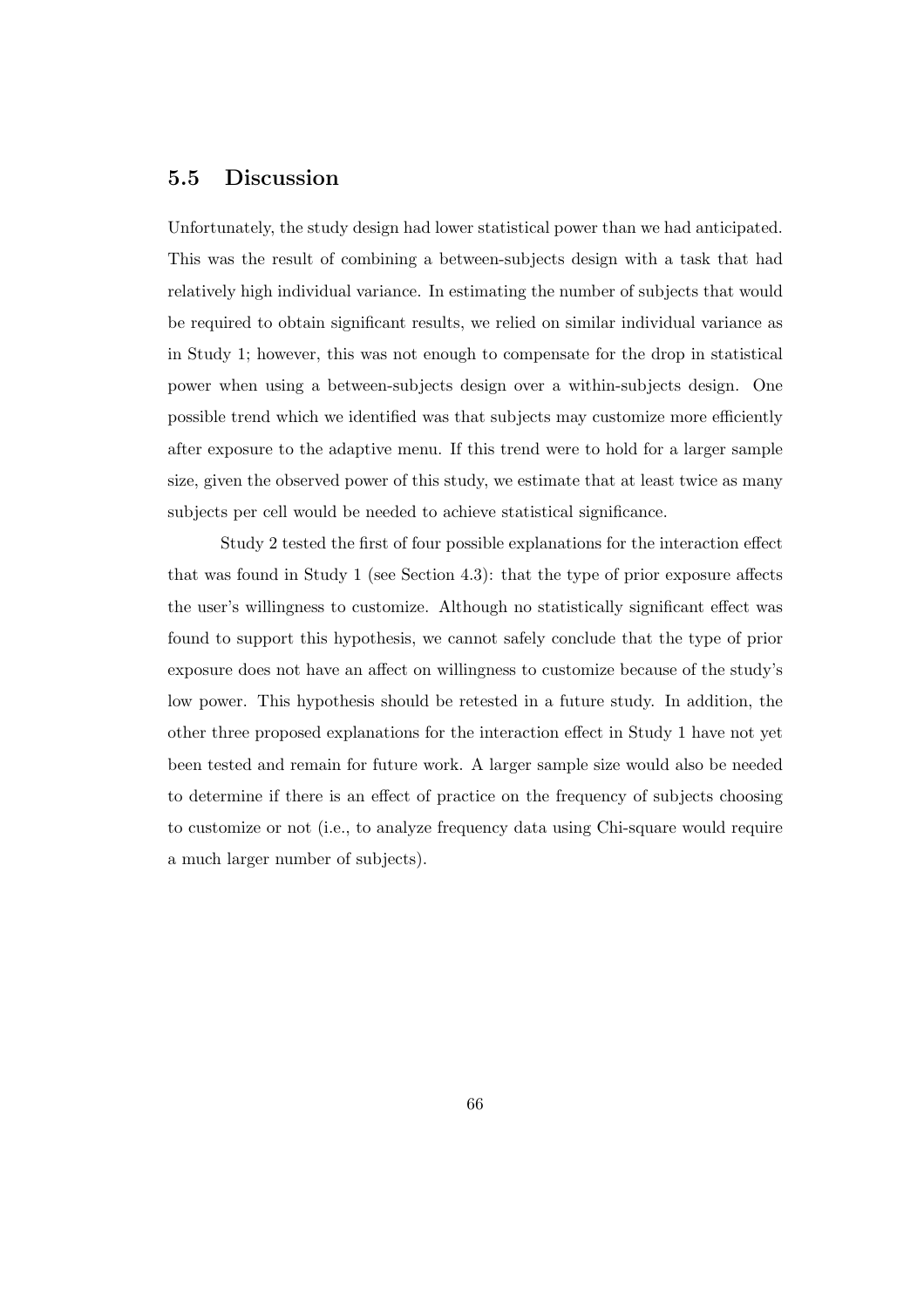## 5.5 Discussion

Unfortunately, the study design had lower statistical power than we had anticipated. This was the result of combining a between-subjects design with a task that had relatively high individual variance. In estimating the number of subjects that would be required to obtain significant results, we relied on similar individual variance as in Study 1; however, this was not enough to compensate for the drop in statistical power when using a between-subjects design over a within-subjects design. One possible trend which we identified was that subjects may customize more efficiently after exposure to the adaptive menu. If this trend were to hold for a larger sample size, given the observed power of this study, we estimate that at least twice as many subjects per cell would be needed to achieve statistical significance.

Study 2 tested the first of four possible explanations for the interaction effect that was found in Study 1 (see Section 4.3): that the type of prior exposure affects the user's willingness to customize. Although no statistically significant effect was found to support this hypothesis, we cannot safely conclude that the type of prior exposure does not have an affect on willingness to customize because of the study's low power. This hypothesis should be retested in a future study. In addition, the other three proposed explanations for the interaction effect in Study 1 have not yet been tested and remain for future work. A larger sample size would also be needed to determine if there is an effect of practice on the frequency of subjects choosing to customize or not (i.e., to analyze frequency data using Chi-square would require a much larger number of subjects).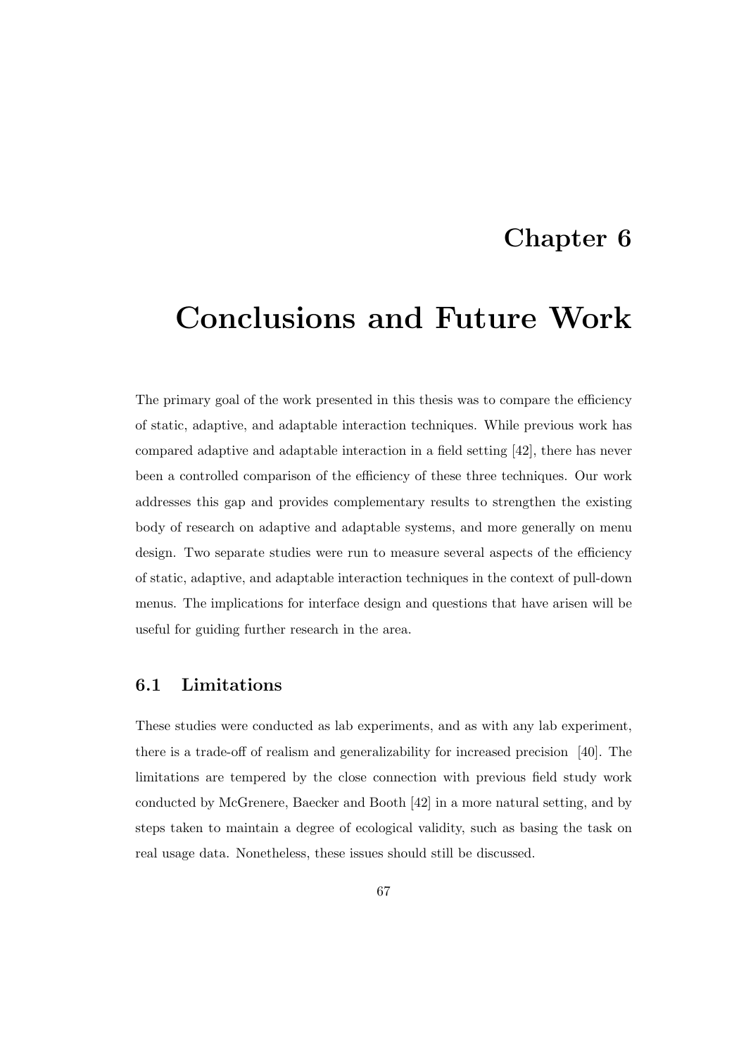# Chapter 6

# Conclusions and Future Work

The primary goal of the work presented in this thesis was to compare the efficiency of static, adaptive, and adaptable interaction techniques. While previous work has compared adaptive and adaptable interaction in a field setting [42], there has never been a controlled comparison of the efficiency of these three techniques. Our work addresses this gap and provides complementary results to strengthen the existing body of research on adaptive and adaptable systems, and more generally on menu design. Two separate studies were run to measure several aspects of the efficiency of static, adaptive, and adaptable interaction techniques in the context of pull-down menus. The implications for interface design and questions that have arisen will be useful for guiding further research in the area.

## 6.1 Limitations

These studies were conducted as lab experiments, and as with any lab experiment, there is a trade-off of realism and generalizability for increased precision [40]. The limitations are tempered by the close connection with previous field study work conducted by McGrenere, Baecker and Booth [42] in a more natural setting, and by steps taken to maintain a degree of ecological validity, such as basing the task on real usage data. Nonetheless, these issues should still be discussed.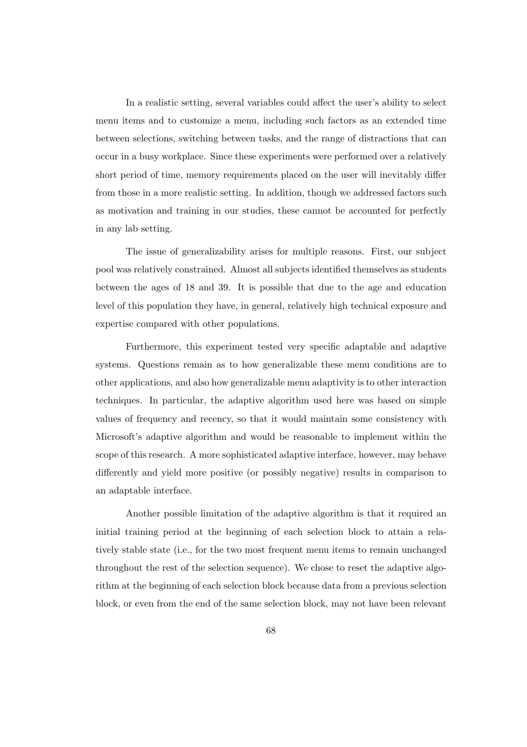In a realistic setting, several variables could affect the user's ability to select menu items and to customize a menu, including such factors as an extended time between selections, switching between tasks, and the range of distractions that can occur in a busy workplace. Since these experiments were performed over a relatively short period of time, memory requirements placed on the user will inevitably differ from those in a more realistic setting. In addition, though we addressed factors such as motivation and training in our studies, these cannot be accounted for perfectly in any lab setting.

The issue of generalizability arises for multiple reasons. First, our subject pool was relatively constrained. Almost all subjects identified themselves as students between the ages of 18 and 39. It is possible that due to the age and education level of this population they have, in general, relatively high technical exposure and expertise compared with other populations.

Furthermore, this experiment tested very specific adaptable and adaptive systems. Questions remain as to how generalizable these menu conditions are to other applications, and also how generalizable menu adaptivity is to other interaction techniques. In particular, the adaptive algorithm used here was based on simple values of frequency and recency, so that it would maintain some consistency with Microsoft's adaptive algorithm and would be reasonable to implement within the scope of this research. A more sophisticated adaptive interface, however, may behave differently and yield more positive (or possibly negative) results in comparison to an adaptable interface.

Another possible limitation of the adaptive algorithm is that it required an initial training period at the beginning of each selection block to attain a relatively stable state (i.e., for the two most frequent menu items to remain unchanged throughout the rest of the selection sequence). We chose to reset the adaptive algorithm at the beginning of each selection block because data from a previous selection block, or even from the end of the same selection block, may not have been relevant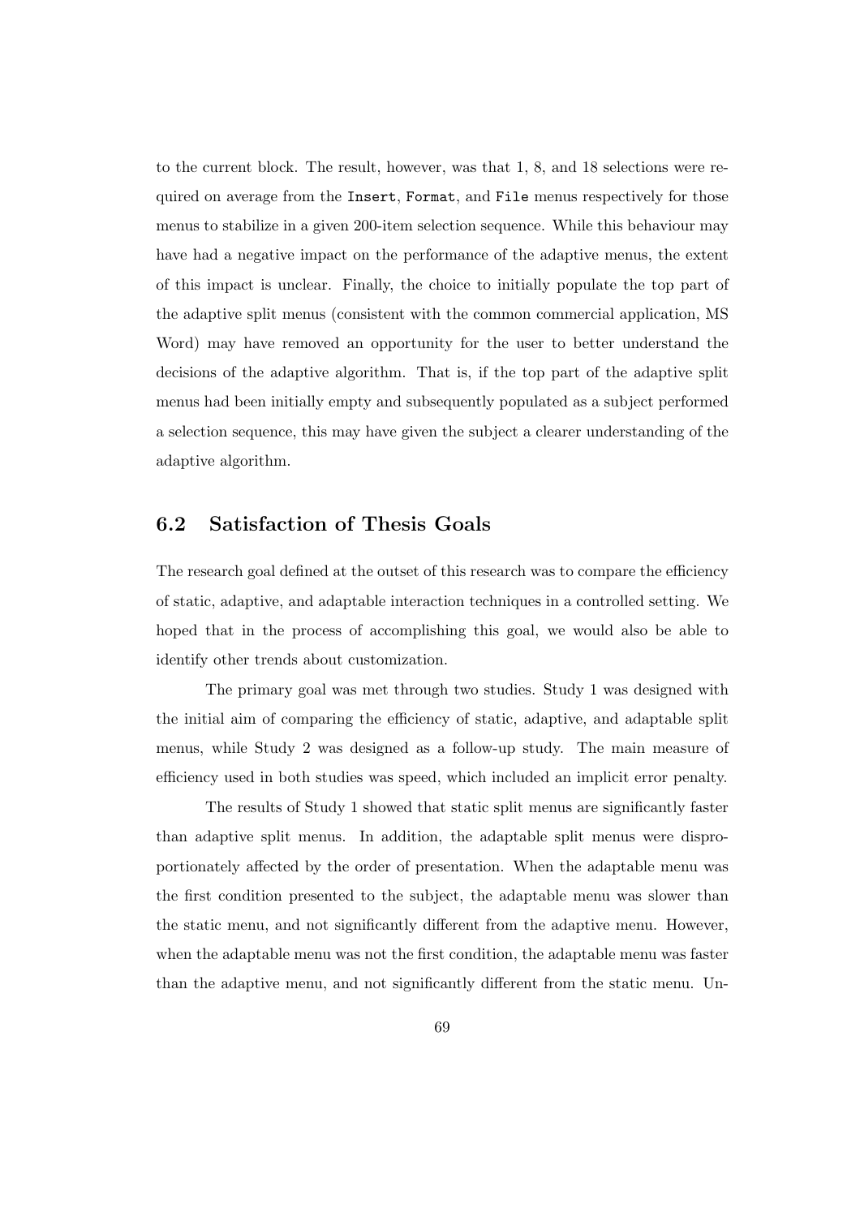to the current block. The result, however, was that 1, 8, and 18 selections were required on average from the `Insert`, `Format`, and `File` menus respectively for those menus to stabilize in a given 200-item selection sequence. While this behaviour may have had a negative impact on the performance of the adaptive menus, the extent of this impact is unclear. Finally, the choice to initially populate the top part of the adaptive split menus (consistent with the common commercial application, MS Word) may have removed an opportunity for the user to better understand the decisions of the adaptive algorithm. That is, if the top part of the adaptive split menus had been initially empty and subsequently populated as a subject performed a selection sequence, this may have given the subject a clearer understanding of the adaptive algorithm.

## 6.2 Satisfaction of Thesis Goals

The research goal defined at the outset of this research was to compare the efficiency of static, adaptive, and adaptable interaction techniques in a controlled setting. We hoped that in the process of accomplishing this goal, we would also be able to identify other trends about customization.

The primary goal was met through two studies. Study 1 was designed with the initial aim of comparing the efficiency of static, adaptive, and adaptable split menus, while Study 2 was designed as a follow-up study. The main measure of efficiency used in both studies was speed, which included an implicit error penalty.

The results of Study 1 showed that static split menus are significantly faster than adaptive split menus. In addition, the adaptable split menus were disproportionately affected by the order of presentation. When the adaptable menu was the first condition presented to the subject, the adaptable menu was slower than the static menu, and not significantly different from the adaptive menu. However, when the adaptable menu was not the first condition, the adaptable menu was faster than the adaptive menu, and not significantly different from the static menu. Un-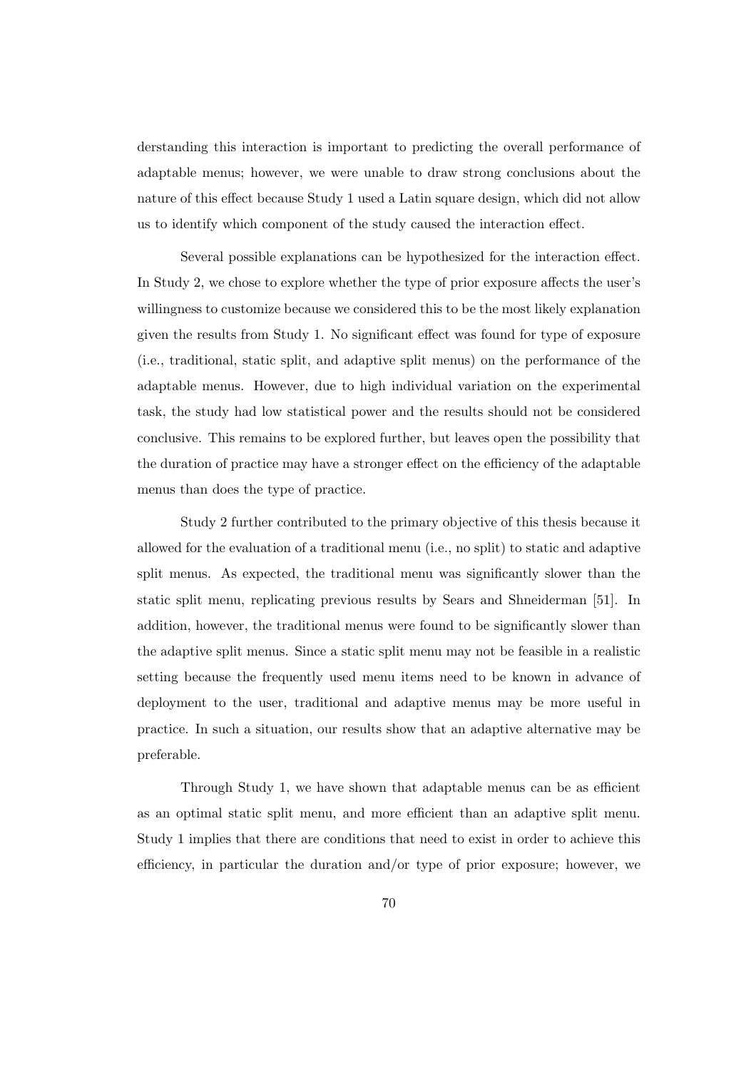derstanding this interaction is important to predicting the overall performance of adaptable menus; however, we were unable to draw strong conclusions about the nature of this effect because Study 1 used a Latin square design, which did not allow us to identify which component of the study caused the interaction effect.

Several possible explanations can be hypothesized for the interaction effect. In Study 2, we chose to explore whether the type of prior exposure affects the user's willingness to customize because we considered this to be the most likely explanation given the results from Study 1. No significant effect was found for type of exposure (i.e., traditional, static split, and adaptive split menus) on the performance of the adaptable menus. However, due to high individual variation on the experimental task, the study had low statistical power and the results should not be considered conclusive. This remains to be explored further, but leaves open the possibility that the duration of practice may have a stronger effect on the efficiency of the adaptable menus than does the type of practice.

Study 2 further contributed to the primary objective of this thesis because it allowed for the evaluation of a traditional menu (i.e., no split) to static and adaptive split menus. As expected, the traditional menu was significantly slower than the static split menu, replicating previous results by Sears and Shneiderman [51]. In addition, however, the traditional menus were found to be significantly slower than the adaptive split menus. Since a static split menu may not be feasible in a realistic setting because the frequently used menu items need to be known in advance of deployment to the user, traditional and adaptive menus may be more useful in practice. In such a situation, our results show that an adaptive alternative may be preferable.

Through Study 1, we have shown that adaptable menus can be as efficient as an optimal static split menu, and more efficient than an adaptive split menu. Study 1 implies that there are conditions that need to exist in order to achieve this efficiency, in particular the duration and/or type of prior exposure; however, we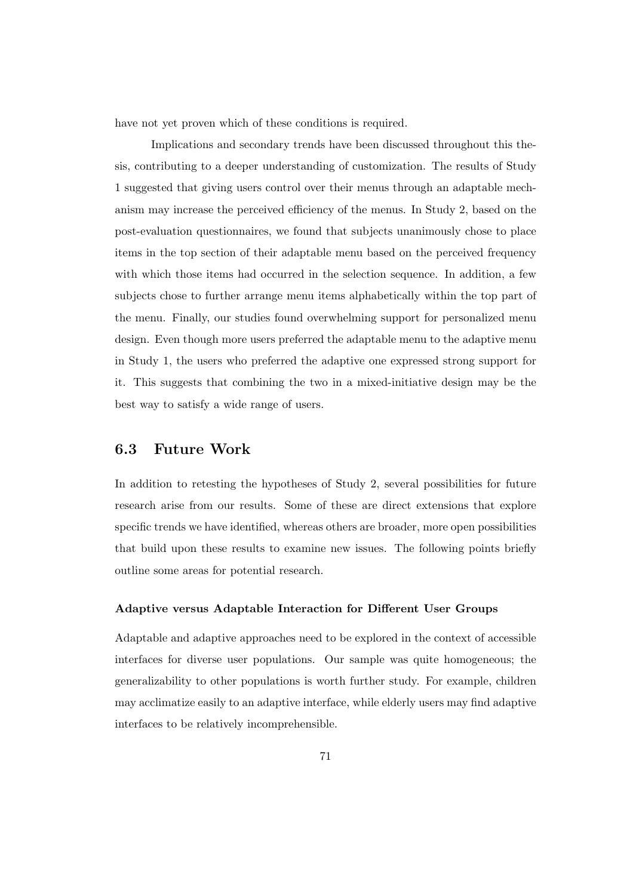have not yet proven which of these conditions is required.

Implications and secondary trends have been discussed throughout this thesis, contributing to a deeper understanding of customization. The results of Study 1 suggested that giving users control over their menus through an adaptable mechanism may increase the perceived efficiency of the menus. In Study 2, based on the post-evaluation questionnaires, we found that subjects unanimously chose to place items in the top section of their adaptable menu based on the perceived frequency with which those items had occurred in the selection sequence. In addition, a few subjects chose to further arrange menu items alphabetically within the top part of the menu. Finally, our studies found overwhelming support for personalized menu design. Even though more users preferred the adaptable menu to the adaptive menu in Study 1, the users who preferred the adaptive one expressed strong support for it. This suggests that combining the two in a mixed-initiative design may be the best way to satisfy a wide range of users.

## 6.3 Future Work

In addition to retesting the hypotheses of Study 2, several possibilities for future research arise from our results. Some of these are direct extensions that explore specific trends we have identified, whereas others are broader, more open possibilities that build upon these results to examine new issues. The following points briefly outline some areas for potential research.

#### Adaptive versus Adaptable Interaction for Different User Groups

Adaptable and adaptive approaches need to be explored in the context of accessible interfaces for diverse user populations. Our sample was quite homogeneous; the generalizability to other populations is worth further study. For example, children may acclimatize easily to an adaptive interface, while elderly users may find adaptive interfaces to be relatively incomprehensible.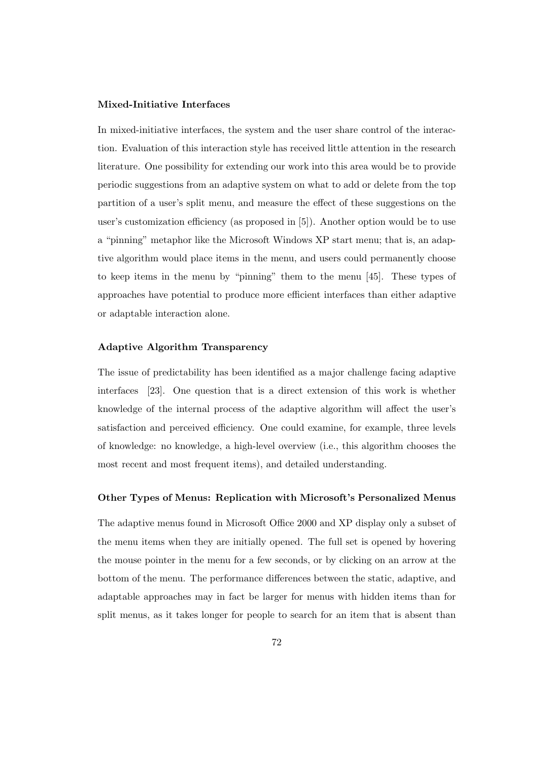### Mixed-Initiative Interfaces

In mixed-initiative interfaces, the system and the user share control of the interaction. Evaluation of this interaction style has received little attention in the research literature. One possibility for extending our work into this area would be to provide periodic suggestions from an adaptive system on what to add or delete from the top partition of a user's split menu, and measure the effect of these suggestions on the user's customization efficiency (as proposed in [5]). Another option would be to use a "pinning" metaphor like the Microsoft Windows XP start menu; that is, an adaptive algorithm would place items in the menu, and users could permanently choose to keep items in the menu by "pinning" them to the menu [45]. These types of approaches have potential to produce more efficient interfaces than either adaptive or adaptable interaction alone.

### Adaptive Algorithm Transparency

The issue of predictability has been identified as a major challenge facing adaptive interfaces [23]. One question that is a direct extension of this work is whether knowledge of the internal process of the adaptive algorithm will affect the user's satisfaction and perceived efficiency. One could examine, for example, three levels of knowledge: no knowledge, a high-level overview (i.e., this algorithm chooses the most recent and most frequent items), and detailed understanding.

### Other Types of Menus: Replication with Microsoft's Personalized Menus

The adaptive menus found in Microsoft Office 2000 and XP display only a subset of the menu items when they are initially opened. The full set is opened by hovering the mouse pointer in the menu for a few seconds, or by clicking on an arrow at the bottom of the menu. The performance differences between the static, adaptive, and adaptable approaches may in fact be larger for menus with hidden items than for split menus, as it takes longer for people to search for an item that is absent than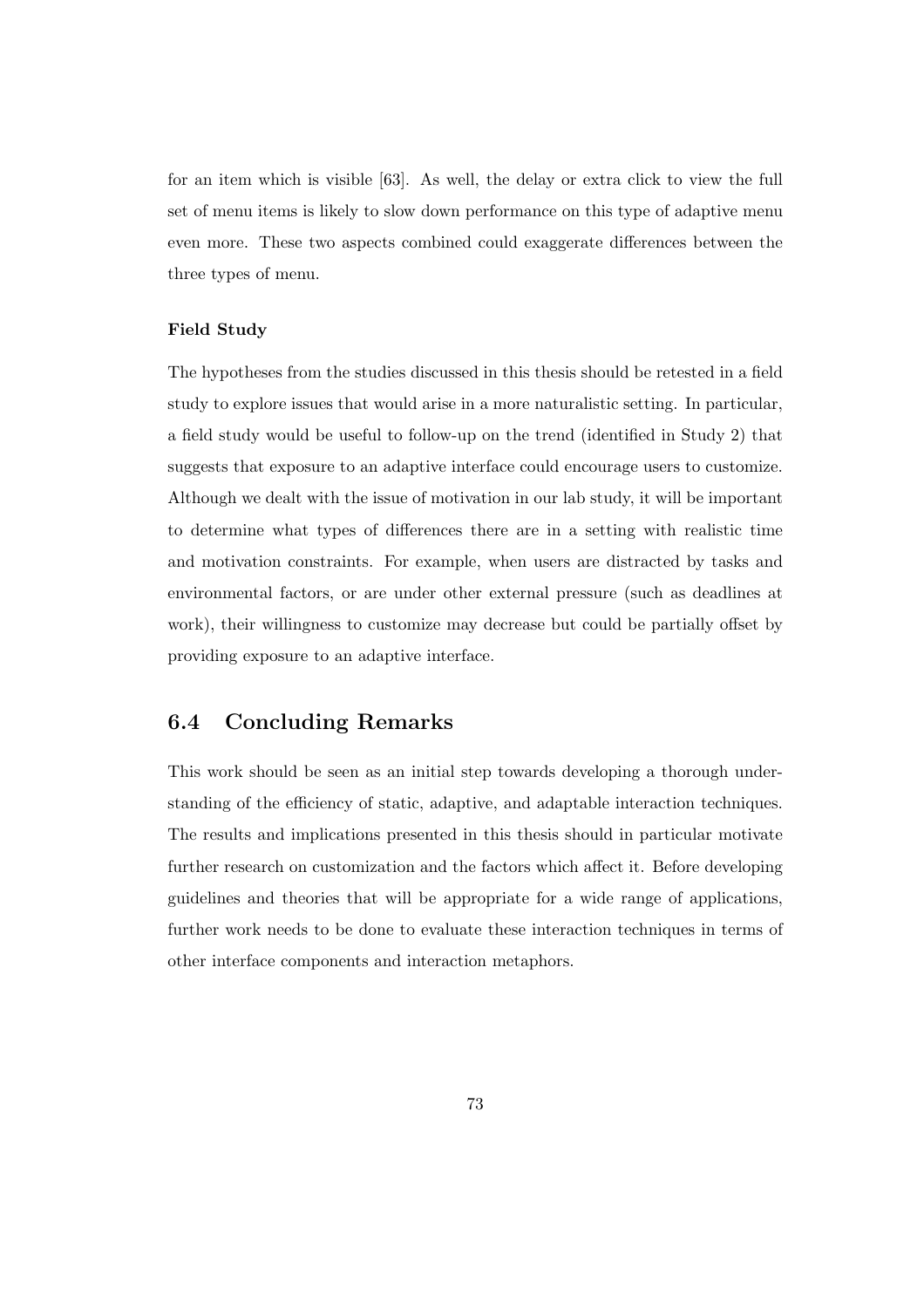for an item which is visible [63]. As well, the delay or extra click to view the full set of menu items is likely to slow down performance on this type of adaptive menu even more. These two aspects combined could exaggerate differences between the three types of menu.

#### Field Study

The hypotheses from the studies discussed in this thesis should be retested in a field study to explore issues that would arise in a more naturalistic setting. In particular, a field study would be useful to follow-up on the trend (identified in Study 2) that suggests that exposure to an adaptive interface could encourage users to customize. Although we dealt with the issue of motivation in our lab study, it will be important to determine what types of differences there are in a setting with realistic time and motivation constraints. For example, when users are distracted by tasks and environmental factors, or are under other external pressure (such as deadlines at work), their willingness to customize may decrease but could be partially offset by providing exposure to an adaptive interface.

## 6.4 Concluding Remarks

This work should be seen as an initial step towards developing a thorough understanding of the efficiency of static, adaptive, and adaptable interaction techniques. The results and implications presented in this thesis should in particular motivate further research on customization and the factors which affect it. Before developing guidelines and theories that will be appropriate for a wide range of applications, further work needs to be done to evaluate these interaction techniques in terms of other interface components and interaction metaphors.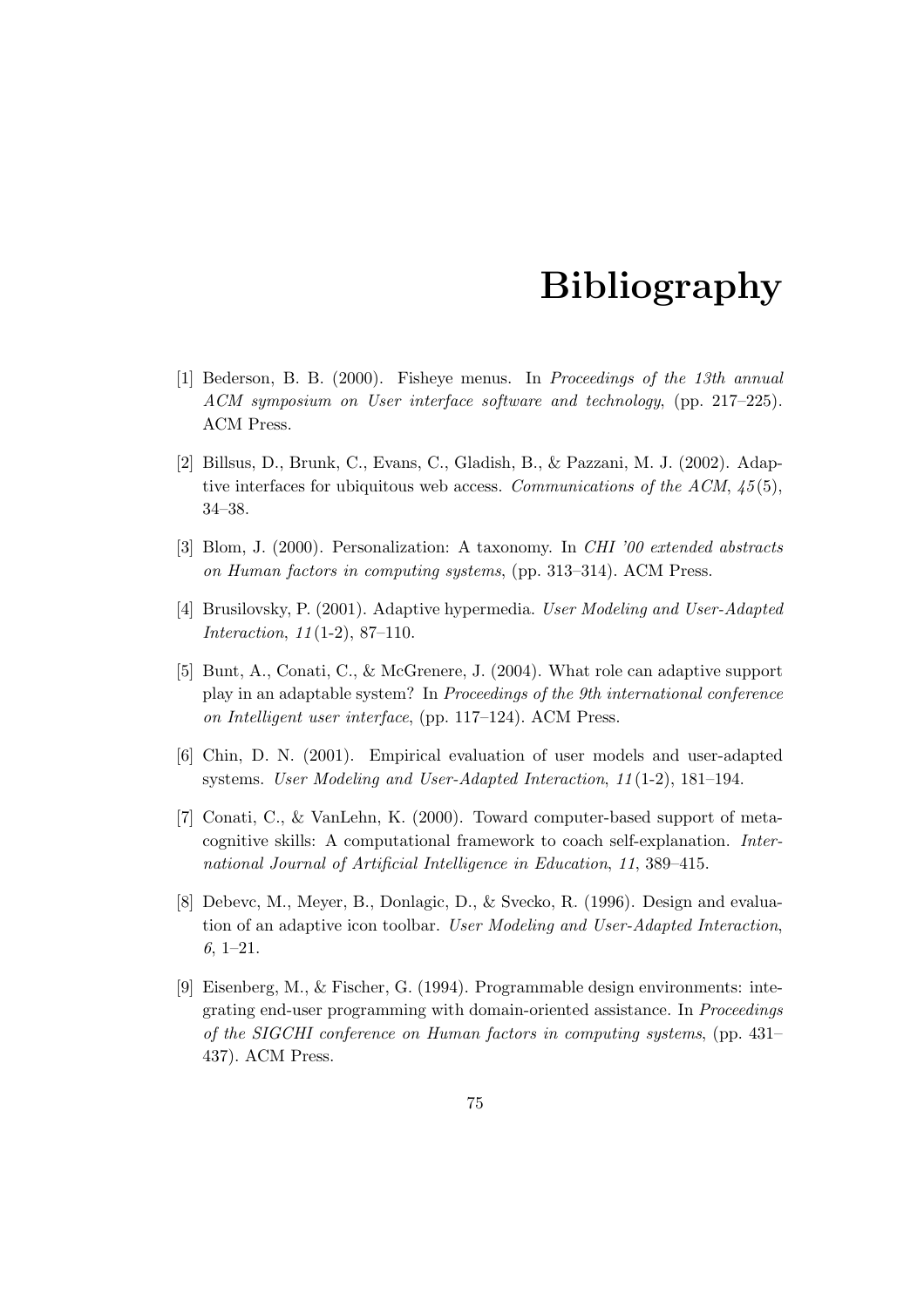# Bibliography

[1] Bederson, B. B. (2000). Fisheye menus. In *Proceedings of the 13th annual ACM symposium on User interface software and technology*, (pp. 217–225). ACM Press.

[2] Billsus, D., Brunk, C., Evans, C., Gladish, B., & Pazzani, M. J. (2002). Adaptive interfaces for ubiquitous web access. *Communications of the ACM*, *45*(5), 34–38.

[3] Blom, J. (2000). Personalization: A taxonomy. In *CHI '00 extended abstracts on Human factors in computing systems*, (pp. 313–314). ACM Press.

[4] Brusilovsky, P. (2001). Adaptive hypermedia. *User Modeling and User-Adapted Interaction*, *11*(1-2), 87–110.

[5] Bunt, A., Conati, C., & McGrenere, J. (2004). What role can adaptive support play in an adaptable system? In *Proceedings of the 9th international conference on Intelligent user interface*, (pp. 117–124). ACM Press.

[6] Chin, D. N. (2001). Empirical evaluation of user models and user-adapted systems. *User Modeling and User-Adapted Interaction*, *11*(1-2), 181–194.

[7] Conati, C., & VanLehn, K. (2000). Toward computer-based support of metacognitive skills: A computational framework to coach self-explanation. *International Journal of Artificial Intelligence in Education*, *11*, 389–415.

[8] Debevc, M., Meyer, B., Donlagic, D., & Svecko, R. (1996). Design and evaluation of an adaptive icon toolbar. *User Modeling and User-Adapted Interaction*, *6*, 1–21.

[9] Eisenberg, M., & Fischer, G. (1994). Programmable design environments: integrating end-user programming with domain-oriented assistance. In *Proceedings of the SIGCHI conference on Human factors in computing systems*, (pp. 431–437). ACM Press.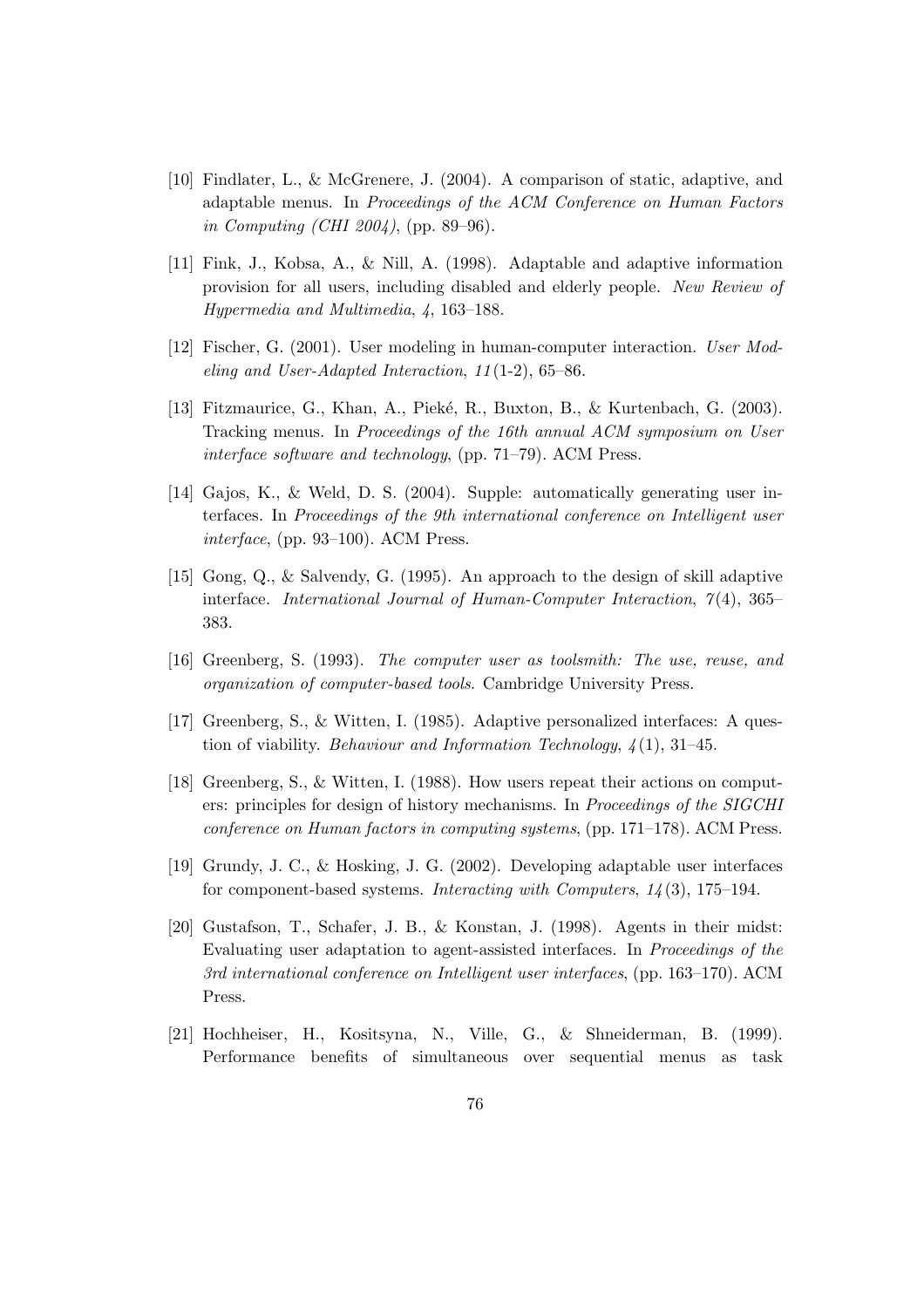[10] Findlater, L., & McGrenere, J. (2004). A comparison of static, adaptive, and adaptable menus. In *Proceedings of the ACM Conference on Human Factors in Computing (CHI 2004)*, (pp. 89–96).

[11] Fink, J., Kobsa, A., & Nill, A. (1998). Adaptable and adaptive information provision for all users, including disabled and elderly people. *New Review of Hypermedia and Multimedia*, *4*, 163–188.

[12] Fischer, G. (2001). User modeling in human-computer interaction. *User Modeling and User-Adapted Interaction*, *11*(1-2), 65–86.

[13] Fitzmaurice, G., Khan, A., Pieké, R., Buxton, B., & Kurtenbach, G. (2003). Tracking menus. In *Proceedings of the 16th annual ACM symposium on User interface software and technology*, (pp. 71–79). ACM Press.

[14] Gajos, K., & Weld, D. S. (2004). Supple: automatically generating user interfaces. In *Proceedings of the 9th international conference on Intelligent user interface*, (pp. 93–100). ACM Press.

[15] Gong, Q., & Salvendy, G. (1995). An approach to the design of skill adaptive interface. *International Journal of Human-Computer Interaction*, *7*(4), 365–383.

[16] Greenberg, S. (1993). *The computer user as toolsmith: The use, reuse, and organization of computer-based tools*. Cambridge University Press.

[17] Greenberg, S., & Witten, I. (1985). Adaptive personalized interfaces: A question of viability. *Behaviour and Information Technology*, *4*(1), 31–45.

[18] Greenberg, S., & Witten, I. (1988). How users repeat their actions on computers: principles for design of history mechanisms. In *Proceedings of the SIGCHI conference on Human factors in computing systems*, (pp. 171–178). ACM Press.

[19] Grundy, J. C., & Hosking, J. G. (2002). Developing adaptable user interfaces for component-based systems. *Interacting with Computers*, *14*(3), 175–194.

[20] Gustafson, T., Schafer, J. B., & Konstan, J. (1998). Agents in their midst: Evaluating user adaptation to agent-assisted interfaces. In *Proceedings of the 3rd international conference on Intelligent user interfaces*, (pp. 163–170). ACM Press.

[21] Hochheiser, H., Kositsyna, N., Ville, G., & Shneiderman, B. (1999). Performance benefits of simultaneous over sequential menus as task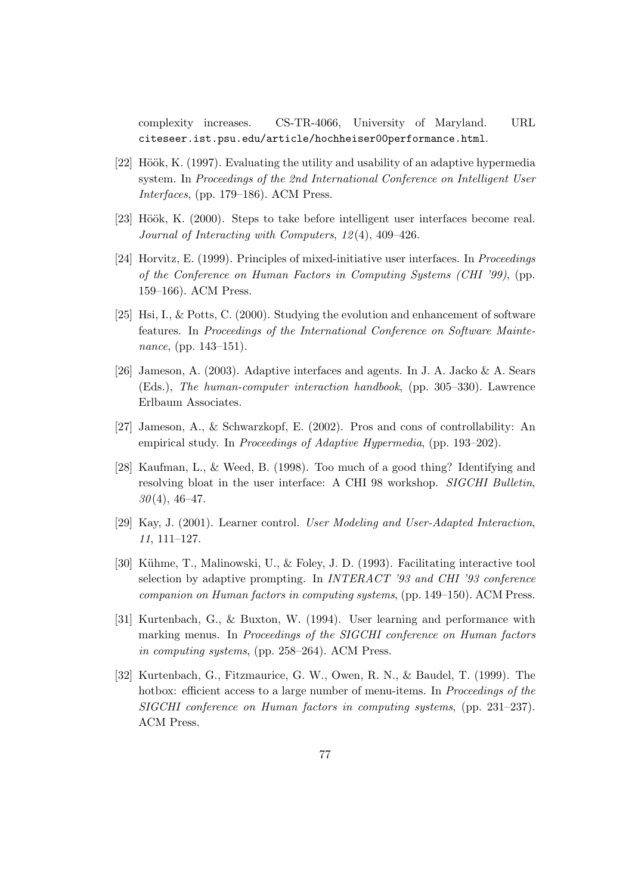complexity increases. CS-TR-4066, University of Maryland. URL `citeseer.ist.psu.edu/article/hochheiser00performance.html`.

[22] Höök, K. (1997). Evaluating the utility and usability of an adaptive hypermedia system. In *Proceedings of the 2nd International Conference on Intelligent User Interfaces*, (pp. 179–186). ACM Press.

[23] Höök, K. (2000). Steps to take before intelligent user interfaces become real. *Journal of Interacting with Computers*, *12*(4), 409–426.

[24] Horvitz, E. (1999). Principles of mixed-initiative user interfaces. In *Proceedings of the Conference on Human Factors in Computing Systems (CHI '99)*, (pp. 159–166). ACM Press.

[25] Hsi, I., & Potts, C. (2000). Studying the evolution and enhancement of software features. In *Proceedings of the International Conference on Software Maintenance*, (pp. 143–151).

[26] Jameson, A. (2003). Adaptive interfaces and agents. In J. A. Jacko & A. Sears (Eds.), *The human-computer interaction handbook*, (pp. 305–330). Lawrence Erlbaum Associates.

[27] Jameson, A., & Schwarzkopf, E. (2002). Pros and cons of controllability: An empirical study. In *Proceedings of Adaptive Hypermedia*, (pp. 193–202).

[28] Kaufman, L., & Weed, B. (1998). Too much of a good thing? Identifying and resolving bloat in the user interface: A CHI 98 workshop. *SIGCHI Bulletin*, *30*(4), 46–47.

[29] Kay, J. (2001). Learner control. *User Modeling and User-Adapted Interaction*, *11*, 111–127.

[30] Kühme, T., Malinowski, U., & Foley, J. D. (1993). Facilitating interactive tool selection by adaptive prompting. In *INTERACT '93 and CHI '93 conference companion on Human factors in computing systems*, (pp. 149–150). ACM Press.

[31] Kurtenbach, G., & Buxton, W. (1994). User learning and performance with marking menus. In *Proceedings of the SIGCHI conference on Human factors in computing systems*, (pp. 258–264). ACM Press.

[32] Kurtenbach, G., Fitzmaurice, G. W., Owen, R. N., & Baudel, T. (1999). The hotbox: efficient access to a large number of menu-items. In *Proceedings of the SIGCHI conference on Human factors in computing systems*, (pp. 231–237). ACM Press.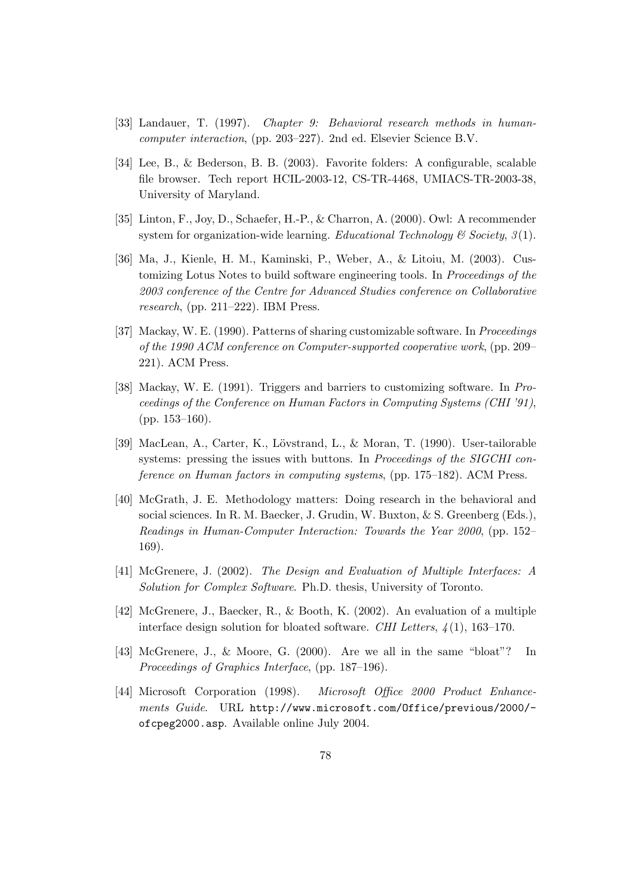[33] Landauer, T. (1997). *Chapter 9: Behavioral research methods in human-computer interaction*, (pp. 203–227). 2nd ed. Elsevier Science B.V.

[34] Lee, B., & Bederson, B. B. (2003). Favorite folders: A configurable, scalable file browser. Tech report HCIL-2003-12, CS-TR-4468, UMIACS-TR-2003-38, University of Maryland.

[35] Linton, F., Joy, D., Schaefer, H.-P., & Charron, A. (2000). Owl: A recommender system for organization-wide learning. *Educational Technology & Society*, *3*(1).

[36] Ma, J., Kienle, H. M., Kaminski, P., Weber, A., & Litoiu, M. (2003). Customizing Lotus Notes to build software engineering tools. In *Proceedings of the 2003 conference of the Centre for Advanced Studies conference on Collaborative research*, (pp. 211–222). IBM Press.

[37] Mackay, W. E. (1990). Patterns of sharing customizable software. In *Proceedings of the 1990 ACM conference on Computer-supported cooperative work*, (pp. 209–221). ACM Press.

[38] Mackay, W. E. (1991). Triggers and barriers to customizing software. In *Proceedings of the Conference on Human Factors in Computing Systems (CHI '91)*, (pp. 153–160).

[39] MacLean, A., Carter, K., Lövstrand, L., & Moran, T. (1990). User-tailorable systems: pressing the issues with buttons. In *Proceedings of the SIGCHI conference on Human factors in computing systems*, (pp. 175–182). ACM Press.

[40] McGrath, J. E. Methodology matters: Doing research in the behavioral and social sciences. In R. M. Baecker, J. Grudin, W. Buxton, & S. Greenberg (Eds.), *Readings in Human-Computer Interaction: Towards the Year 2000*, (pp. 152–169).

[41] McGrenere, J. (2002). *The Design and Evaluation of Multiple Interfaces: A Solution for Complex Software*. Ph.D. thesis, University of Toronto.

[42] McGrenere, J., Baecker, R., & Booth, K. (2002). An evaluation of a multiple interface design solution for bloated software. *CHI Letters*, *4*(1), 163–170.

[43] McGrenere, J., & Moore, G. (2000). Are we all in the same "bloat"? In *Proceedings of Graphics Interface*, (pp. 187–196).

[44] Microsoft Corporation (1998). *Microsoft Office 2000 Product Enhancements Guide*. URL http://www.microsoft.com/Office/previous/2000/ofcpeg2000.asp. Available online July 2004.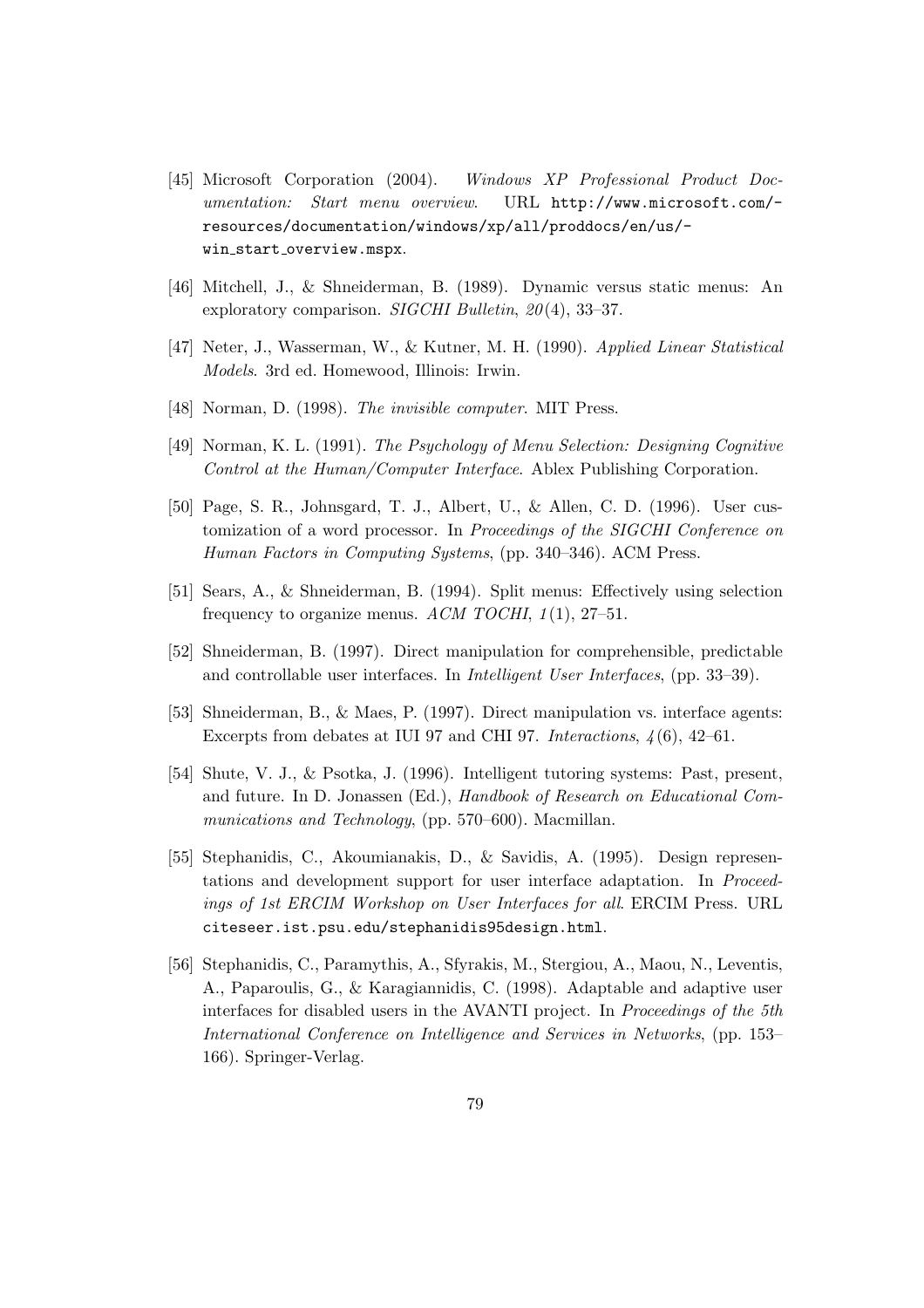[45] Microsoft Corporation (2004). *Windows XP Professional Product Documentation: Start menu overview*. URL `http://www.microsoft.com/resources/documentation/windows/xp/all/proddocs/en/us/win_start_overview.mspx`.

[46] Mitchell, J., & Shneiderman, B. (1989). Dynamic versus static menus: An exploratory comparison. *SIGCHI Bulletin*, *20*(4), 33–37.

[47] Neter, J., Wasserman, W., & Kutner, M. H. (1990). *Applied Linear Statistical Models*. 3rd ed. Homewood, Illinois: Irwin.

[48] Norman, D. (1998). *The invisible computer*. MIT Press.

[49] Norman, K. L. (1991). *The Psychology of Menu Selection: Designing Cognitive Control at the Human/Computer Interface*. Ablex Publishing Corporation.

[50] Page, S. R., Johnsgard, T. J., Albert, U., & Allen, C. D. (1996). User customization of a word processor. In *Proceedings of the SIGCHI Conference on Human Factors in Computing Systems*, (pp. 340–346). ACM Press.

[51] Sears, A., & Shneiderman, B. (1994). Split menus: Effectively using selection frequency to organize menus. *ACM TOCHI*, *1*(1), 27–51.

[52] Shneiderman, B. (1997). Direct manipulation for comprehensible, predictable and controllable user interfaces. In *Intelligent User Interfaces*, (pp. 33–39).

[53] Shneiderman, B., & Maes, P. (1997). Direct manipulation vs. interface agents: Excerpts from debates at IUI 97 and CHI 97. *Interactions*, *4*(6), 42–61.

[54] Shute, V. J., & Psotka, J. (1996). Intelligent tutoring systems: Past, present, and future. In D. Jonassen (Ed.), *Handbook of Research on Educational Communications and Technology*, (pp. 570–600). Macmillan.

[55] Stephanidis, C., Akoumianakis, D., & Savidis, A. (1995). Design representations and development support for user interface adaptation. In *Proceedings of 1st ERCIM Workshop on User Interfaces for all*. ERCIM Press. URL `citeseer.ist.psu.edu/stephanidis95design.html`.

[56] Stephanidis, C., Paramythis, A., Sfyrakis, M., Stergiou, A., Maou, N., Leventis, A., Paparoulis, G., & Karagiannidis, C. (1998). Adaptable and adaptive user interfaces for disabled users in the AVANTI project. In *Proceedings of the 5th International Conference on Intelligence and Services in Networks*, (pp. 153–166). Springer-Verlag.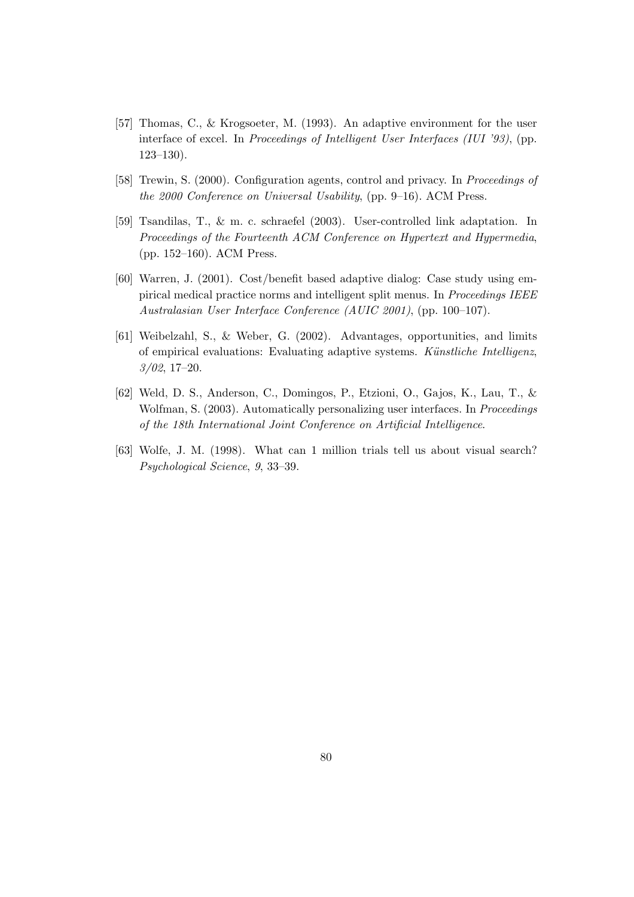[57] Thomas, C., & Krogsoeter, M. (1993). An adaptive environment for the user interface of excel. In *Proceedings of Intelligent User Interfaces (IUI '93)*, (pp. 123–130).

[58] Trewin, S. (2000). Configuration agents, control and privacy. In *Proceedings of the 2000 Conference on Universal Usability*, (pp. 9–16). ACM Press.

[59] Tsandilas, T., & m. c. schraefel (2003). User-controlled link adaptation. In *Proceedings of the Fourteenth ACM Conference on Hypertext and Hypermedia*, (pp. 152–160). ACM Press.

[60] Warren, J. (2001). Cost/benefit based adaptive dialog: Case study using empirical medical practice norms and intelligent split menus. In *Proceedings IEEE Australasian User Interface Conference (AUIC 2001)*, (pp. 100–107).

[61] Weibelzahl, S., & Weber, G. (2002). Advantages, opportunities, and limits of empirical evaluations: Evaluating adaptive systems. *Künstliche Intelligenz*, *3/02*, 17–20.

[62] Weld, D. S., Anderson, C., Domingos, P., Etzioni, O., Gajos, K., Lau, T., & Wolfman, S. (2003). Automatically personalizing user interfaces. In *Proceedings of the 18th International Joint Conference on Artificial Intelligence*.

[63] Wolfe, J. M. (1998). What can 1 million trials tell us about visual search? *Psychological Science*, *9*, 33–39.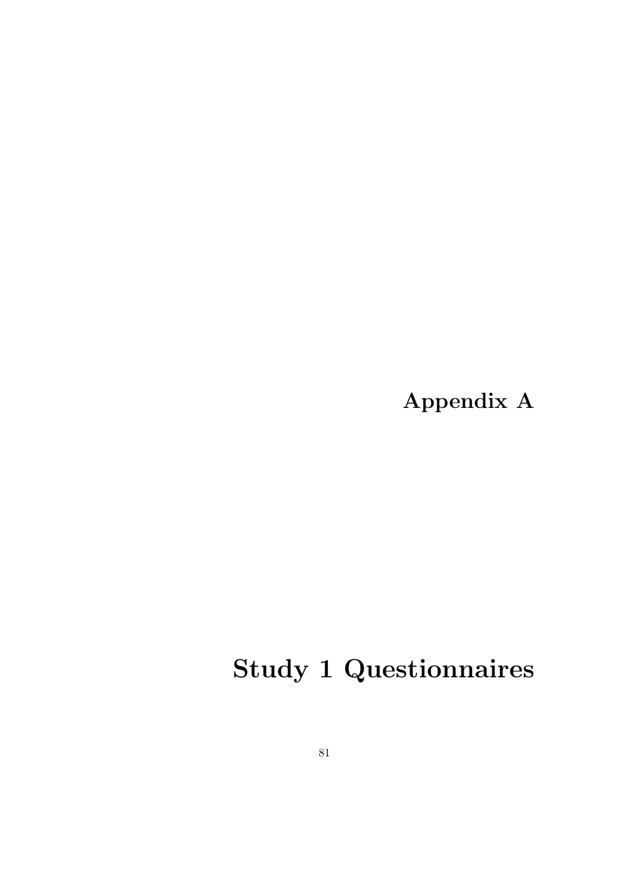# Appendix A

# Study 1 Questionnaires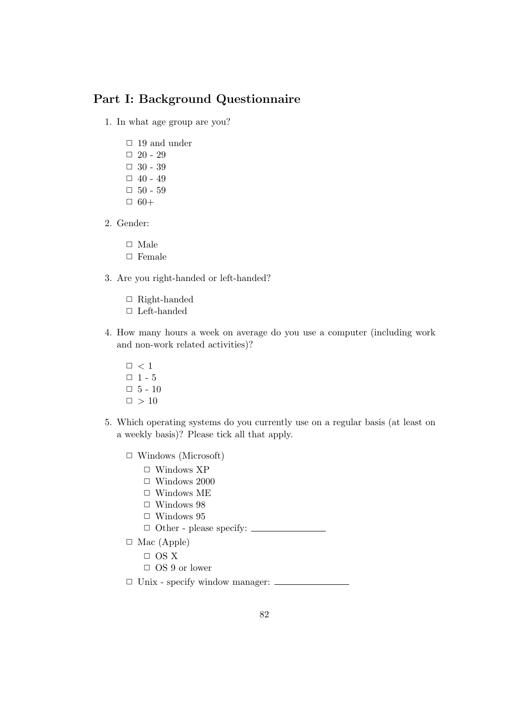## Part I: Background Questionnaire

1. In what age group are you?

   ☐ 19 and under
   ☐ 20 - 29
   ☐ 30 - 39
   ☐ 40 - 49
   ☐ 50 - 59
   ☐ 60+

2. Gender:

   ☐ Male
   ☐ Female

3. Are you right-handed or left-handed?

   ☐ Right-handed
   ☐ Left-handed

4. How many hours a week on average do you use a computer (including work and non-work related activities)?

   ☐ < 1
   ☐ 1 - 5
   ☐ 5 - 10
   ☐ > 10

5. Which operating systems do you currently use on a regular basis (at least on a weekly basis)? Please tick all that apply.

   ☐ Windows (Microsoft)
      ☐ Windows XP
      ☐ Windows 2000
      ☐ Windows ME
      ☐ Windows 98
      ☐ Windows 95
      ☐ Other - please specify: ______________
   ☐ Mac (Apple)
      ☐ OS X
      ☐ OS 9 or lower
   ☐ Unix - specify window manager: ______________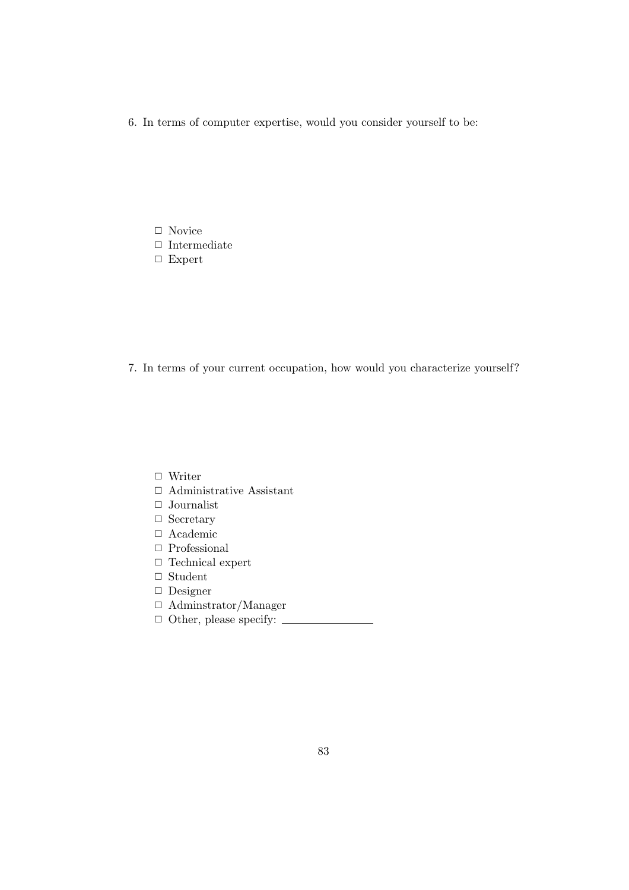6. In terms of computer expertise, would you consider yourself to be:

   □ Novice
   □ Intermediate
   □ Expert

7. In terms of your current occupation, how would you characterize yourself?

   □ Writer
   □ Administrative Assistant
   □ Journalist
   □ Secretary
   □ Academic
   □ Professional
   □ Technical expert
   □ Student
   □ Designer
   □ Adminstrator/Manager
   □ Other, please specify: \_\_\_\_\_\_\_\_\_\_\_\_\_\_\_\_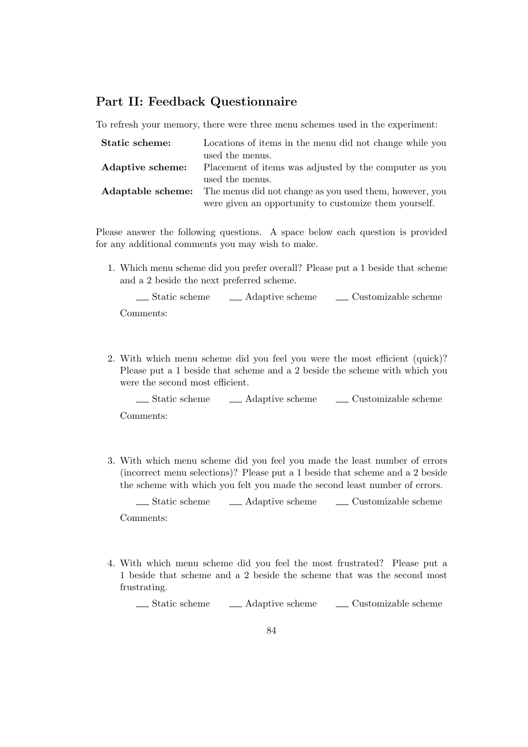## Part II: Feedback Questionnaire

To refresh your memory, there were three menu schemes used in the experiment:

| | |
|---|---|
| **Static scheme:** | Locations of items in the menu did not change while you used the menus. |
| **Adaptive scheme:** | Placement of items was adjusted by the computer as you used the menus. |
| **Adaptable scheme:** | The menus did not change as you used them, however, you were given an opportunity to customize them yourself. |

Please answer the following questions. A space below each question is provided for any additional comments you may wish to make.

1. Which menu scheme did you prefer overall? Please put a 1 beside that scheme and a 2 beside the next preferred scheme.

   ___ Static scheme ___ Adaptive scheme ___ Customizable scheme

   Comments:

2. With which menu scheme did you feel you were the most efficient (quick)? Please put a 1 beside that scheme and a 2 beside the scheme with which you were the second most efficient.

   ___ Static scheme ___ Adaptive scheme ___ Customizable scheme

   Comments:

3. With which menu scheme did you feel you made the least number of errors (incorrect menu selections)? Please put a 1 beside that scheme and a 2 beside the scheme with which you felt you made the second least number of errors.

   ___ Static scheme ___ Adaptive scheme ___ Customizable scheme

   Comments:

4. With which menu scheme did you feel the most frustrated? Please put a 1 beside that scheme and a 2 beside the scheme that was the second most frustrating.

   ___ Static scheme ___ Adaptive scheme ___ Customizable scheme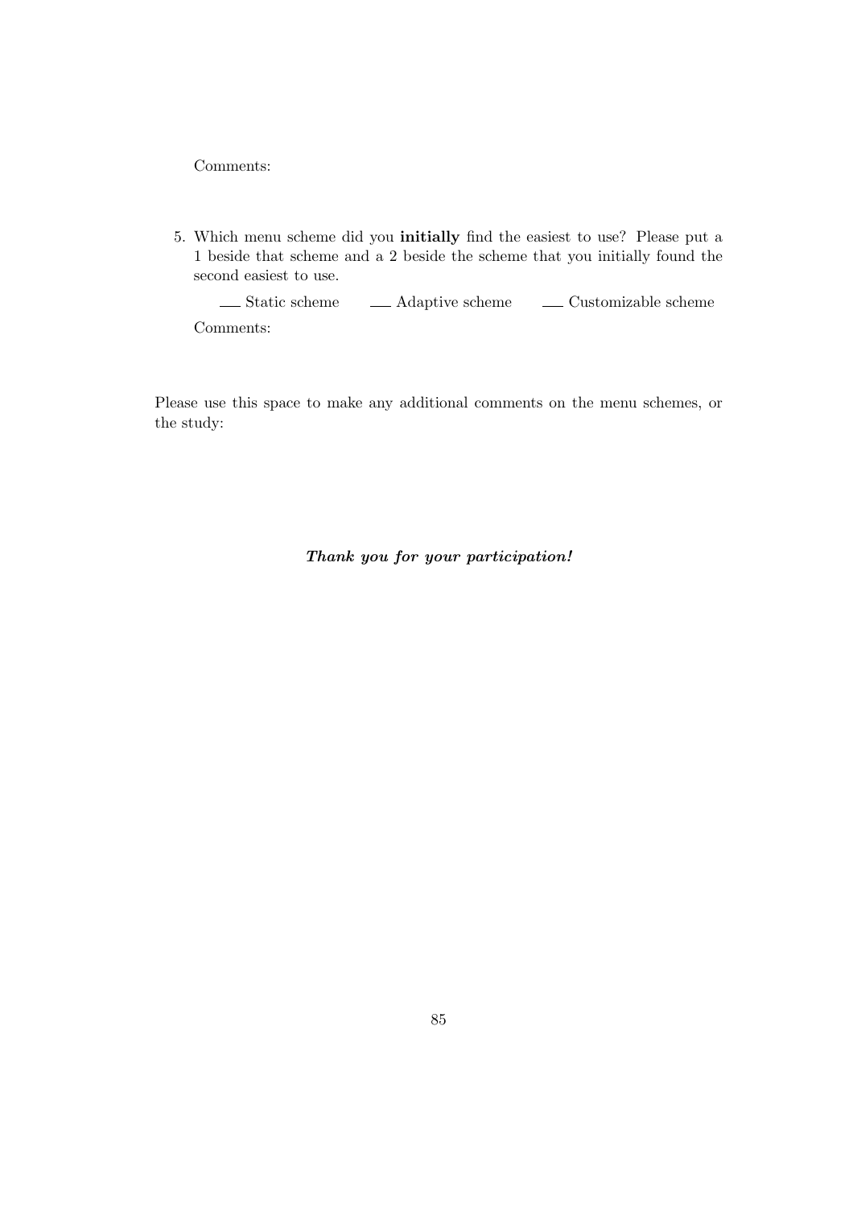Comments:

5. Which menu scheme did you **initially** find the easiest to use? Please put a 1 beside that scheme and a 2 beside the scheme that you initially found the second easiest to use.

   ___ Static scheme &nbsp;&nbsp;&nbsp; ___ Adaptive scheme &nbsp;&nbsp;&nbsp; ___ Customizable scheme

   Comments:

Please use this space to make any additional comments on the menu schemes, or the study:

***Thank you for your participation!***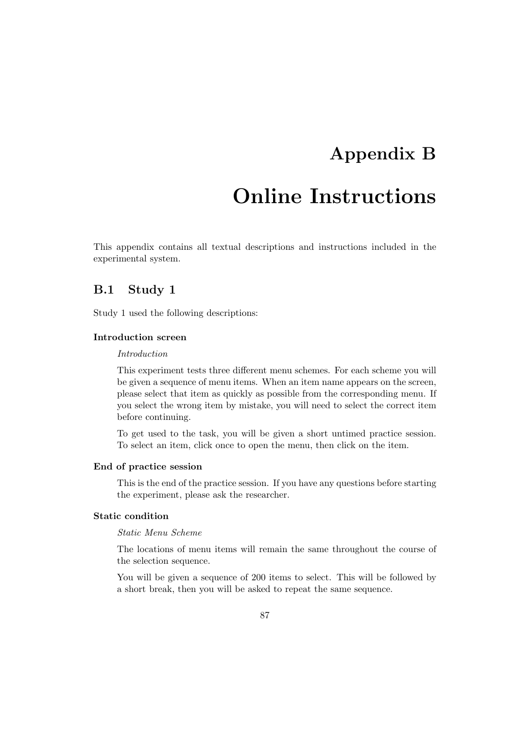# Appendix B

# Online Instructions

This appendix contains all textual descriptions and instructions included in the experimental system.

## B.1 Study 1

Study 1 used the following descriptions:

**Introduction screen**

*Introduction*

This experiment tests three different menu schemes. For each scheme you will be given a sequence of menu items. When an item name appears on the screen, please select that item as quickly as possible from the corresponding menu. If you select the wrong item by mistake, you will need to select the correct item before continuing.

To get used to the task, you will be given a short untimed practice session. To select an item, click once to open the menu, then click on the item.

**End of practice session**

This is the end of the practice session. If you have any questions before starting the experiment, please ask the researcher.

**Static condition**

*Static Menu Scheme*

The locations of menu items will remain the same throughout the course of the selection sequence.

You will be given a sequence of 200 items to select. This will be followed by a short break, then you will be asked to repeat the same sequence.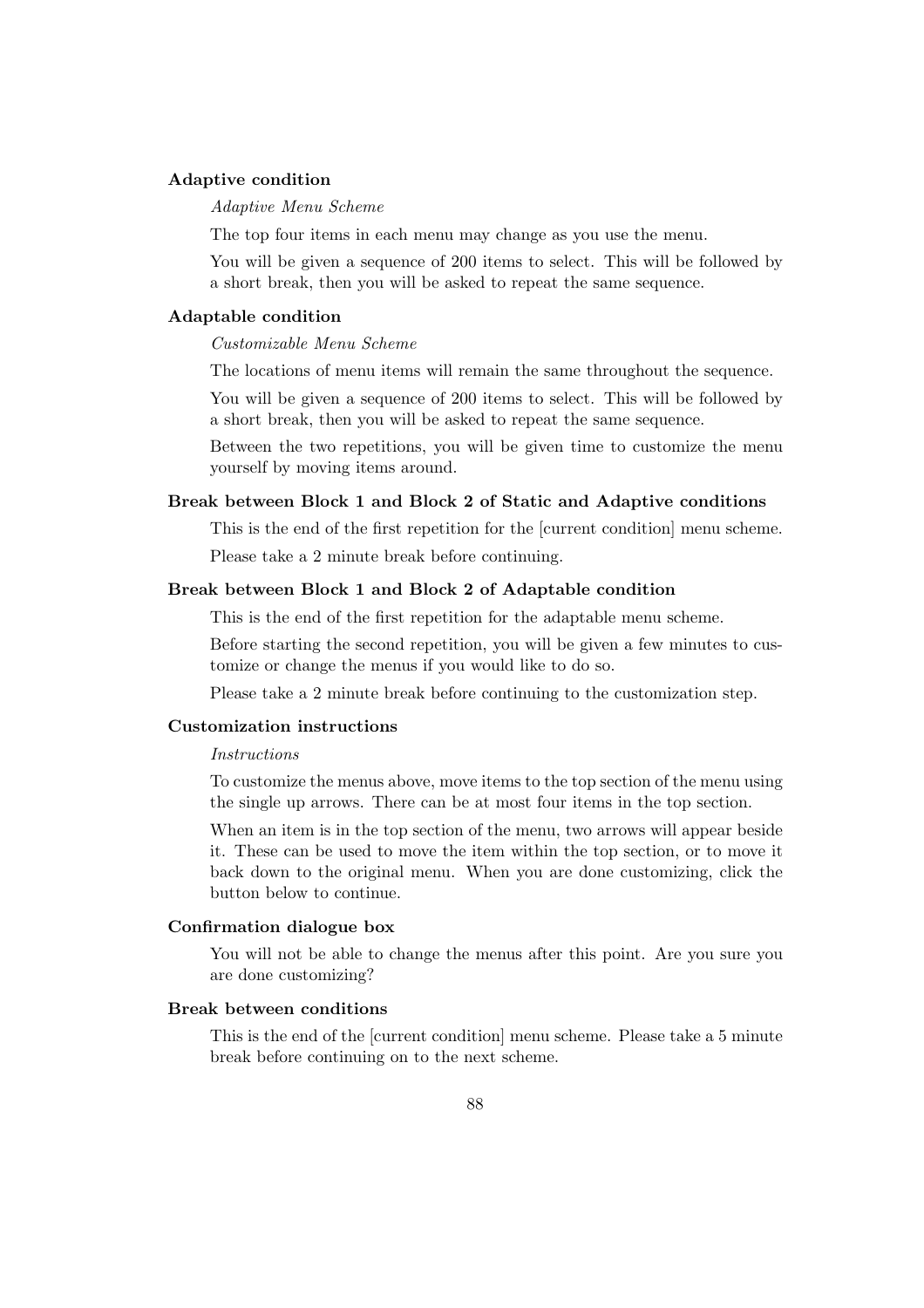**Adaptive condition**

*Adaptive Menu Scheme*

The top four items in each menu may change as you use the menu.

You will be given a sequence of 200 items to select. This will be followed by a short break, then you will be asked to repeat the same sequence.

**Adaptable condition**

*Customizable Menu Scheme*

The locations of menu items will remain the same throughout the sequence.

You will be given a sequence of 200 items to select. This will be followed by a short break, then you will be asked to repeat the same sequence.

Between the two repetitions, you will be given time to customize the menu yourself by moving items around.

**Break between Block 1 and Block 2 of Static and Adaptive conditions**

This is the end of the first repetition for the [current condition] menu scheme.

Please take a 2 minute break before continuing.

**Break between Block 1 and Block 2 of Adaptable condition**

This is the end of the first repetition for the adaptable menu scheme.

Before starting the second repetition, you will be given a few minutes to customize or change the menus if you would like to do so.

Please take a 2 minute break before continuing to the customization step.

**Customization instructions**

*Instructions*

To customize the menus above, move items to the top section of the menu using the single up arrows. There can be at most four items in the top section.

When an item is in the top section of the menu, two arrows will appear beside it. These can be used to move the item within the top section, or to move it back down to the original menu. When you are done customizing, click the button below to continue.

**Confirmation dialogue box**

You will not be able to change the menus after this point. Are you sure you are done customizing?

**Break between conditions**

This is the end of the [current condition] menu scheme. Please take a 5 minute break before continuing on to the next scheme.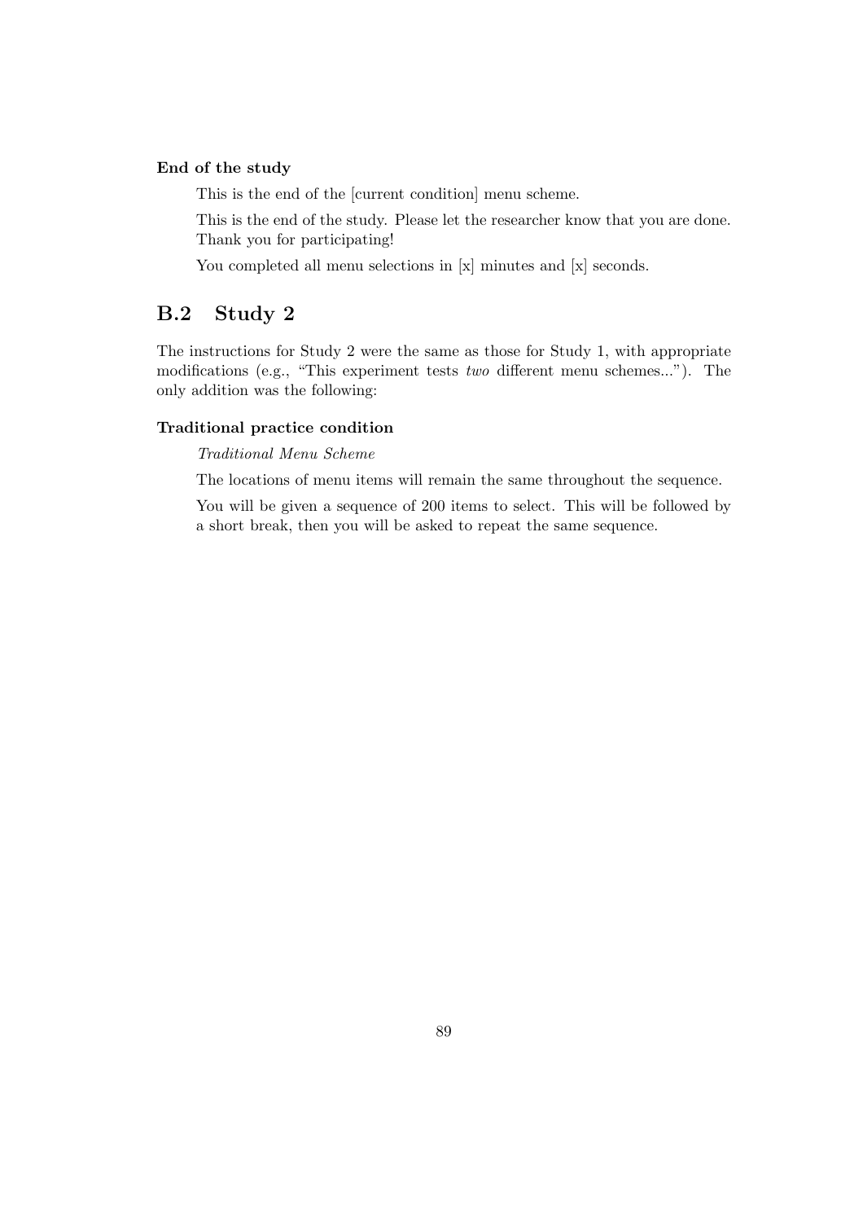#### End of the study

This is the end of the [current condition] menu scheme.

This is the end of the study. Please let the researcher know that you are done. Thank you for participating!

You completed all menu selections in [x] minutes and [x] seconds.

## B.2 Study 2

The instructions for Study 2 were the same as those for Study 1, with appropriate modifications (e.g., "This experiment tests *two* different menu schemes..."). The only addition was the following:

#### Traditional practice condition

*Traditional Menu Scheme*

The locations of menu items will remain the same throughout the sequence.

You will be given a sequence of 200 items to select. This will be followed by a short break, then you will be asked to repeat the same sequence.